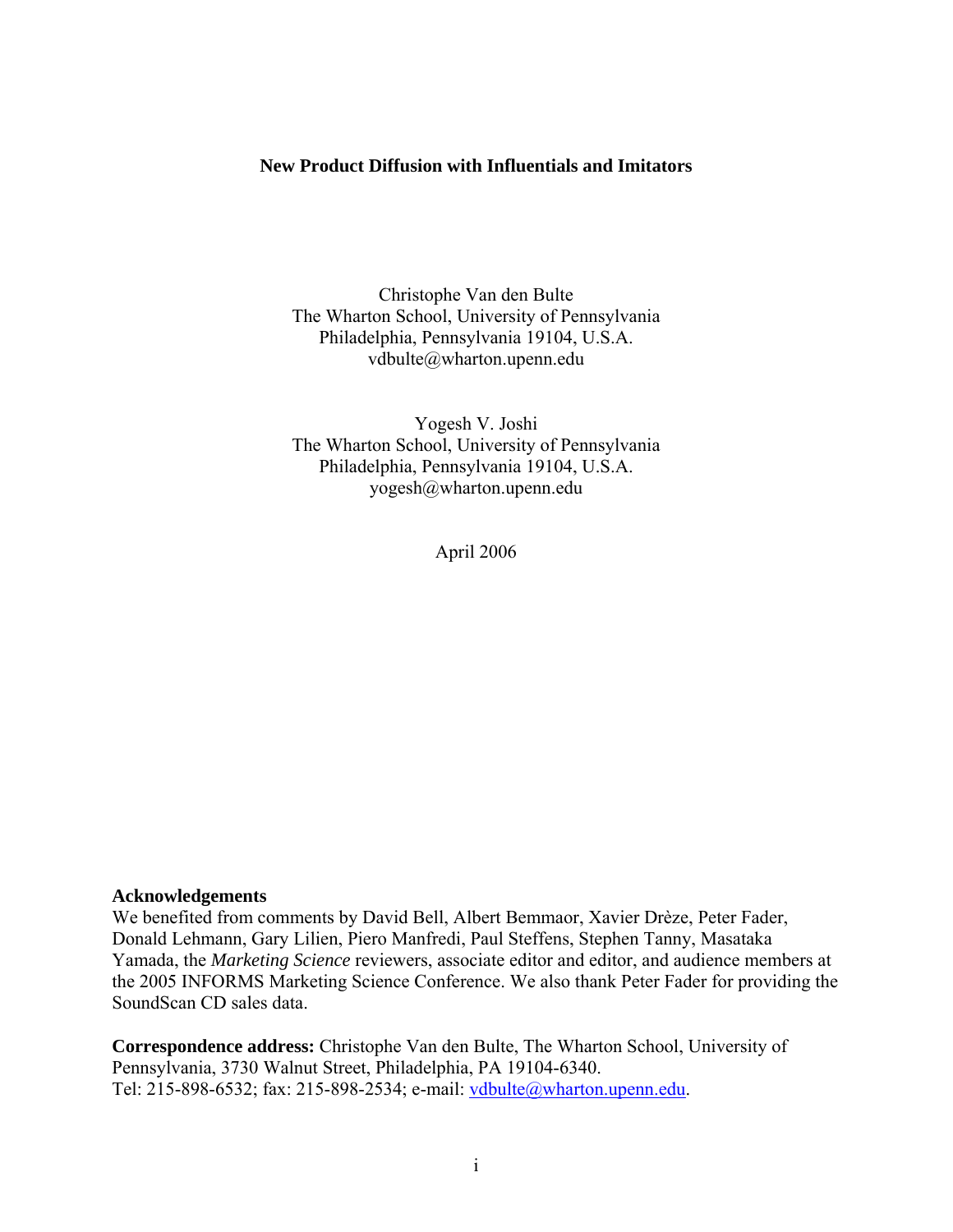# New Product Diffusion with Influentials and Imitators

Christophe Van den Bulte
The Wharton School, University of Pennsylvania
Philadelphia, Pennsylvania 19104, U.S.A.
vdbulte@wharton.upenn.edu

Yogesh V. Joshi
The Wharton School, University of Pennsylvania
Philadelphia, Pennsylvania 19104, U.S.A.
yogesh@wharton.upenn.edu

April 2006

**Acknowledgements**
We benefited from comments by David Bell, Albert Bemmaor, Xavier Drèze, Peter Fader, Donald Lehmann, Gary Lilien, Piero Manfredi, Paul Steffens, Stephen Tanny, Masataka Yamada, the *Marketing Science* reviewers, associate editor and editor, and audience members at the 2005 INFORMS Marketing Science Conference. We also thank Peter Fader for providing the SoundScan CD sales data.

**Correspondence address:** Christophe Van den Bulte, The Wharton School, University of Pennsylvania, 3730 Walnut Street, Philadelphia, PA 19104-6340.
Tel: 215-898-6532; fax: 215-898-2534; e-mail: vdbulte@wharton.upenn.edu.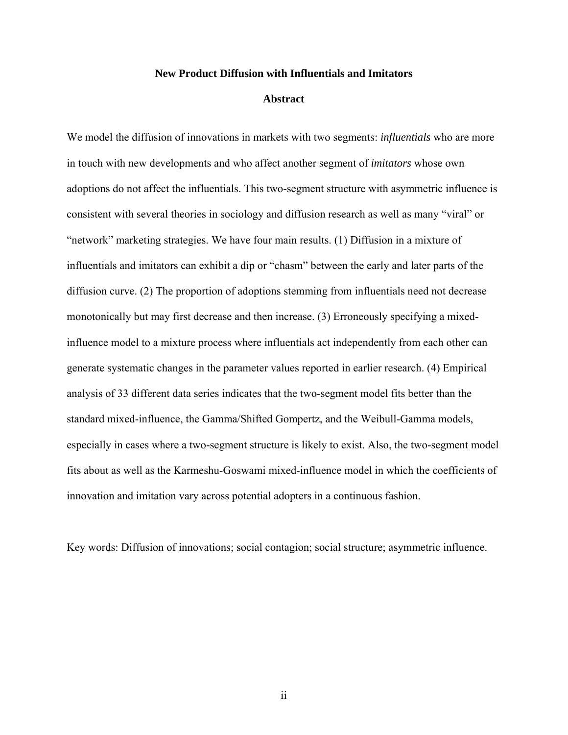**New Product Diffusion with Influentials and Imitators**

**Abstract**

We model the diffusion of innovations in markets with two segments: *influentials* who are more in touch with new developments and who affect another segment of *imitators* whose own adoptions do not affect the influentials. This two-segment structure with asymmetric influence is consistent with several theories in sociology and diffusion research as well as many "viral" or "network" marketing strategies. We have four main results. (1) Diffusion in a mixture of influentials and imitators can exhibit a dip or "chasm" between the early and later parts of the diffusion curve. (2) The proportion of adoptions stemming from influentials need not decrease monotonically but may first decrease and then increase. (3) Erroneously specifying a mixed-influence model to a mixture process where influentials act independently from each other can generate systematic changes in the parameter values reported in earlier research. (4) Empirical analysis of 33 different data series indicates that the two-segment model fits better than the standard mixed-influence, the Gamma/Shifted Gompertz, and the Weibull-Gamma models, especially in cases where a two-segment structure is likely to exist. Also, the two-segment model fits about as well as the Karmeshu-Goswami mixed-influence model in which the coefficients of innovation and imitation vary across potential adopters in a continuous fashion.

Key words: Diffusion of innovations; social contagion; social structure; asymmetric influence.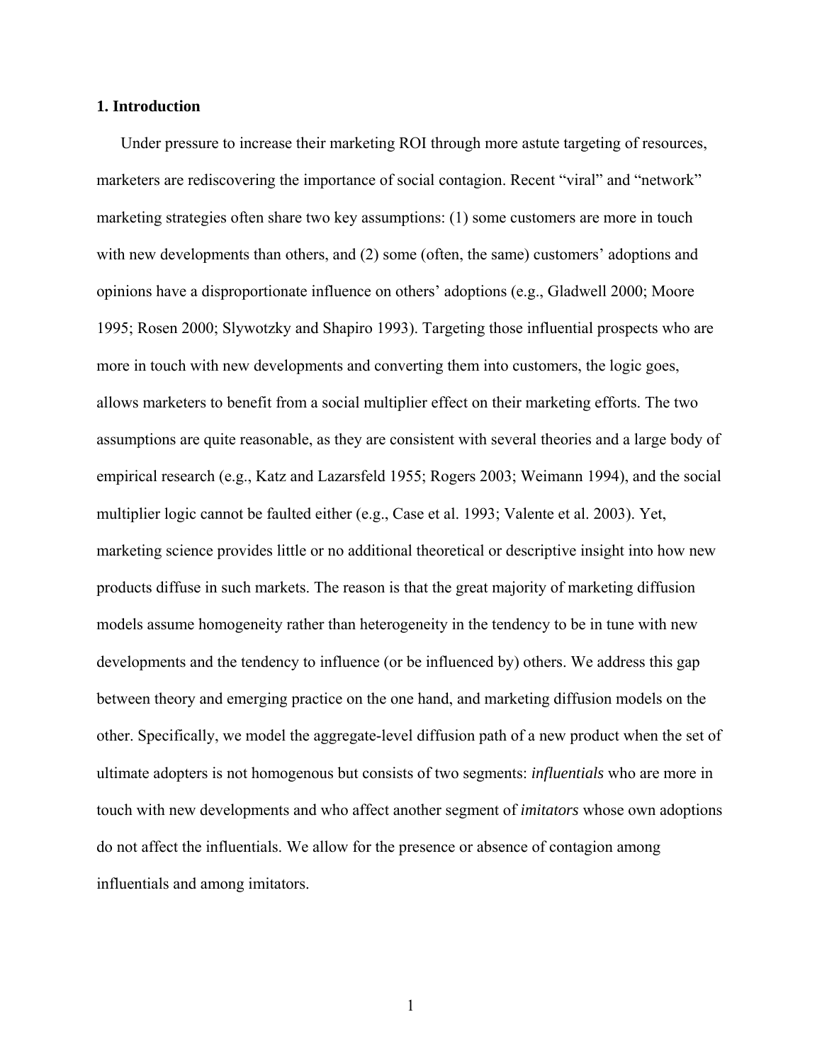## 1. Introduction

Under pressure to increase their marketing ROI through more astute targeting of resources, marketers are rediscovering the importance of social contagion. Recent "viral" and "network" marketing strategies often share two key assumptions: (1) some customers are more in touch with new developments than others, and (2) some (often, the same) customers' adoptions and opinions have a disproportionate influence on others' adoptions (e.g., Gladwell 2000; Moore 1995; Rosen 2000; Slywotzky and Shapiro 1993). Targeting those influential prospects who are more in touch with new developments and converting them into customers, the logic goes, allows marketers to benefit from a social multiplier effect on their marketing efforts. The two assumptions are quite reasonable, as they are consistent with several theories and a large body of empirical research (e.g., Katz and Lazarsfeld 1955; Rogers 2003; Weimann 1994), and the social multiplier logic cannot be faulted either (e.g., Case et al. 1993; Valente et al. 2003). Yet, marketing science provides little or no additional theoretical or descriptive insight into how new products diffuse in such markets. The reason is that the great majority of marketing diffusion models assume homogeneity rather than heterogeneity in the tendency to be in tune with new developments and the tendency to influence (or be influenced by) others. We address this gap between theory and emerging practice on the one hand, and marketing diffusion models on the other. Specifically, we model the aggregate-level diffusion path of a new product when the set of ultimate adopters is not homogenous but consists of two segments: *influentials* who are more in touch with new developments and who affect another segment of *imitators* whose own adoptions do not affect the influentials. We allow for the presence or absence of contagion among influentials and among imitators.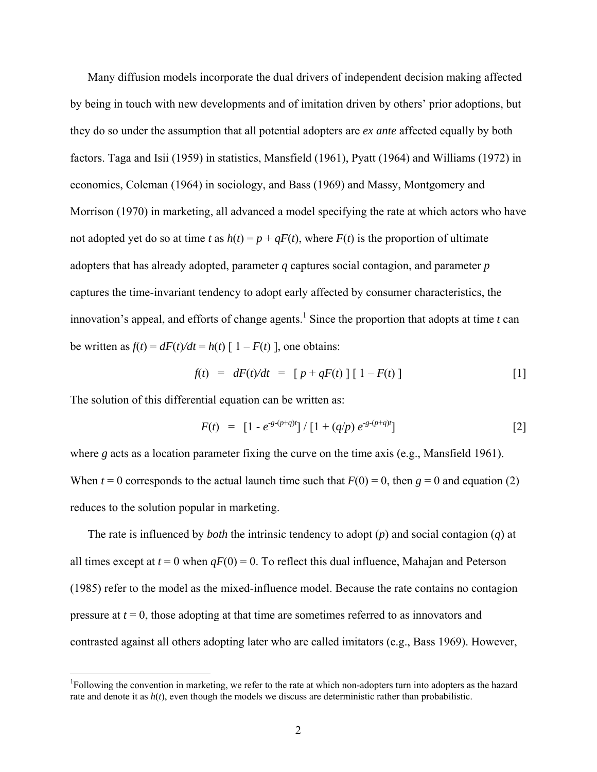Many diffusion models incorporate the dual drivers of independent decision making affected by being in touch with new developments and of imitation driven by others' prior adoptions, but they do so under the assumption that all potential adopters are *ex ante* affected equally by both factors. Taga and Isii (1959) in statistics, Mansfield (1961), Pyatt (1964) and Williams (1972) in economics, Coleman (1964) in sociology, and Bass (1969) and Massy, Montgomery and Morrison (1970) in marketing, all advanced a model specifying the rate at which actors who have not adopted yet do so at time $t$ as $h(t) = p + qF(t)$, where $F(t)$ is the proportion of ultimate adopters that has already adopted, parameter $q$ captures social contagion, and parameter $p$ captures the time-invariant tendency to adopt early affected by consumer characteristics, the innovation's appeal, and efforts of change agents.[1] Since the proportion that adopts at time $t$ can be written as $f(t) = dF(t)/dt = h(t)\,[\,1 - F(t)\,]$, one obtains:

$$f(t) \;=\; dF(t)/dt \;=\; [\,p + qF(t)\,]\,[\,1 - F(t)\,] \qquad [1]$$

The solution of this differential equation can be written as:

$$F(t) \;=\; [1 - e^{-g-(p+q)t}] \,/\, [1 + (q/p)\, e^{-g-(p+q)t}] \qquad [2]$$

where $g$ acts as a location parameter fixing the curve on the time axis (e.g., Mansfield 1961). When $t = 0$ corresponds to the actual launch time such that $F(0) = 0$, then $g = 0$ and equation (2) reduces to the solution popular in marketing.

The rate is influenced by *both* the intrinsic tendency to adopt ($p$) and social contagion ($q$) at all times except at $t = 0$ when $qF(0) = 0$. To reflect this dual influence, Mahajan and Peterson (1985) refer to the model as the mixed-influence model. Because the rate contains no contagion pressure at $t = 0$, those adopting at that time are sometimes referred to as innovators and contrasted against all others adopting later who are called imitators (e.g., Bass 1969). However,

[1]Following the convention in marketing, we refer to the rate at which non-adopters turn into adopters as the hazard rate and denote it as $h(t)$, even though the models we discuss are deterministic rather than probabilistic.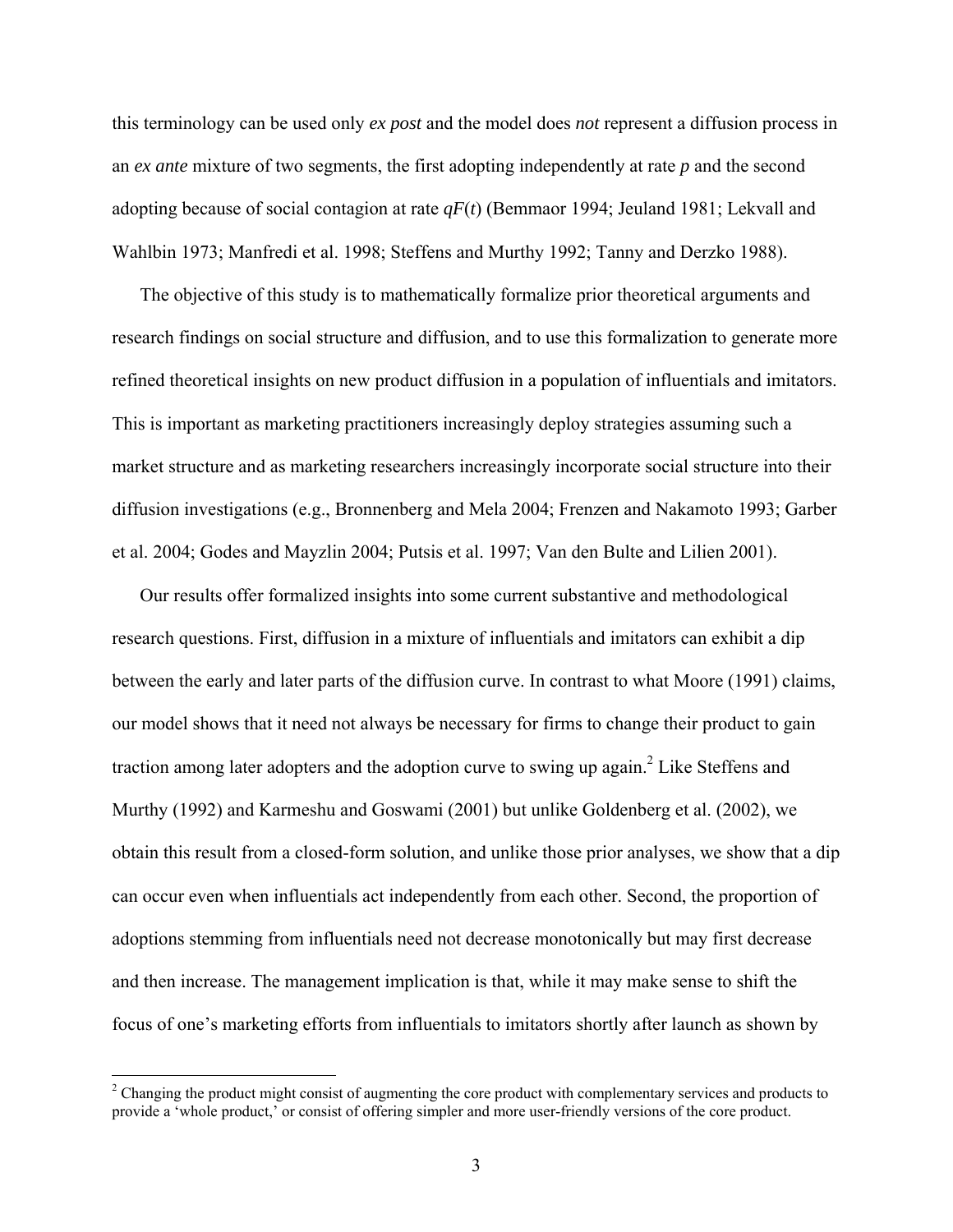this terminology can be used only *ex post* and the model does *not* represent a diffusion process in an *ex ante* mixture of two segments, the first adopting independently at rate $p$ and the second adopting because of social contagion at rate $qF(t)$ (Bemmaor 1994; Jeuland 1981; Lekvall and Wahlbin 1973; Manfredi et al. 1998; Steffens and Murthy 1992; Tanny and Derzko 1988).

The objective of this study is to mathematically formalize prior theoretical arguments and research findings on social structure and diffusion, and to use this formalization to generate more refined theoretical insights on new product diffusion in a population of influentials and imitators. This is important as marketing practitioners increasingly deploy strategies assuming such a market structure and as marketing researchers increasingly incorporate social structure into their diffusion investigations (e.g., Bronnenberg and Mela 2004; Frenzen and Nakamoto 1993; Garber et al. 2004; Godes and Mayzlin 2004; Putsis et al. 1997; Van den Bulte and Lilien 2001).

Our results offer formalized insights into some current substantive and methodological research questions. First, diffusion in a mixture of influentials and imitators can exhibit a dip between the early and later parts of the diffusion curve. In contrast to what Moore (1991) claims, our model shows that it need not always be necessary for firms to change their product to gain traction among later adopters and the adoption curve to swing up again.[2] Like Steffens and Murthy (1992) and Karmeshu and Goswami (2001) but unlike Goldenberg et al. (2002), we obtain this result from a closed-form solution, and unlike those prior analyses, we show that a dip can occur even when influentials act independently from each other. Second, the proportion of adoptions stemming from influentials need not decrease monotonically but may first decrease and then increase. The management implication is that, while it may make sense to shift the focus of one's marketing efforts from influentials to imitators shortly after launch as shown by

[2] Changing the product might consist of augmenting the core product with complementary services and products to provide a 'whole product,' or consist of offering simpler and more user-friendly versions of the core product.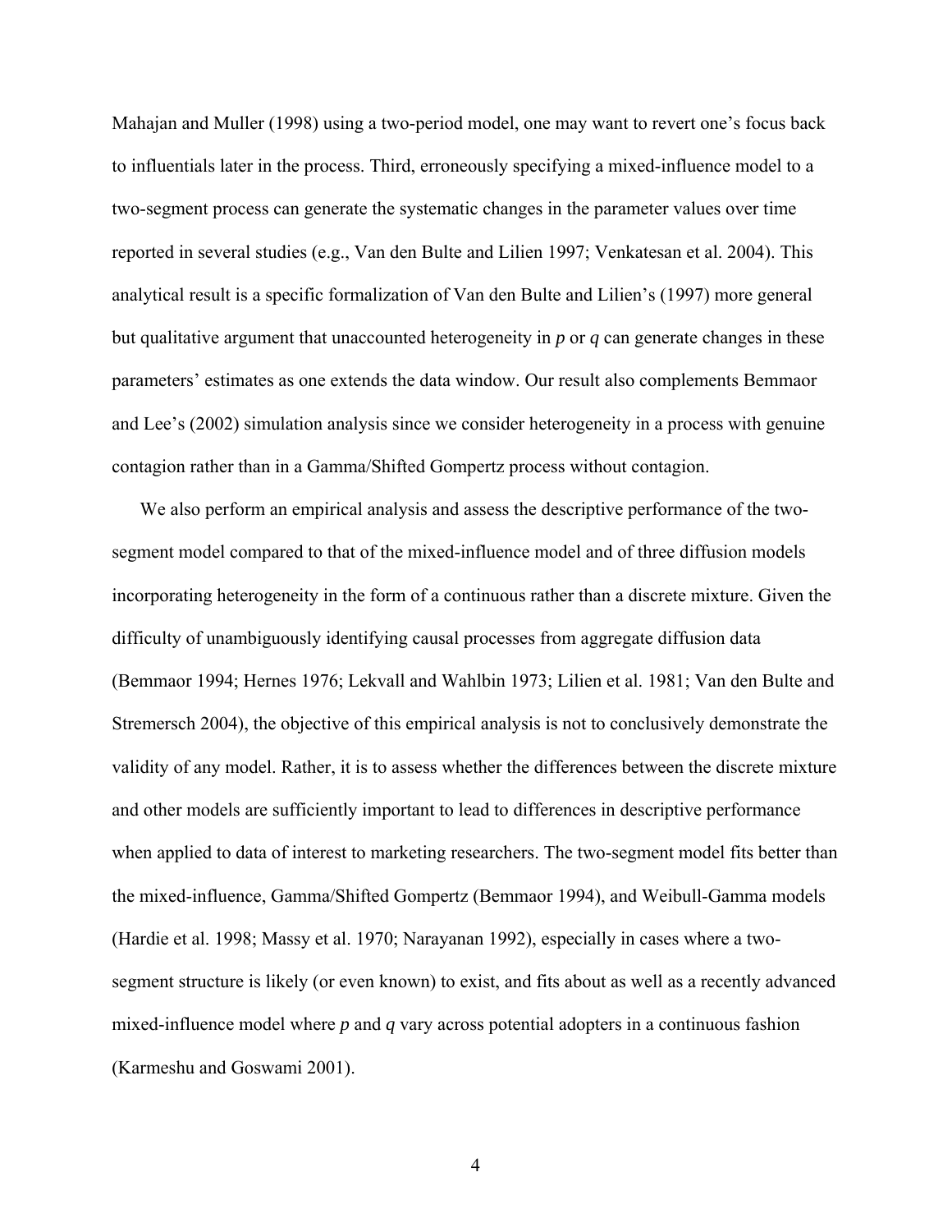Mahajan and Muller (1998) using a two-period model, one may want to revert one's focus back to influentials later in the process. Third, erroneously specifying a mixed-influence model to a two-segment process can generate the systematic changes in the parameter values over time reported in several studies (e.g., Van den Bulte and Lilien 1997; Venkatesan et al. 2004). This analytical result is a specific formalization of Van den Bulte and Lilien's (1997) more general but qualitative argument that unaccounted heterogeneity in $p$ or $q$ can generate changes in these parameters' estimates as one extends the data window. Our result also complements Bemmaor and Lee's (2002) simulation analysis since we consider heterogeneity in a process with genuine contagion rather than in a Gamma/Shifted Gompertz process without contagion.

We also perform an empirical analysis and assess the descriptive performance of the two-segment model compared to that of the mixed-influence model and of three diffusion models incorporating heterogeneity in the form of a continuous rather than a discrete mixture. Given the difficulty of unambiguously identifying causal processes from aggregate diffusion data (Bemmaor 1994; Hernes 1976; Lekvall and Wahlbin 1973; Lilien et al. 1981; Van den Bulte and Stremersch 2004), the objective of this empirical analysis is not to conclusively demonstrate the validity of any model. Rather, it is to assess whether the differences between the discrete mixture and other models are sufficiently important to lead to differences in descriptive performance when applied to data of interest to marketing researchers. The two-segment model fits better than the mixed-influence, Gamma/Shifted Gompertz (Bemmaor 1994), and Weibull-Gamma models (Hardie et al. 1998; Massy et al. 1970; Narayanan 1992), especially in cases where a two-segment structure is likely (or even known) to exist, and fits about as well as a recently advanced mixed-influence model where $p$ and $q$ vary across potential adopters in a continuous fashion (Karmeshu and Goswami 2001).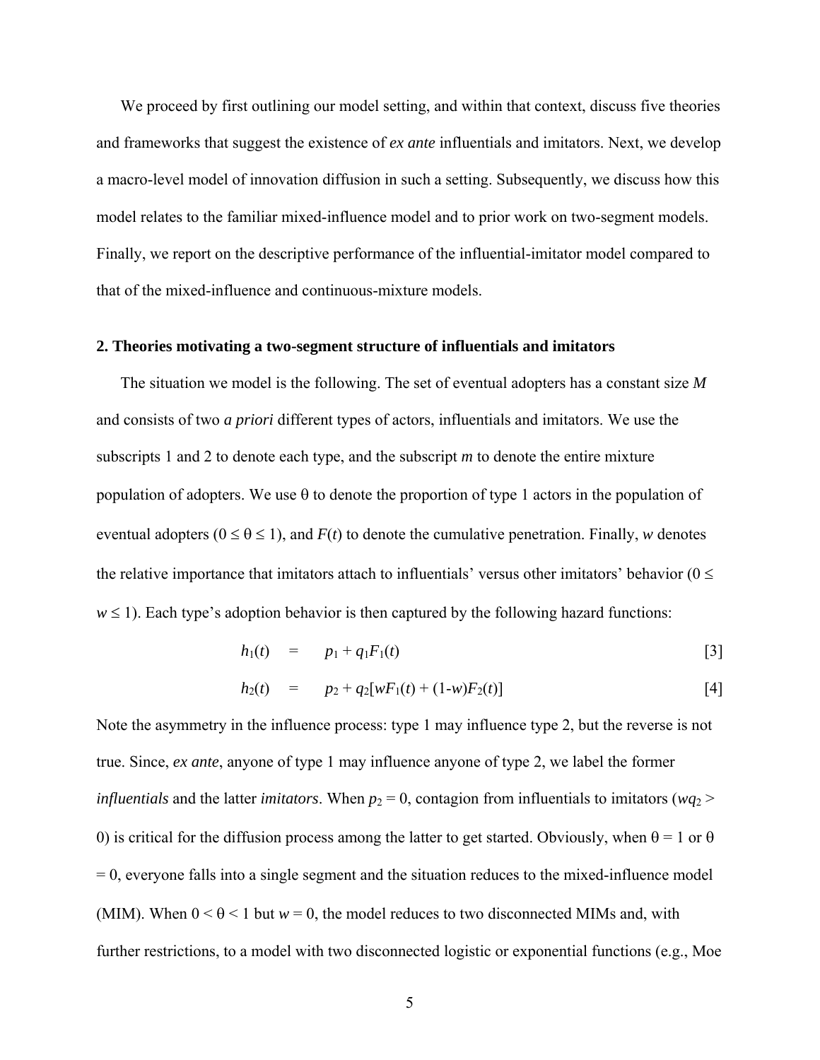We proceed by first outlining our model setting, and within that context, discuss five theories and frameworks that suggest the existence of *ex ante* influentials and imitators. Next, we develop a macro-level model of innovation diffusion in such a setting. Subsequently, we discuss how this model relates to the familiar mixed-influence model and to prior work on two-segment models. Finally, we report on the descriptive performance of the influential-imitator model compared to that of the mixed-influence and continuous-mixture models.

## 2. Theories motivating a two-segment structure of influentials and imitators

The situation we model is the following. The set of eventual adopters has a constant size $M$ and consists of two *a priori* different types of actors, influentials and imitators. We use the subscripts 1 and 2 to denote each type, and the subscript $m$ to denote the entire mixture population of adopters. We use $\theta$ to denote the proportion of type 1 actors in the population of eventual adopters ($0 \leq \theta \leq 1$), and $F(t)$ to denote the cumulative penetration. Finally, $w$ denotes the relative importance that imitators attach to influentials' versus other imitators' behavior ($0 \leq w \leq 1$). Each type's adoption behavior is then captured by the following hazard functions:

$$h_1(t) \quad = \quad p_1 + q_1F_1(t) \qquad [3]$$

$$h_2(t) \quad = \quad p_2 + q_2[wF_1(t) + (1\text{-}w)F_2(t)] \qquad [4]$$

Note the asymmetry in the influence process: type 1 may influence type 2, but the reverse is not true. Since, *ex ante*, anyone of type 1 may influence anyone of type 2, we label the former *influentials* and the latter *imitators*. When $p_2 = 0$, contagion from influentials to imitators ($wq_2 > 0$) is critical for the diffusion process among the latter to get started. Obviously, when $\theta = 1$ or $\theta = 0$, everyone falls into a single segment and the situation reduces to the mixed-influence model (MIM). When $0 < \theta < 1$ but $w = 0$, the model reduces to two disconnected MIMs and, with further restrictions, to a model with two disconnected logistic or exponential functions (e.g., Moe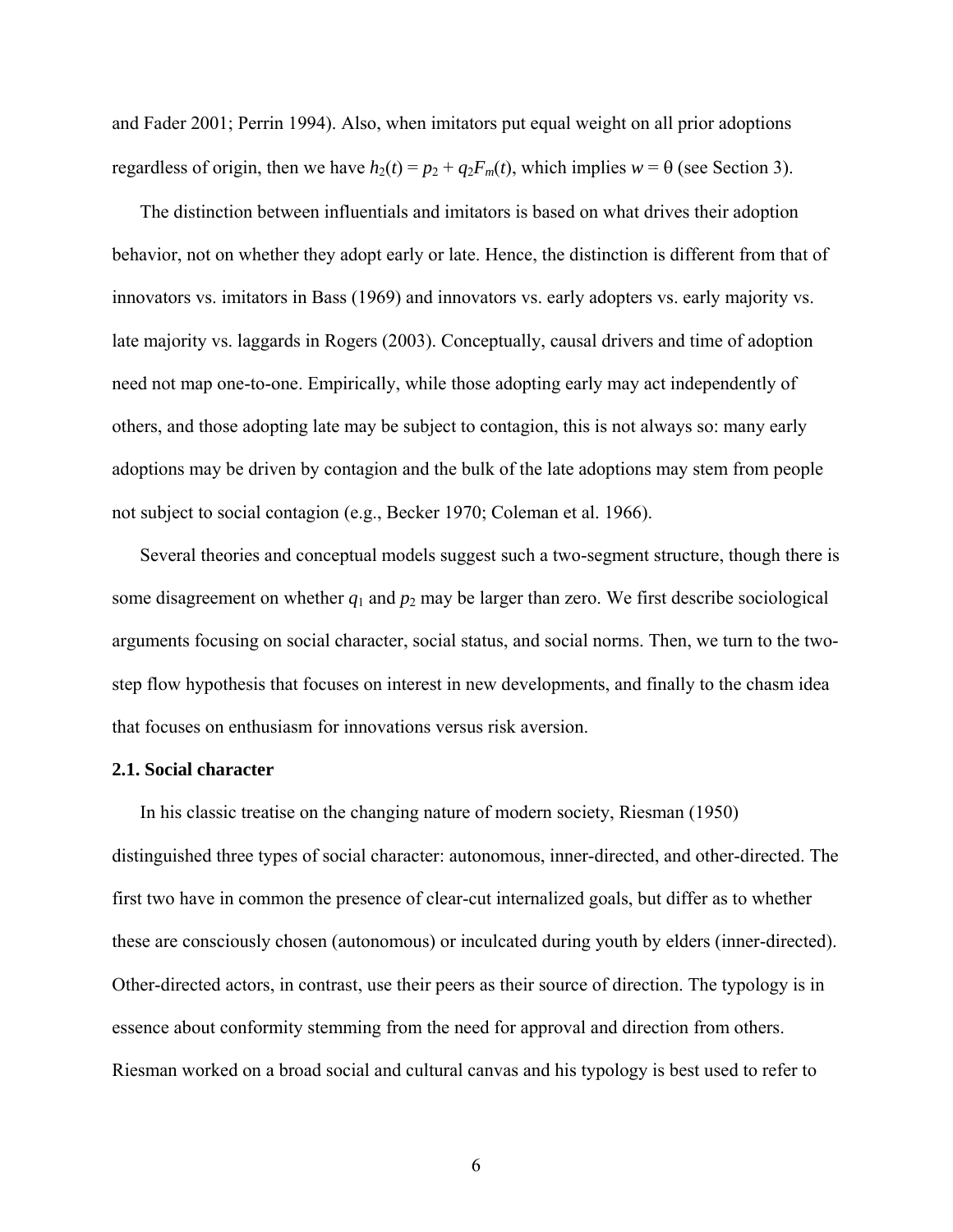and Fader 2001; Perrin 1994). Also, when imitators put equal weight on all prior adoptions regardless of origin, then we have $h_2(t) = p_2 + q_2F_m(t)$, which implies $w = \theta$ (see Section 3).

The distinction between influentials and imitators is based on what drives their adoption behavior, not on whether they adopt early or late. Hence, the distinction is different from that of innovators vs. imitators in Bass (1969) and innovators vs. early adopters vs. early majority vs. late majority vs. laggards in Rogers (2003). Conceptually, causal drivers and time of adoption need not map one-to-one. Empirically, while those adopting early may act independently of others, and those adopting late may be subject to contagion, this is not always so: many early adoptions may be driven by contagion and the bulk of the late adoptions may stem from people not subject to social contagion (e.g., Becker 1970; Coleman et al. 1966).

Several theories and conceptual models suggest such a two-segment structure, though there is some disagreement on whether $q_1$ and $p_2$ may be larger than zero. We first describe sociological arguments focusing on social character, social status, and social norms. Then, we turn to the two-step flow hypothesis that focuses on interest in new developments, and finally to the chasm idea that focuses on enthusiasm for innovations versus risk aversion.

### 2.1. Social character

In his classic treatise on the changing nature of modern society, Riesman (1950) distinguished three types of social character: autonomous, inner-directed, and other-directed. The first two have in common the presence of clear-cut internalized goals, but differ as to whether these are consciously chosen (autonomous) or inculcated during youth by elders (inner-directed). Other-directed actors, in contrast, use their peers as their source of direction. The typology is in essence about conformity stemming from the need for approval and direction from others. Riesman worked on a broad social and cultural canvas and his typology is best used to refer to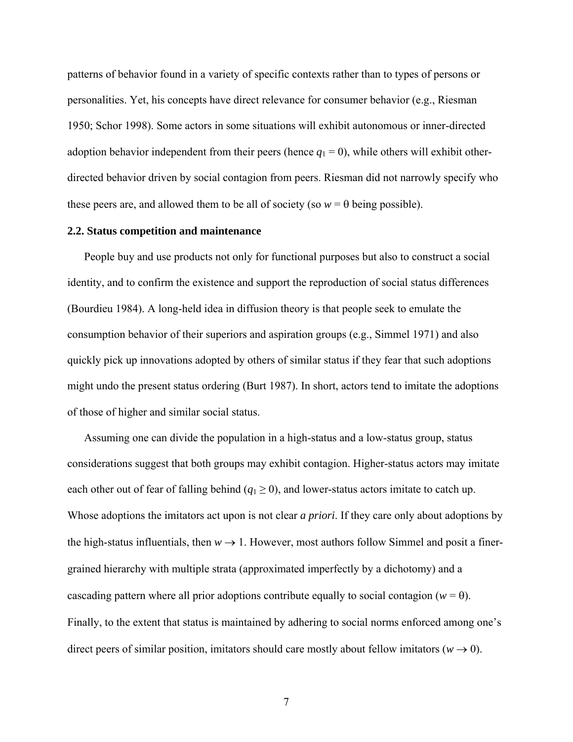patterns of behavior found in a variety of specific contexts rather than to types of persons or personalities. Yet, his concepts have direct relevance for consumer behavior (e.g., Riesman 1950; Schor 1998). Some actors in some situations will exhibit autonomous or inner-directed adoption behavior independent from their peers (hence $q_1 = 0$), while others will exhibit other-directed behavior driven by social contagion from peers. Riesman did not narrowly specify who these peers are, and allowed them to be all of society (so $w = \theta$ being possible).

### 2.2. Status competition and maintenance

People buy and use products not only for functional purposes but also to construct a social identity, and to confirm the existence and support the reproduction of social status differences (Bourdieu 1984). A long-held idea in diffusion theory is that people seek to emulate the consumption behavior of their superiors and aspiration groups (e.g., Simmel 1971) and also quickly pick up innovations adopted by others of similar status if they fear that such adoptions might undo the present status ordering (Burt 1987). In short, actors tend to imitate the adoptions of those of higher and similar social status.

Assuming one can divide the population in a high-status and a low-status group, status considerations suggest that both groups may exhibit contagion. Higher-status actors may imitate each other out of fear of falling behind ($q_1 \geq 0$), and lower-status actors imitate to catch up. Whose adoptions the imitators act upon is not clear *a priori*. If they care only about adoptions by the high-status influentials, then $w \to 1$. However, most authors follow Simmel and posit a finer-grained hierarchy with multiple strata (approximated imperfectly by a dichotomy) and a cascading pattern where all prior adoptions contribute equally to social contagion ($w = \theta$). Finally, to the extent that status is maintained by adhering to social norms enforced among one's direct peers of similar position, imitators should care mostly about fellow imitators ($w \to 0$).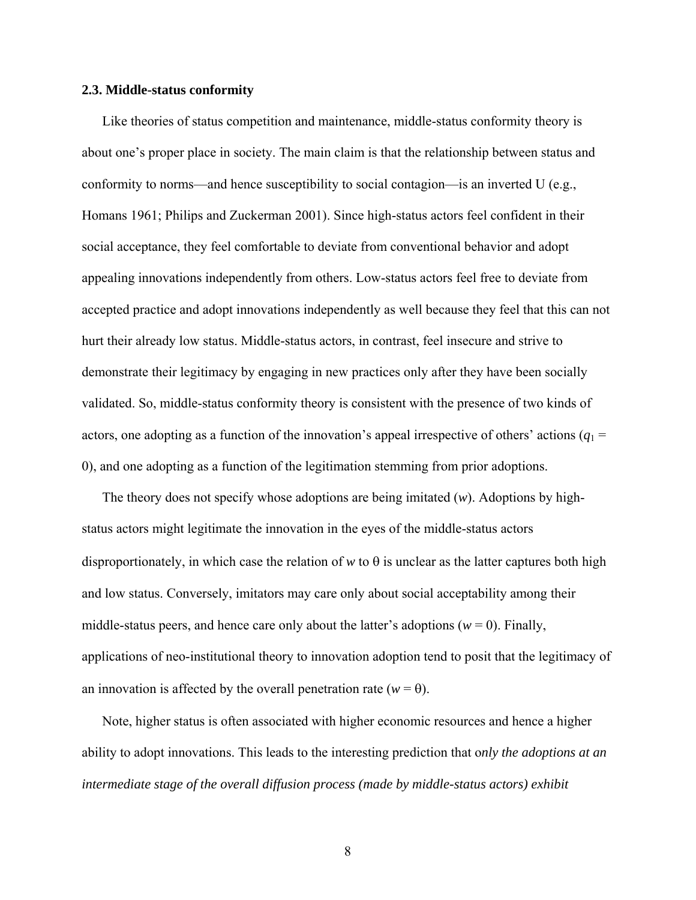### 2.3. Middle-status conformity

Like theories of status competition and maintenance, middle-status conformity theory is about one's proper place in society. The main claim is that the relationship between status and conformity to norms—and hence susceptibility to social contagion—is an inverted U (e.g., Homans 1961; Philips and Zuckerman 2001). Since high-status actors feel confident in their social acceptance, they feel comfortable to deviate from conventional behavior and adopt appealing innovations independently from others. Low-status actors feel free to deviate from accepted practice and adopt innovations independently as well because they feel that this can not hurt their already low status. Middle-status actors, in contrast, feel insecure and strive to demonstrate their legitimacy by engaging in new practices only after they have been socially validated. So, middle-status conformity theory is consistent with the presence of two kinds of actors, one adopting as a function of the innovation's appeal irrespective of others' actions ($q_1 = 0$), and one adopting as a function of the legitimation stemming from prior adoptions.

The theory does not specify whose adoptions are being imitated ($w$). Adoptions by high-status actors might legitimate the innovation in the eyes of the middle-status actors disproportionately, in which case the relation of $w$ to $\theta$ is unclear as the latter captures both high and low status. Conversely, imitators may care only about social acceptability among their middle-status peers, and hence care only about the latter's adoptions ($w = 0$). Finally, applications of neo-institutional theory to innovation adoption tend to posit that the legitimacy of an innovation is affected by the overall penetration rate ($w = \theta$).

Note, higher status is often associated with higher economic resources and hence a higher ability to adopt innovations. This leads to the interesting prediction that o*nly the adoptions at an intermediate stage of the overall diffusion process (made by middle-status actors) exhibit*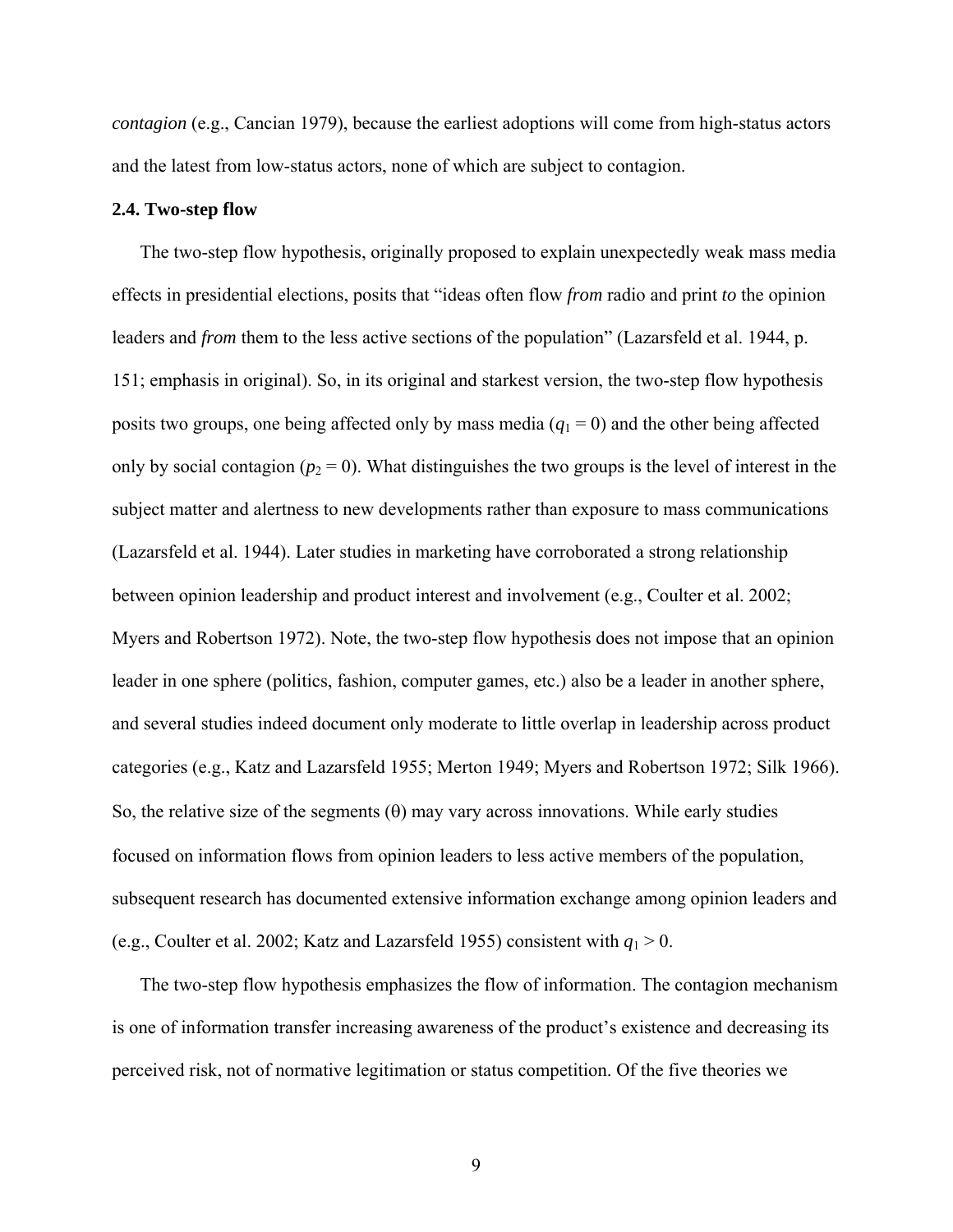*contagion* (e.g., Cancian 1979), because the earliest adoptions will come from high-status actors and the latest from low-status actors, none of which are subject to contagion.

### 2.4. Two-step flow

The two-step flow hypothesis, originally proposed to explain unexpectedly weak mass media effects in presidential elections, posits that "ideas often flow *from* radio and print *to* the opinion leaders and *from* them to the less active sections of the population" (Lazarsfeld et al. 1944, p. 151; emphasis in original). So, in its original and starkest version, the two-step flow hypothesis posits two groups, one being affected only by mass media ($q_1 = 0$) and the other being affected only by social contagion ($p_2 = 0$). What distinguishes the two groups is the level of interest in the subject matter and alertness to new developments rather than exposure to mass communications (Lazarsfeld et al. 1944). Later studies in marketing have corroborated a strong relationship between opinion leadership and product interest and involvement (e.g., Coulter et al. 2002; Myers and Robertson 1972). Note, the two-step flow hypothesis does not impose that an opinion leader in one sphere (politics, fashion, computer games, etc.) also be a leader in another sphere, and several studies indeed document only moderate to little overlap in leadership across product categories (e.g., Katz and Lazarsfeld 1955; Merton 1949; Myers and Robertson 1972; Silk 1966). So, the relative size of the segments ($\theta$) may vary across innovations. While early studies focused on information flows from opinion leaders to less active members of the population, subsequent research has documented extensive information exchange among opinion leaders and (e.g., Coulter et al. 2002; Katz and Lazarsfeld 1955) consistent with $q_1 > 0$.

The two-step flow hypothesis emphasizes the flow of information. The contagion mechanism is one of information transfer increasing awareness of the product's existence and decreasing its perceived risk, not of normative legitimation or status competition. Of the five theories we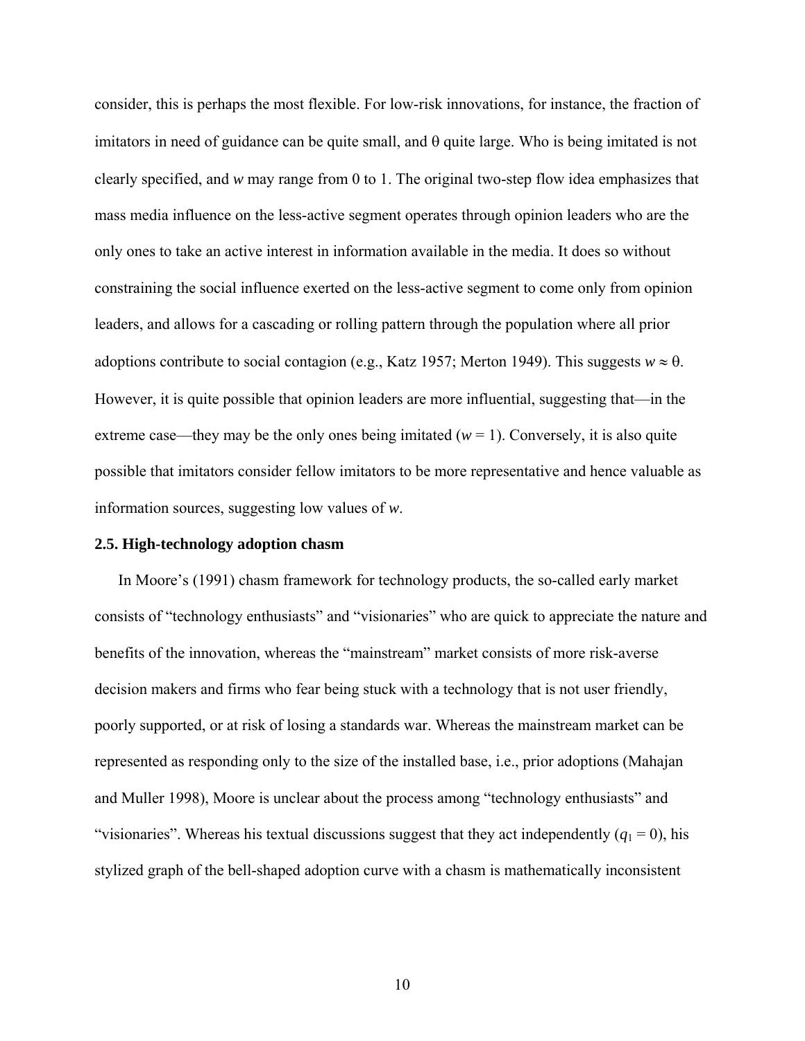consider, this is perhaps the most flexible. For low-risk innovations, for instance, the fraction of imitators in need of guidance can be quite small, and $\theta$ quite large. Who is being imitated is not clearly specified, and $w$ may range from 0 to 1. The original two-step flow idea emphasizes that mass media influence on the less-active segment operates through opinion leaders who are the only ones to take an active interest in information available in the media. It does so without constraining the social influence exerted on the less-active segment to come only from opinion leaders, and allows for a cascading or rolling pattern through the population where all prior adoptions contribute to social contagion (e.g., Katz 1957; Merton 1949). This suggests $w \approx \theta$. However, it is quite possible that opinion leaders are more influential, suggesting that—in the extreme case—they may be the only ones being imitated ($w = 1$). Conversely, it is also quite possible that imitators consider fellow imitators to be more representative and hence valuable as information sources, suggesting low values of $w$.

### 2.5. High-technology adoption chasm

In Moore's (1991) chasm framework for technology products, the so-called early market consists of "technology enthusiasts" and "visionaries" who are quick to appreciate the nature and benefits of the innovation, whereas the "mainstream" market consists of more risk-averse decision makers and firms who fear being stuck with a technology that is not user friendly, poorly supported, or at risk of losing a standards war. Whereas the mainstream market can be represented as responding only to the size of the installed base, i.e., prior adoptions (Mahajan and Muller 1998), Moore is unclear about the process among "technology enthusiasts" and "visionaries". Whereas his textual discussions suggest that they act independently ($q_1 = 0$), his stylized graph of the bell-shaped adoption curve with a chasm is mathematically inconsistent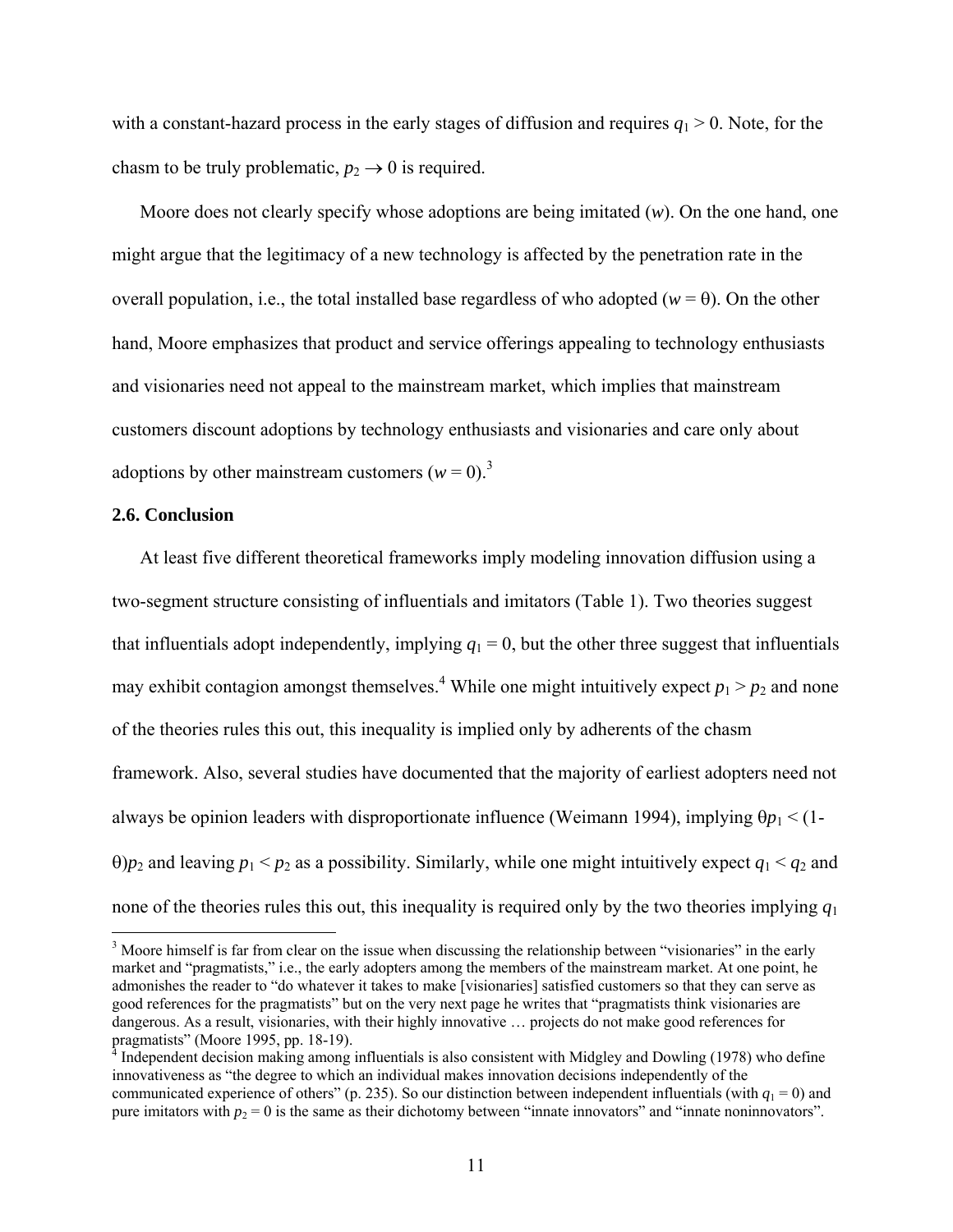with a constant-hazard process in the early stages of diffusion and requires $q_1 > 0$. Note, for the chasm to be truly problematic, $p_2 \to 0$ is required.

Moore does not clearly specify whose adoptions are being imitated ($w$). On the one hand, one might argue that the legitimacy of a new technology is affected by the penetration rate in the overall population, i.e., the total installed base regardless of who adopted ($w = \theta$). On the other hand, Moore emphasizes that product and service offerings appealing to technology enthusiasts and visionaries need not appeal to the mainstream market, which implies that mainstream customers discount adoptions by technology enthusiasts and visionaries and care only about adoptions by other mainstream customers ($w = 0$).[3]

### 2.6. Conclusion

At least five different theoretical frameworks imply modeling innovation diffusion using a two-segment structure consisting of influentials and imitators (Table 1). Two theories suggest that influentials adopt independently, implying $q_1 = 0$, but the other three suggest that influentials may exhibit contagion amongst themselves.[4] While one might intuitively expect $p_1 > p_2$ and none of the theories rules this out, this inequality is implied only by adherents of the chasm framework. Also, several studies have documented that the majority of earliest adopters need not always be opinion leaders with disproportionate influence (Weimann 1994), implying $\theta p_1 < (1-\theta)p_2$ and leaving $p_1 < p_2$ as a possibility. Similarly, while one might intuitively expect $q_1 < q_2$ and none of the theories rules this out, this inequality is required only by the two theories implying $q_1$

[3] Moore himself is far from clear on the issue when discussing the relationship between "visionaries" in the early market and "pragmatists," i.e., the early adopters among the members of the mainstream market. At one point, he admonishes the reader to "do whatever it takes to make [visionaries] satisfied customers so that they can serve as good references for the pragmatists" but on the very next page he writes that "pragmatists think visionaries are dangerous. As a result, visionaries, with their highly innovative … projects do not make good references for pragmatists" (Moore 1995, pp. 18-19).

[4] Independent decision making among influentials is also consistent with Midgley and Dowling (1978) who define innovativeness as "the degree to which an individual makes innovation decisions independently of the communicated experience of others" (p. 235). So our distinction between independent influentials (with $q_1 = 0$) and pure imitators with $p_2 = 0$ is the same as their dichotomy between "innate innovators" and "innate noninnovators".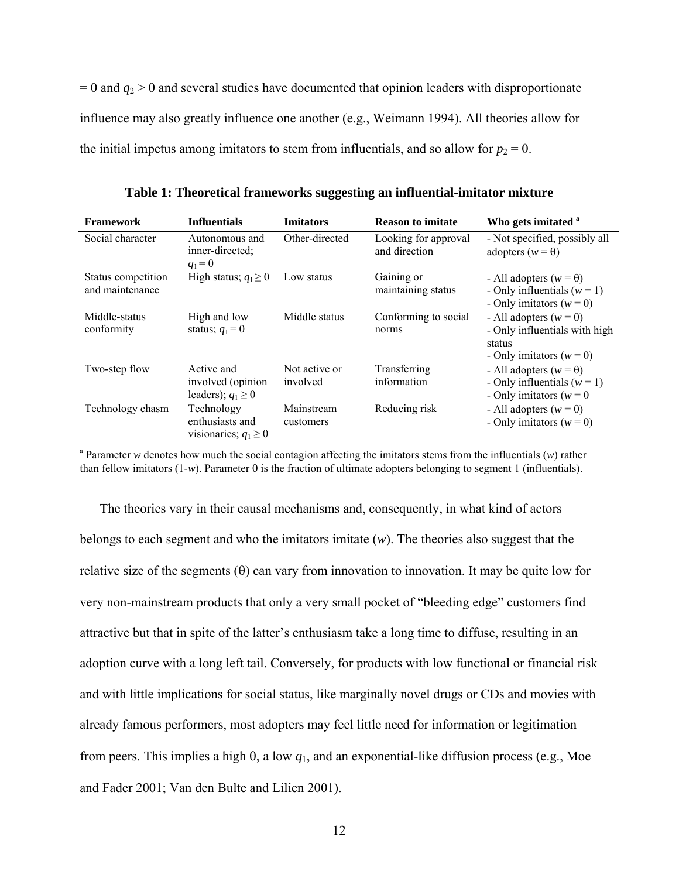= 0 and $q_2 > 0$ and several studies have documented that opinion leaders with disproportionate influence may also greatly influence one another (e.g., Weimann 1994). All theories allow for the initial impetus among imitators to stem from influentials, and so allow for $p_2 = 0$.

**Table 1: Theoretical frameworks suggesting an influential-imitator mixture**

| Framework | Influentials | Imitators | Reason to imitate | Who gets imitated [a] |
|---|---|---|---|---|
| Social character | Autonomous and inner-directed; $q_1 = 0$ | Other-directed | Looking for approval and direction | - Not specified, possibly all adopters ($w = \theta$) |
| Status competition and maintenance | High status; $q_1 \geq 0$ | Low status | Gaining or maintaining status | - All adopters ($w = \theta$)<br>- Only influentials ($w = 1$)<br>- Only imitators ($w = 0$) |
| Middle-status conformity | High and low status; $q_1 = 0$ | Middle status | Conforming to social norms | - All adopters ($w = \theta$)<br>- Only influentials with high status<br>- Only imitators ($w = 0$) |
| Two-step flow | Active and involved (opinion leaders); $q_1 \geq 0$ | Not active or involved | Transferring information | - All adopters ($w = \theta$)<br>- Only influentials ($w = 1$)<br>- Only imitators ($w = 0$ |
| Technology chasm | Technology enthusiasts and visionaries; $q_1 \geq 0$ | Mainstream customers | Reducing risk | - All adopters ($w = \theta$)<br>- Only imitators ($w = 0$) |

[a] Parameter $w$ denotes how much the social contagion affecting the imitators stems from the influentials ($w$) rather than fellow imitators ($1-w$). Parameter $\theta$ is the fraction of ultimate adopters belonging to segment 1 (influentials).

The theories vary in their causal mechanisms and, consequently, in what kind of actors belongs to each segment and who the imitators imitate ($w$). The theories also suggest that the relative size of the segments ($\theta$) can vary from innovation to innovation. It may be quite low for very non-mainstream products that only a very small pocket of "bleeding edge" customers find attractive but that in spite of the latter's enthusiasm take a long time to diffuse, resulting in an adoption curve with a long left tail. Conversely, for products with low functional or financial risk and with little implications for social status, like marginally novel drugs or CDs and movies with already famous performers, most adopters may feel little need for information or legitimation from peers. This implies a high $\theta$, a low $q_1$, and an exponential-like diffusion process (e.g., Moe and Fader 2001; Van den Bulte and Lilien 2001).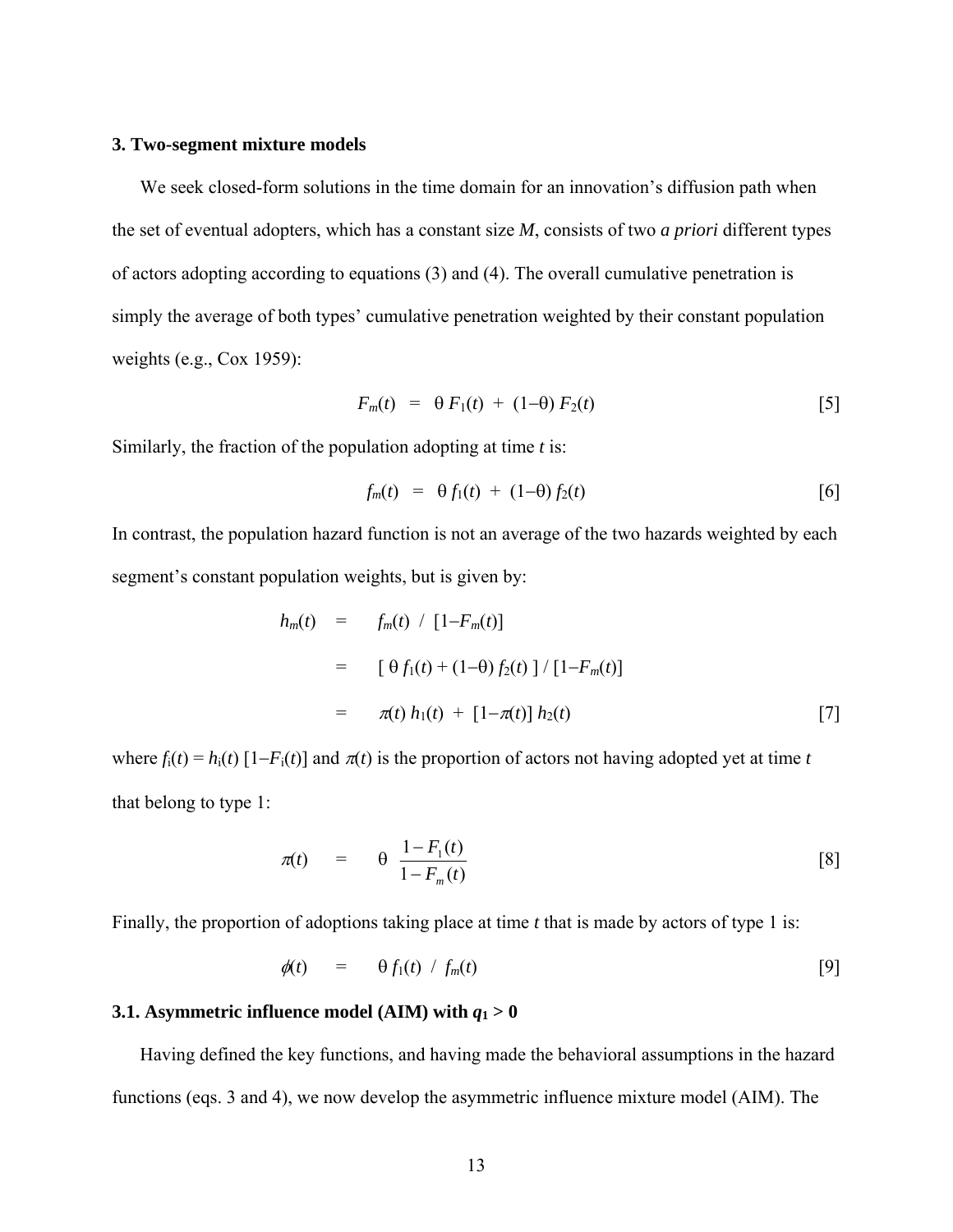## 3. Two-segment mixture models

We seek closed-form solutions in the time domain for an innovation's diffusion path when the set of eventual adopters, which has a constant size *M*, consists of two *a priori* different types of actors adopting according to equations (3) and (4). The overall cumulative penetration is simply the average of both types' cumulative penetration weighted by their constant population weights (e.g., Cox 1959):

$$F_m(t) \;=\; \theta\, F_1(t) \;+\; (1-\theta)\, F_2(t) \qquad [5]$$

Similarly, the fraction of the population adopting at time *t* is:

$$f_m(t) \;=\; \theta\, f_1(t) \;+\; (1-\theta)\, f_2(t) \qquad [6]$$

In contrast, the population hazard function is not an average of the two hazards weighted by each segment's constant population weights, but is given by:

$$\begin{aligned} h_m(t) &= f_m(t) \;/\; [1-F_m(t)] \\ &= [\, \theta\, f_1(t) + (1-\theta)\, f_2(t) \,] \,/\, [1-F_m(t)] \\ &= \pi(t)\, h_1(t) \;+\; [1-\pi(t)]\, h_2(t) \end{aligned} \qquad [7]$$

where $f_i(t) = h_i(t)\,[1-F_i(t)]$ and $\pi(t)$ is the proportion of actors not having adopted yet at time *t* that belong to type 1:

$$\pi(t) \;=\; \theta\; \frac{1-F_1(t)}{1-F_m(t)} \qquad [8]$$

Finally, the proportion of adoptions taking place at time *t* that is made by actors of type 1 is:

$$\phi(t) \;=\; \theta\, f_1(t) \;/\; f_m(t) \qquad [9]$$

### 3.1. Asymmetric influence model (AIM) with $q_1 > 0$

Having defined the key functions, and having made the behavioral assumptions in the hazard functions (eqs. 3 and 4), we now develop the asymmetric influence mixture model (AIM). The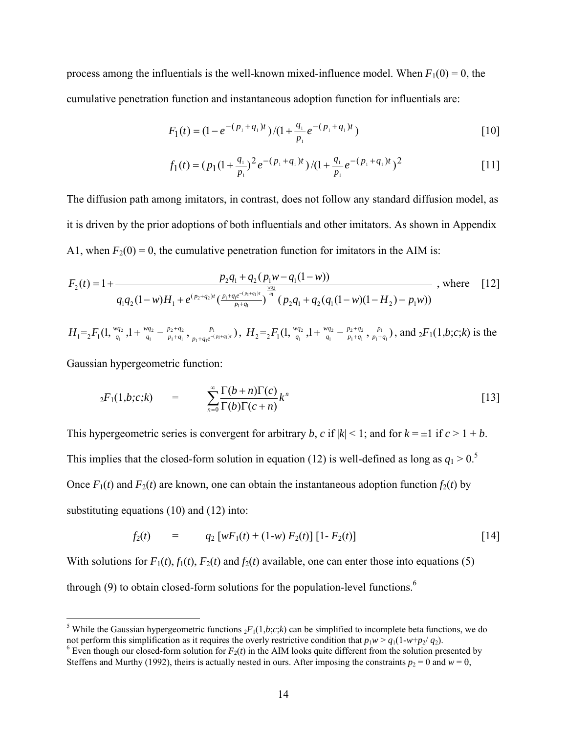process among the influentials is the well-known mixed-influence model. When $F_1(0) = 0$, the cumulative penetration function and instantaneous adoption function for influentials are:

$$F_1(t) = (1 - e^{-(p_1+q_1)t})/(1 + \frac{q_1}{p_1} e^{-(p_1+q_1)t}) \quad [10]$$

$$f_1(t) = (p_1(1 + \frac{q_1}{p_1})^2 e^{-(p_1+q_1)t})/(1 + \frac{q_1}{p_1} e^{-(p_1+q_1)t})^2 \quad [11]$$

The diffusion path among imitators, in contrast, does not follow any standard diffusion model, as it is driven by the prior adoptions of both influentials and other imitators. As shown in Appendix A1, when $F_2(0) = 0$, the cumulative penetration function for imitators in the AIM is:

$$F_2(t) = 1 + \frac{p_2 q_1 + q_2(p_1 w - q_1(1-w))}{q_1 q_2 (1-w) H_1 + e^{(p_2+q_2)t} (\frac{p_1 + q_1 e^{-(p_1+q_1)t}}{p_1+q_1})^{\frac{wq_2}{q_1}} (p_2 q_1 + q_2(q_1(1-w)(1-H_2) - p_1 w))} \text{, where} \quad [12]$$

$H_1 = {}_2F_1(1, \frac{wq_2}{q_1}, 1 + \frac{wq_2}{q_1} - \frac{p_2+q_2}{p_1+q_1}, \frac{p_1}{p_1+q_1 e^{-(p_1+q_1)t}})$, $H_2 = {}_2F_1(1, \frac{wq_2}{q_1}, 1 + \frac{wq_2}{q_1} - \frac{p_2+q_2}{p_1+q_1}, \frac{p_1}{p_1+q_1})$, and ${}_2F_1(1,b;c;k)$ is the Gaussian hypergeometric function:

$${}_2F_1(1,b;c;k) \quad = \quad \sum_{n=0}^{\infty} \frac{\Gamma(b+n)\Gamma(c)}{\Gamma(b)\Gamma(c+n)} k^n \quad [13]$$

This hypergeometric series is convergent for arbitrary $b$, $c$ if $|k| < 1$; and for $k = \pm 1$ if $c > 1 + b$. This implies that the closed-form solution in equation (12) is well-defined as long as $q_1 > 0$.[5] Once $F_1(t)$ and $F_2(t)$ are known, one can obtain the instantaneous adoption function $f_2(t)$ by substituting equations (10) and (12) into:

$$f_2(t) \quad = \quad q_2 \, [wF_1(t) + (1-w) F_2(t)] \, [1 - F_2(t)] \quad [14]$$

With solutions for $F_1(t)$, $f_1(t)$, $F_2(t)$ and $f_2(t)$ available, one can enter those into equations (5) through (9) to obtain closed-form solutions for the population-level functions.[6]

---

[5] While the Gaussian hypergeometric functions ${}_2F_1(1,b;c;k)$ can be simplified to incomplete beta functions, we do not perform this simplification as it requires the overly restrictive condition that $p_1 w > q_1(1-w+p_2/q_2)$.

[6] Even though our closed-form solution for $F_2(t)$ in the AIM looks quite different from the solution presented by Steffens and Murthy (1992), theirs is actually nested in ours. After imposing the constraints $p_2 = 0$ and $w = \theta$,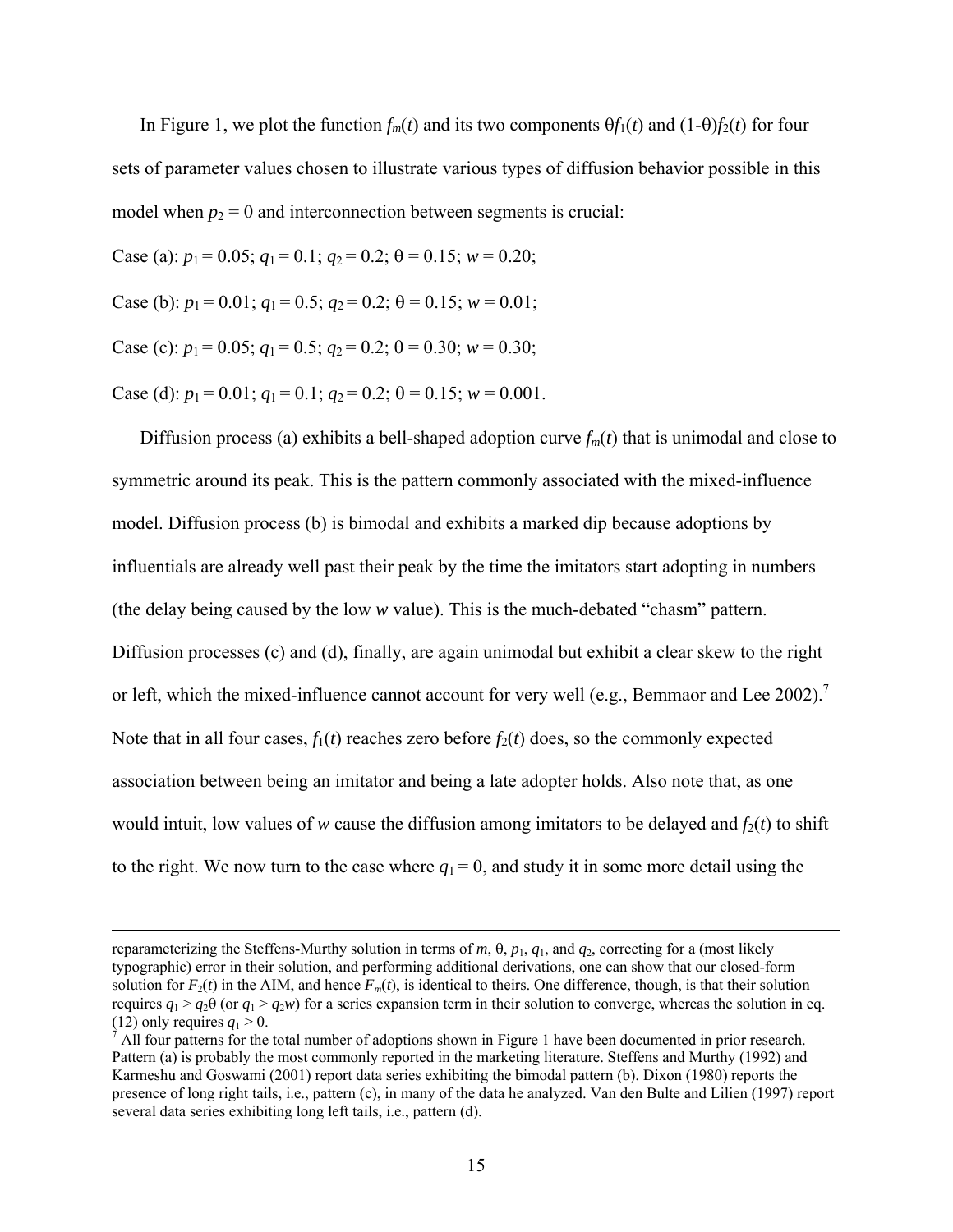In Figure 1, we plot the function $f_m(t)$ and its two components $\theta f_1(t)$ and $(1\text{-}\theta)f_2(t)$ for four sets of parameter values chosen to illustrate various types of diffusion behavior possible in this model when $p_2 = 0$ and interconnection between segments is crucial:

Case (a): $p_1 = 0.05$; $q_1 = 0.1$; $q_2 = 0.2$; $\theta = 0.15$; $w = 0.20$;

Case (b): $p_1 = 0.01$; $q_1 = 0.5$; $q_2 = 0.2$; $\theta = 0.15$; $w = 0.01$;

Case (c): $p_1 = 0.05$; $q_1 = 0.5$; $q_2 = 0.2$; $\theta = 0.30$; $w = 0.30$;

Case (d): $p_1 = 0.01$; $q_1 = 0.1$; $q_2 = 0.2$; $\theta = 0.15$; $w = 0.001$.

Diffusion process (a) exhibits a bell-shaped adoption curve $f_m(t)$ that is unimodal and close to symmetric around its peak. This is the pattern commonly associated with the mixed-influence model. Diffusion process (b) is bimodal and exhibits a marked dip because adoptions by influentials are already well past their peak by the time the imitators start adopting in numbers (the delay being caused by the low $w$ value). This is the much-debated "chasm" pattern. Diffusion processes (c) and (d), finally, are again unimodal but exhibit a clear skew to the right or left, which the mixed-influence cannot account for very well (e.g., Bemmaor and Lee 2002).[7] Note that in all four cases, $f_1(t)$ reaches zero before $f_2(t)$ does, so the commonly expected association between being an imitator and being a late adopter holds. Also note that, as one would intuit, low values of $w$ cause the diffusion among imitators to be delayed and $f_2(t)$ to shift to the right. We now turn to the case where $q_1 = 0$, and study it in some more detail using the

---

reparameterizing the Steffens-Murthy solution in terms of $m$, $\theta$, $p_1$, $q_1$, and $q_2$, correcting for a (most likely typographic) error in their solution, and performing additional derivations, one can show that our closed-form solution for $F_2(t)$ in the AIM, and hence $F_m(t)$, is identical to theirs. One difference, though, is that their solution requires $q_1 > q_2\theta$ (or $q_1 > q_2w$) for a series expansion term in their solution to converge, whereas the solution in eq. (12) only requires $q_1 > 0$.

[7] All four patterns for the total number of adoptions shown in Figure 1 have been documented in prior research. Pattern (a) is probably the most commonly reported in the marketing literature. Steffens and Murthy (1992) and Karmeshu and Goswami (2001) report data series exhibiting the bimodal pattern (b). Dixon (1980) reports the presence of long right tails, i.e., pattern (c), in many of the data he analyzed. Van den Bulte and Lilien (1997) report several data series exhibiting long left tails, i.e., pattern (d).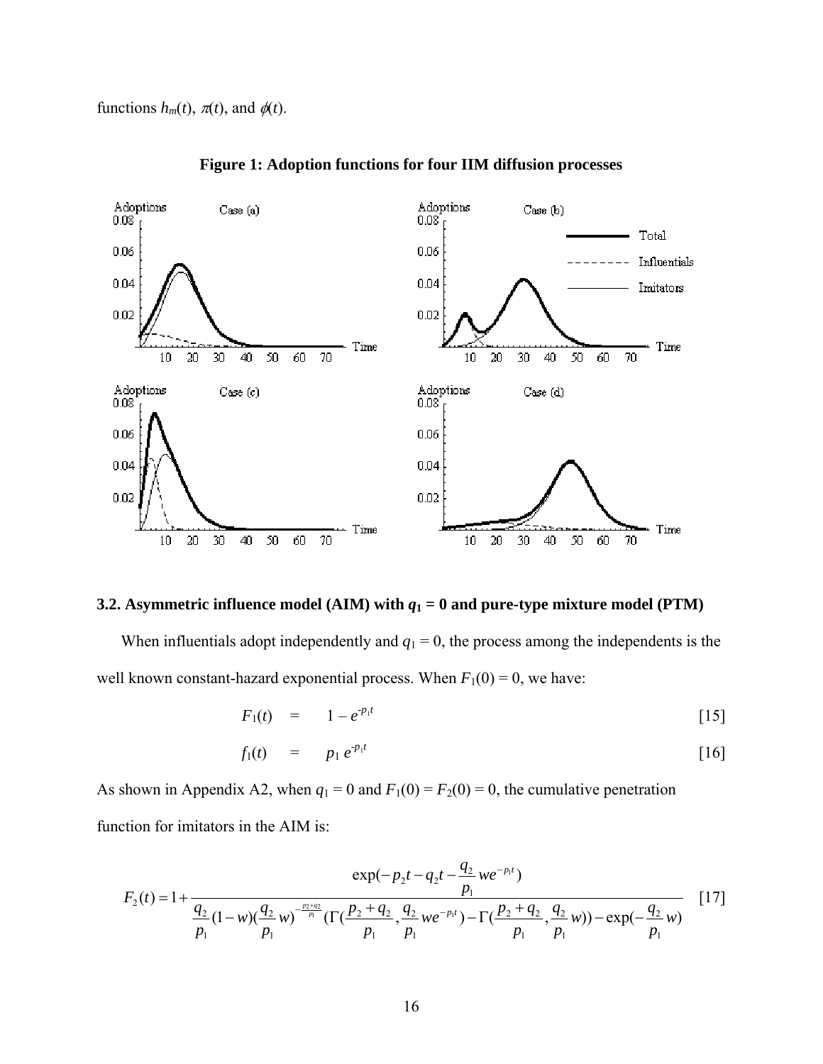functions $h_m(t)$, $\pi(t)$, and $\phi(t)$.

**Figure 1: Adoption functions for four IIM diffusion processes**

### 3.2. Asymmetric influence model (AIM) with $q_1 = 0$ and pure-type mixture model (PTM)

When influentials adopt independently and $q_1 = 0$, the process among the independents is the well known constant-hazard exponential process. When $F_1(0) = 0$, we have:

$$F_1(t) \quad = \quad 1 - e^{-p_1 t} \qquad [15]$$

$$f_1(t) \quad = \quad p_1 \, e^{-p_1 t} \qquad [16]$$

As shown in Appendix A2, when $q_1 = 0$ and $F_1(0) = F_2(0) = 0$, the cumulative penetration function for imitators in the AIM is:

$$F_2(t) = 1 + \frac{\exp(-p_2 t - q_2 t - \frac{q_2}{p_1} w e^{-p_1 t})}{\frac{q_2}{p_1}(1-w)(\frac{q_2}{p_1} w)^{-\frac{p_2+q_2}{p_1}}(\Gamma(\frac{p_2+q_2}{p_1}, \frac{q_2}{p_1} w e^{-p_1 t}) - \Gamma(\frac{p_2+q_2}{p_1}, \frac{q_2}{p_1} w)) - \exp(-\frac{q_2}{p_1} w)} \qquad [17]$$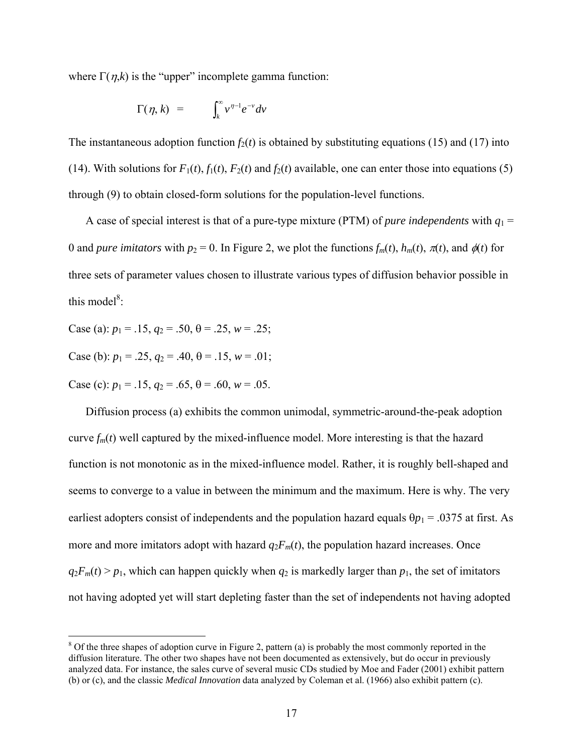where $\Gamma(\eta,k)$ is the "upper" incomplete gamma function:

$$\Gamma(\eta, k) \quad = \quad \int_k^{\infty} v^{\eta-1} e^{-v} dv$$

The instantaneous adoption function $f_2(t)$ is obtained by substituting equations (15) and (17) into (14). With solutions for $F_1(t)$, $f_1(t)$, $F_2(t)$ and $f_2(t)$ available, one can enter those into equations (5) through (9) to obtain closed-form solutions for the population-level functions.

A case of special interest is that of a pure-type mixture (PTM) of *pure independents* with $q_1 = 0$ and *pure imitators* with $p_2 = 0$. In Figure 2, we plot the functions $f_m(t)$, $h_m(t)$, $\pi(t)$, and $\phi(t)$ for three sets of parameter values chosen to illustrate various types of diffusion behavior possible in this model[8]:

Case (a): $p_1 = .15$, $q_2 = .50$, $\theta = .25$, $w = .25$;

Case (b): $p_1 = .25$, $q_2 = .40$, $\theta = .15$, $w = .01$;

Case (c): $p_1 = .15$, $q_2 = .65$, $\theta = .60$, $w = .05$.

Diffusion process (a) exhibits the common unimodal, symmetric-around-the-peak adoption curve $f_m(t)$ well captured by the mixed-influence model. More interesting is that the hazard function is not monotonic as in the mixed-influence model. Rather, it is roughly bell-shaped and seems to converge to a value in between the minimum and the maximum. Here is why. The very earliest adopters consist of independents and the population hazard equals $\theta p_1 = .0375$ at first. As more and more imitators adopt with hazard $q_2F_m(t)$, the population hazard increases. Once $q_2F_m(t) > p_1$, which can happen quickly when $q_2$ is markedly larger than $p_1$, the set of imitators not having adopted yet will start depleting faster than the set of independents not having adopted

[8] Of the three shapes of adoption curve in Figure 2, pattern (a) is probably the most commonly reported in the diffusion literature. The other two shapes have not been documented as extensively, but do occur in previously analyzed data. For instance, the sales curve of several music CDs studied by Moe and Fader (2001) exhibit pattern (b) or (c), and the classic *Medical Innovation* data analyzed by Coleman et al. (1966) also exhibit pattern (c).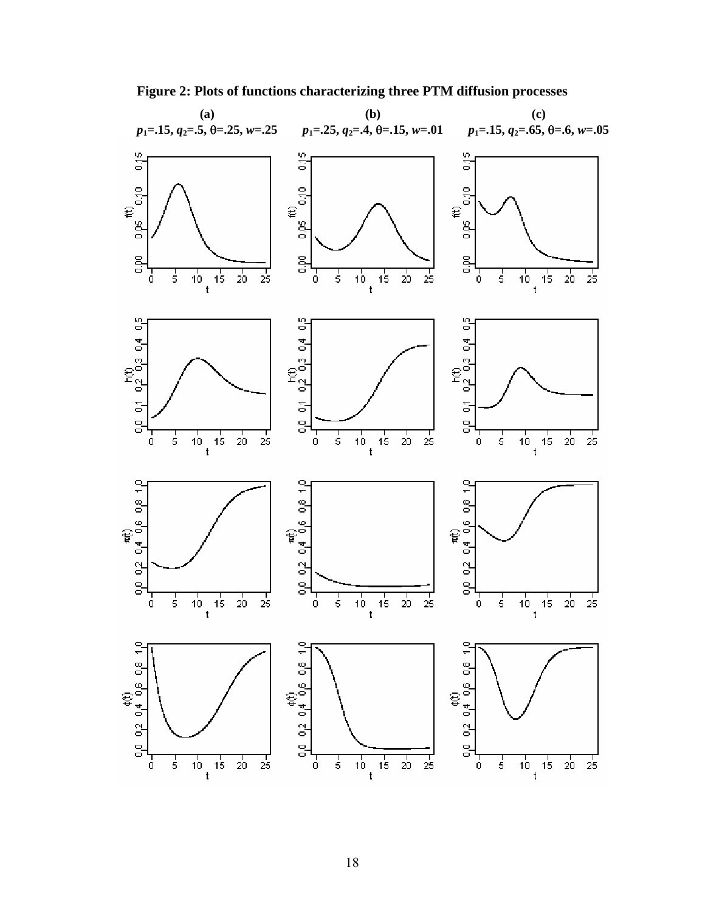**Figure 2: Plots of functions characterizing three PTM diffusion processes**

**(a)** $p_1$=.15, $q_2$=.5, $\theta$=.25, $w$=.25

**(b)** $p_1$=.25, $q_2$=.4, $\theta$=.15, $w$=.01

**(c)** $p_1$=.15, $q_2$=.65, $\theta$=.6, $w$=.05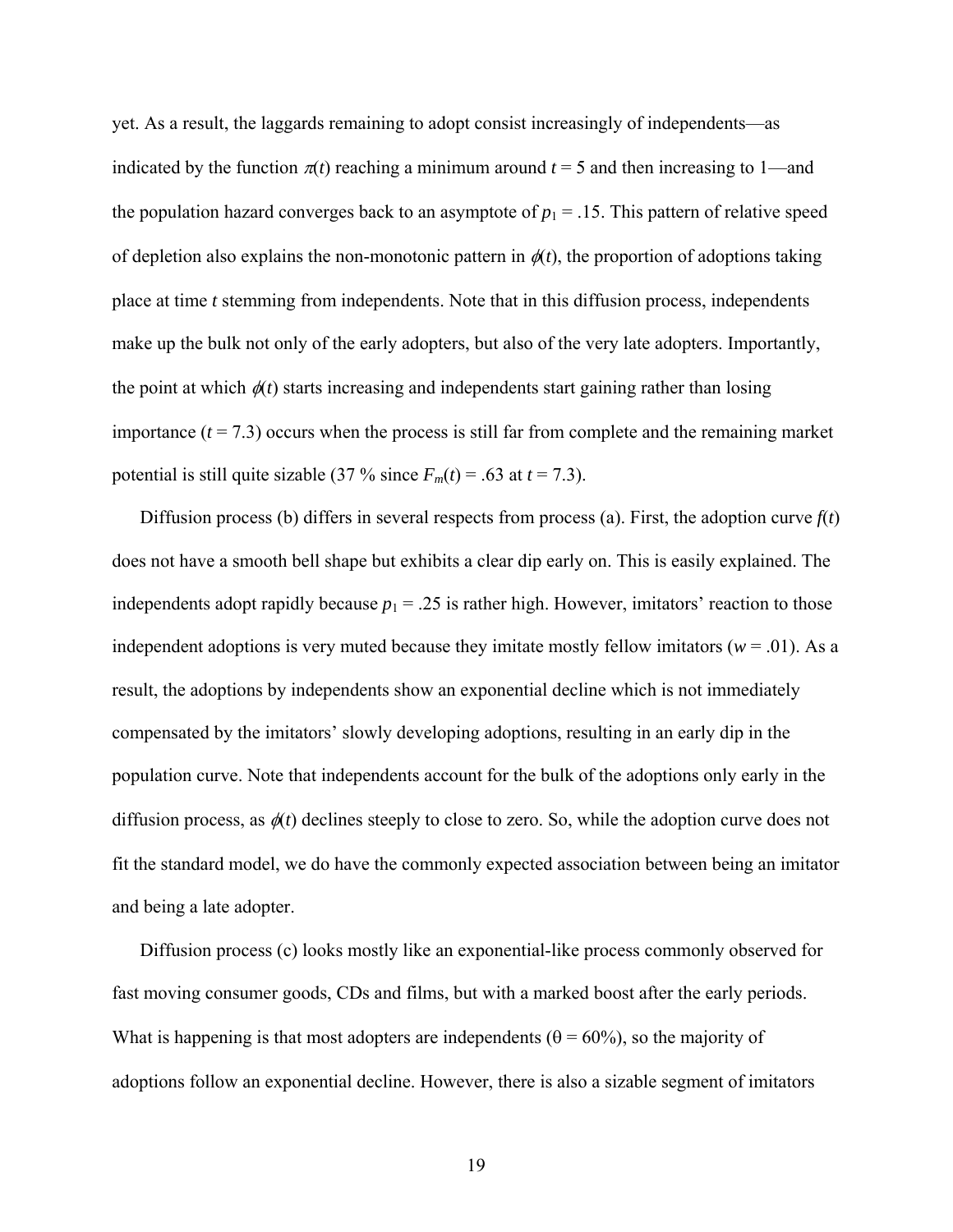yet. As a result, the laggards remaining to adopt consist increasingly of independents—as indicated by the function $\pi(t)$ reaching a minimum around $t = 5$ and then increasing to 1—and the population hazard converges back to an asymptote of $p_1 = .15$. This pattern of relative speed of depletion also explains the non-monotonic pattern in $\phi(t)$, the proportion of adoptions taking place at time $t$ stemming from independents. Note that in this diffusion process, independents make up the bulk not only of the early adopters, but also of the very late adopters. Importantly, the point at which $\phi(t)$ starts increasing and independents start gaining rather than losing importance ($t = 7.3$) occurs when the process is still far from complete and the remaining market potential is still quite sizable (37 % since $F_m(t) = .63$ at $t = 7.3$).

Diffusion process (b) differs in several respects from process (a). First, the adoption curve $f(t)$ does not have a smooth bell shape but exhibits a clear dip early on. This is easily explained. The independents adopt rapidly because $p_1 = .25$ is rather high. However, imitators' reaction to those independent adoptions is very muted because they imitate mostly fellow imitators ($w = .01$). As a result, the adoptions by independents show an exponential decline which is not immediately compensated by the imitators' slowly developing adoptions, resulting in an early dip in the population curve. Note that independents account for the bulk of the adoptions only early in the diffusion process, as $\phi(t)$ declines steeply to close to zero. So, while the adoption curve does not fit the standard model, we do have the commonly expected association between being an imitator and being a late adopter.

Diffusion process (c) looks mostly like an exponential-like process commonly observed for fast moving consumer goods, CDs and films, but with a marked boost after the early periods. What is happening is that most adopters are independents ($\theta = 60\%$), so the majority of adoptions follow an exponential decline. However, there is also a sizable segment of imitators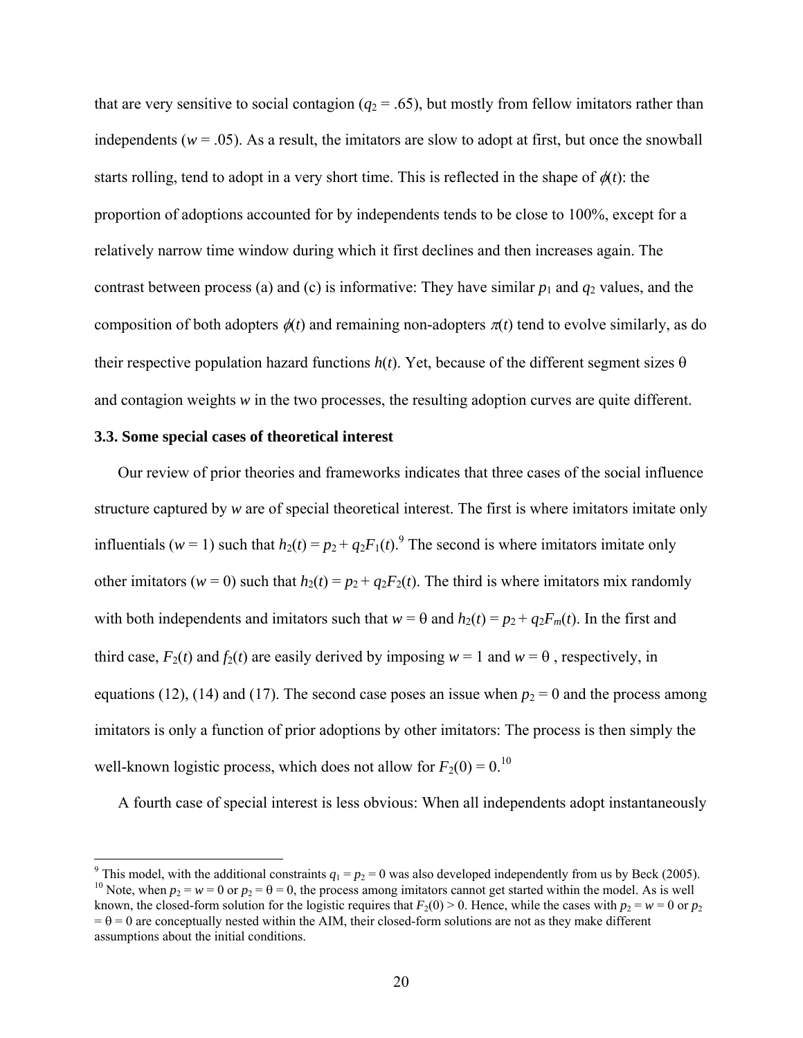that are very sensitive to social contagion ($q_2 = .65$), but mostly from fellow imitators rather than independents ($w = .05$). As a result, the imitators are slow to adopt at first, but once the snowball starts rolling, tend to adopt in a very short time. This is reflected in the shape of $\phi(t)$: the proportion of adoptions accounted for by independents tends to be close to 100%, except for a relatively narrow time window during which it first declines and then increases again. The contrast between process (a) and (c) is informative: They have similar $p_1$ and $q_2$ values, and the composition of both adopters $\phi(t)$ and remaining non-adopters $\pi(t)$ tend to evolve similarly, as do their respective population hazard functions $h(t)$. Yet, because of the different segment sizes θ and contagion weights $w$ in the two processes, the resulting adoption curves are quite different.

### 3.3. Some special cases of theoretical interest

Our review of prior theories and frameworks indicates that three cases of the social influence structure captured by $w$ are of special theoretical interest. The first is where imitators imitate only influentials ($w = 1$) such that $h_2(t) = p_2 + q_2F_1(t)$.[9] The second is where imitators imitate only other imitators ($w = 0$) such that $h_2(t) = p_2 + q_2F_2(t)$. The third is where imitators mix randomly with both independents and imitators such that $w = \theta$ and $h_2(t) = p_2 + q_2F_m(t)$. In the first and third case, $F_2(t)$ and $f_2(t)$ are easily derived by imposing $w = 1$ and $w = \theta$ , respectively, in equations (12), (14) and (17). The second case poses an issue when $p_2 = 0$ and the process among imitators is only a function of prior adoptions by other imitators: The process is then simply the well-known logistic process, which does not allow for $F_2(0) = 0$.[10]

A fourth case of special interest is less obvious: When all independents adopt instantaneously

[9] This model, with the additional constraints $q_1 = p_2 = 0$ was also developed independently from us by Beck (2005).

[10] Note, when $p_2 = w = 0$ or $p_2 = \theta = 0$, the process among imitators cannot get started within the model. As is well known, the closed-form solution for the logistic requires that $F_2(0) > 0$. Hence, while the cases with $p_2 = w = 0$ or $p_2 = \theta = 0$ are conceptually nested within the AIM, their closed-form solutions are not as they make different assumptions about the initial conditions.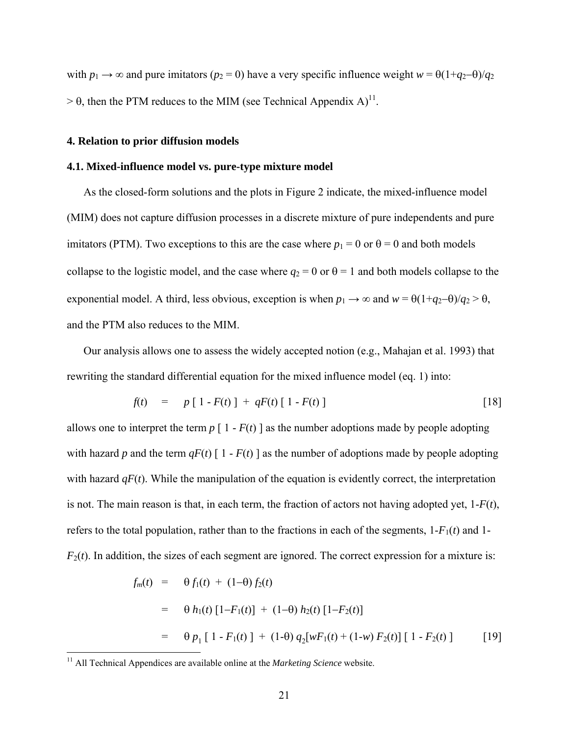with $p_1 \rightarrow \infty$ and pure imitators ($p_2 = 0$) have a very specific influence weight $w = \theta(1+q_2-\theta)/q_2 > \theta$, then the PTM reduces to the MIM (see Technical Appendix A)[11].

## 4. Relation to prior diffusion models

### 4.1. Mixed-influence model vs. pure-type mixture model

As the closed-form solutions and the plots in Figure 2 indicate, the mixed-influence model (MIM) does not capture diffusion processes in a discrete mixture of pure independents and pure imitators (PTM). Two exceptions to this are the case where $p_1 = 0$ or $\theta = 0$ and both models collapse to the logistic model, and the case where $q_2 = 0$ or $\theta = 1$ and both models collapse to the exponential model. A third, less obvious, exception is when $p_1 \rightarrow \infty$ and $w = \theta(1+q_2-\theta)/q_2 > \theta$, and the PTM also reduces to the MIM.

Our analysis allows one to assess the widely accepted notion (e.g., Mahajan et al. 1993) that rewriting the standard differential equation for the mixed influence model (eq. 1) into:

$$f(t) \quad = \quad p\,[\,1 - F(t)\,] \;+\; qF(t)\,[\,1 - F(t)\,] \qquad [18]$$

allows one to interpret the term $p\,[\,1 - F(t)\,]$ as the number adoptions made by people adopting with hazard $p$ and the term $qF(t)\,[\,1 - F(t)\,]$ as the number of adoptions made by people adopting with hazard $qF(t)$. While the manipulation of the equation is evidently correct, the interpretation is not. The main reason is that, in each term, the fraction of actors not having adopted yet, $1\text{-}F(t)$, refers to the total population, rather than to the fractions in each of the segments, $1\text{-}F_1(t)$ and $1\text{-}F_2(t)$. In addition, the sizes of each segment are ignored. The correct expression for a mixture is:

$$\begin{aligned} f_m(t) \quad &= \quad \theta\, f_1(t) \;+\; (1-\theta)\, f_2(t) \\ &= \quad \theta\, h_1(t)\,[1-F_1(t)] \;+\; (1-\theta)\, h_2(t)\,[1-F_2(t)] \\ &= \quad \theta\, p_1\,[\,1 - F_1(t)\,] \;+\; (1\text{-}\theta)\, q_2[wF_1(t) + (1\text{-}w)\, F_2(t)]\,[\,1 - F_2(t)\,] \end{aligned} \qquad [19]$$

[11] All Technical Appendices are available online at the *Marketing Science* website.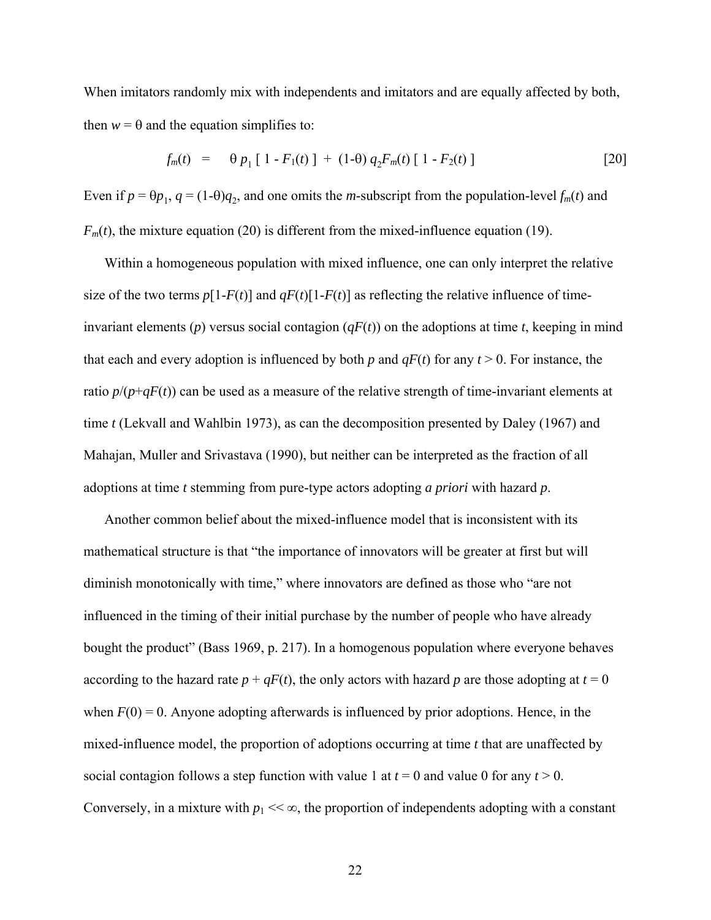When imitators randomly mix with independents and imitators and are equally affected by both, then $w = \theta$ and the equation simplifies to:

$$f_m(t) \quad = \quad \theta\, p_1 \,[\, 1 - F_1(t)\,] \; + \; (1\text{-}\theta)\, q_2 F_m(t)\,[\, 1 - F_2(t)\,] \qquad [20]$$

Even if $p = \theta p_1$, $q = (1\text{-}\theta)q_2$, and one omits the $m$-subscript from the population-level $f_m(t)$ and $F_m(t)$, the mixture equation (20) is different from the mixed-influence equation (19).

Within a homogeneous population with mixed influence, one can only interpret the relative size of the two terms $p[1\text{-}F(t)]$ and $qF(t)[1\text{-}F(t)]$ as reflecting the relative influence of time-invariant elements ($p$) versus social contagion ($qF(t)$) on the adoptions at time $t$, keeping in mind that each and every adoption is influenced by both $p$ and $qF(t)$ for any $t > 0$. For instance, the ratio $p/(p+qF(t))$ can be used as a measure of the relative strength of time-invariant elements at time $t$ (Lekvall and Wahlbin 1973), as can the decomposition presented by Daley (1967) and Mahajan, Muller and Srivastava (1990), but neither can be interpreted as the fraction of all adoptions at time $t$ stemming from pure-type actors adopting *a priori* with hazard $p$.

Another common belief about the mixed-influence model that is inconsistent with its mathematical structure is that "the importance of innovators will be greater at first but will diminish monotonically with time," where innovators are defined as those who "are not influenced in the timing of their initial purchase by the number of people who have already bought the product" (Bass 1969, p. 217). In a homogenous population where everyone behaves according to the hazard rate $p + qF(t)$, the only actors with hazard $p$ are those adopting at $t = 0$ when $F(0) = 0$. Anyone adopting afterwards is influenced by prior adoptions. Hence, in the mixed-influence model, the proportion of adoptions occurring at time $t$ that are unaffected by social contagion follows a step function with value 1 at $t = 0$ and value 0 for any $t > 0$. Conversely, in a mixture with $p_1 << \infty$, the proportion of independents adopting with a constant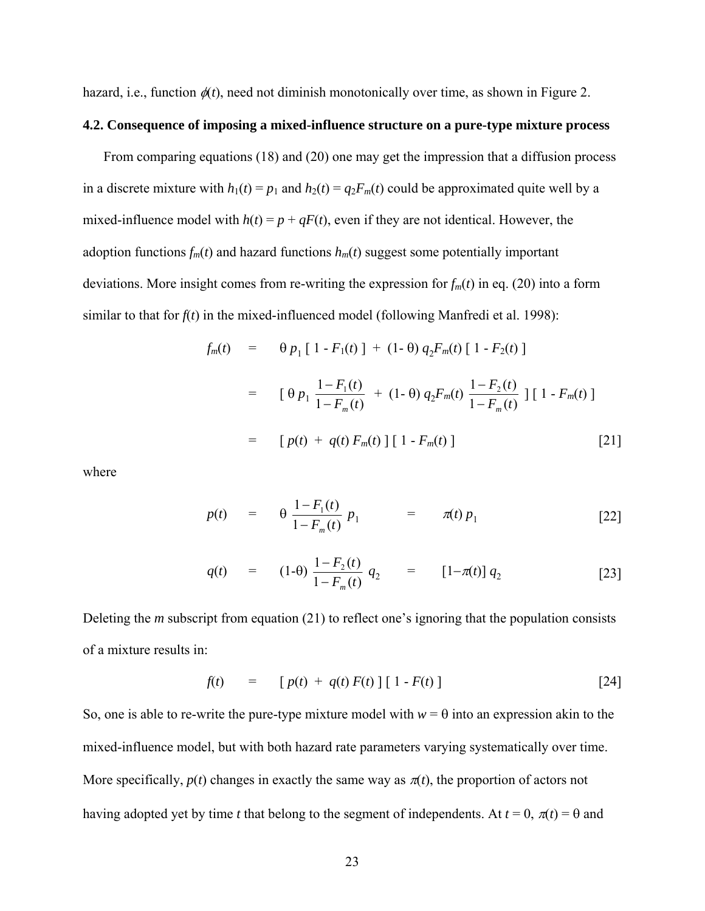hazard, i.e., function $\phi(t)$, need not diminish monotonically over time, as shown in Figure 2.

### 4.2. Consequence of imposing a mixed-influence structure on a pure-type mixture process

From comparing equations (18) and (20) one may get the impression that a diffusion process in a discrete mixture with $h_1(t) = p_1$ and $h_2(t) = q_2F_m(t)$ could be approximated quite well by a mixed-influence model with $h(t) = p + qF(t)$, even if they are not identical. However, the adoption functions $f_m(t)$ and hazard functions $h_m(t)$ suggest some potentially important deviations. More insight comes from re-writing the expression for $f_m(t)$ in eq. (20) into a form similar to that for $f(t)$ in the mixed-influenced model (following Manfredi et al. 1998):

$$
\begin{aligned}
f_m(t) &= \theta\, p_1 \,[\, 1 - F_1(t)\,] \;+\; (1-\theta)\, q_2 F_m(t)\,[\, 1 - F_2(t)\,] \\
&= \left[\, \theta\, p_1 \frac{1-F_1(t)}{1-F_m(t)} \;+\; (1-\theta)\, q_2 F_m(t) \frac{1-F_2(t)}{1-F_m(t)} \,\right] [\, 1 - F_m(t)\,] \\
&= [\, p(t) \;+\; q(t)\, F_m(t)\,]\,[\, 1 - F_m(t)\,] \qquad [21]
\end{aligned}
$$

where

$$
p(t) \;=\; \theta\, \frac{1-F_1(t)}{1-F_m(t)}\, p_1 \;=\; \pi(t)\, p_1 \qquad [22]
$$

$$
q(t) \;=\; (1-\theta)\, \frac{1-F_2(t)}{1-F_m(t)}\, q_2 \;=\; [1-\pi(t)]\, q_2 \qquad [23]
$$

Deleting the *m* subscript from equation (21) to reflect one's ignoring that the population consists of a mixture results in:

$$
f(t) \;=\; [\, p(t) \;+\; q(t)\, F(t)\,]\,[\, 1 - F(t)\,] \qquad [24]
$$

So, one is able to re-write the pure-type mixture model with $w = \theta$ into an expression akin to the mixed-influence model, but with both hazard rate parameters varying systematically over time. More specifically, $p(t)$ changes in exactly the same way as $\pi(t)$, the proportion of actors not having adopted yet by time $t$ that belong to the segment of independents. At $t = 0$, $\pi(t) = \theta$ and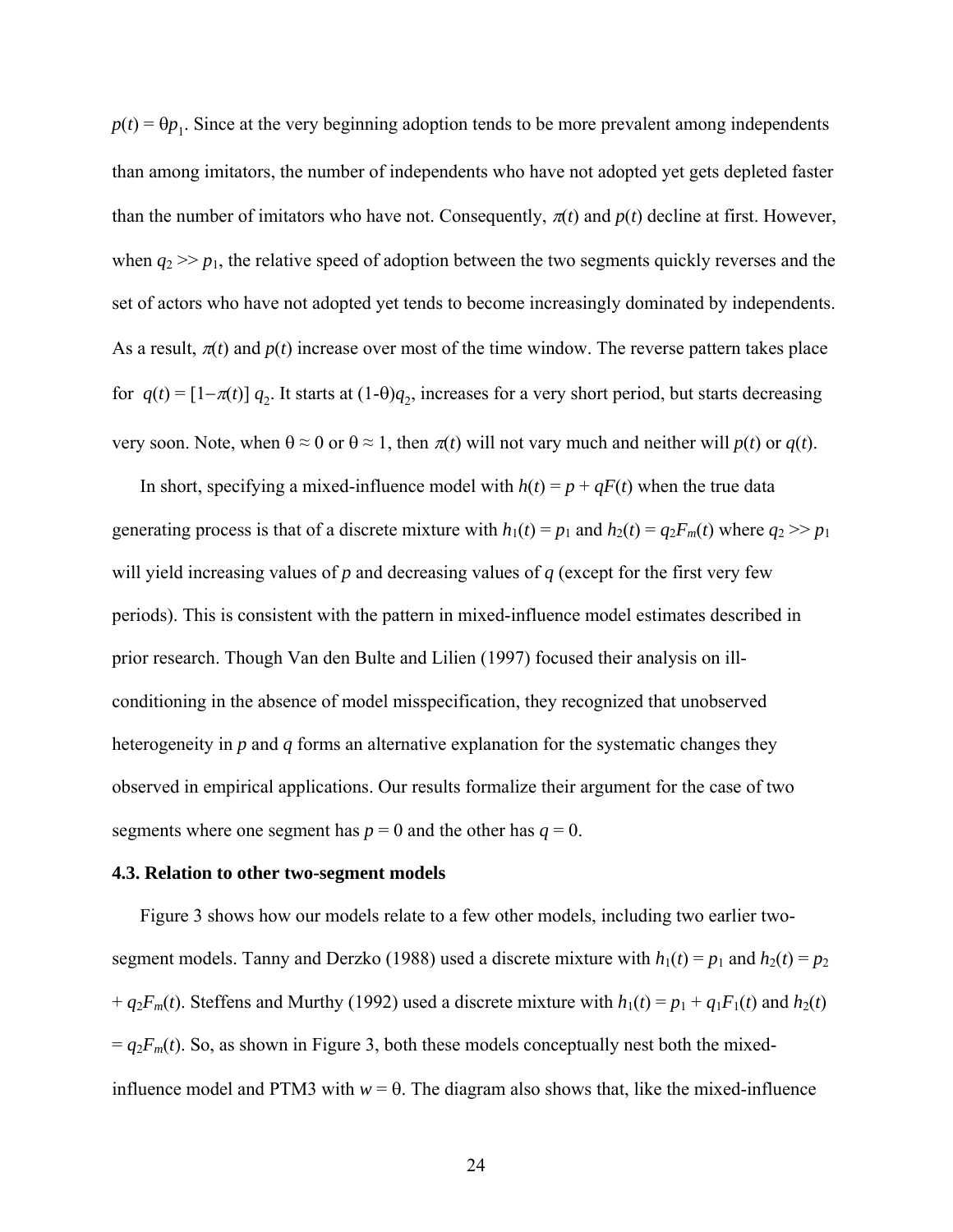$p(t) = \theta p_1$. Since at the very beginning adoption tends to be more prevalent among independents than among imitators, the number of independents who have not adopted yet gets depleted faster than the number of imitators who have not. Consequently, $\pi(t)$ and $p(t)$ decline at first. However, when $q_2 >> p_1$, the relative speed of adoption between the two segments quickly reverses and the set of actors who have not adopted yet tends to become increasingly dominated by independents. As a result, $\pi(t)$ and $p(t)$ increase over most of the time window. The reverse pattern takes place for $q(t) = [1-\pi(t)]\, q_2$. It starts at $(1-\theta)q_2$, increases for a very short period, but starts decreasing very soon. Note, when $\theta \approx 0$ or $\theta \approx 1$, then $\pi(t)$ will not vary much and neither will $p(t)$ or $q(t)$.

In short, specifying a mixed-influence model with $h(t) = p + qF(t)$ when the true data generating process is that of a discrete mixture with $h_1(t) = p_1$ and $h_2(t) = q_2F_m(t)$ where $q_2 >> p_1$ will yield increasing values of $p$ and decreasing values of $q$ (except for the first very few periods). This is consistent with the pattern in mixed-influence model estimates described in prior research. Though Van den Bulte and Lilien (1997) focused their analysis on ill-conditioning in the absence of model misspecification, they recognized that unobserved heterogeneity in $p$ and $q$ forms an alternative explanation for the systematic changes they observed in empirical applications. Our results formalize their argument for the case of two segments where one segment has $p = 0$ and the other has $q = 0$.

### 4.3. Relation to other two-segment models

Figure 3 shows how our models relate to a few other models, including two earlier two-segment models. Tanny and Derzko (1988) used a discrete mixture with $h_1(t) = p_1$ and $h_2(t) = p_2 + q_2F_m(t)$. Steffens and Murthy (1992) used a discrete mixture with $h_1(t) = p_1 + q_1F_1(t)$ and $h_2(t) = q_2F_m(t)$. So, as shown in Figure 3, both these models conceptually nest both the mixed-influence model and PTM3 with $w = \theta$. The diagram also shows that, like the mixed-influence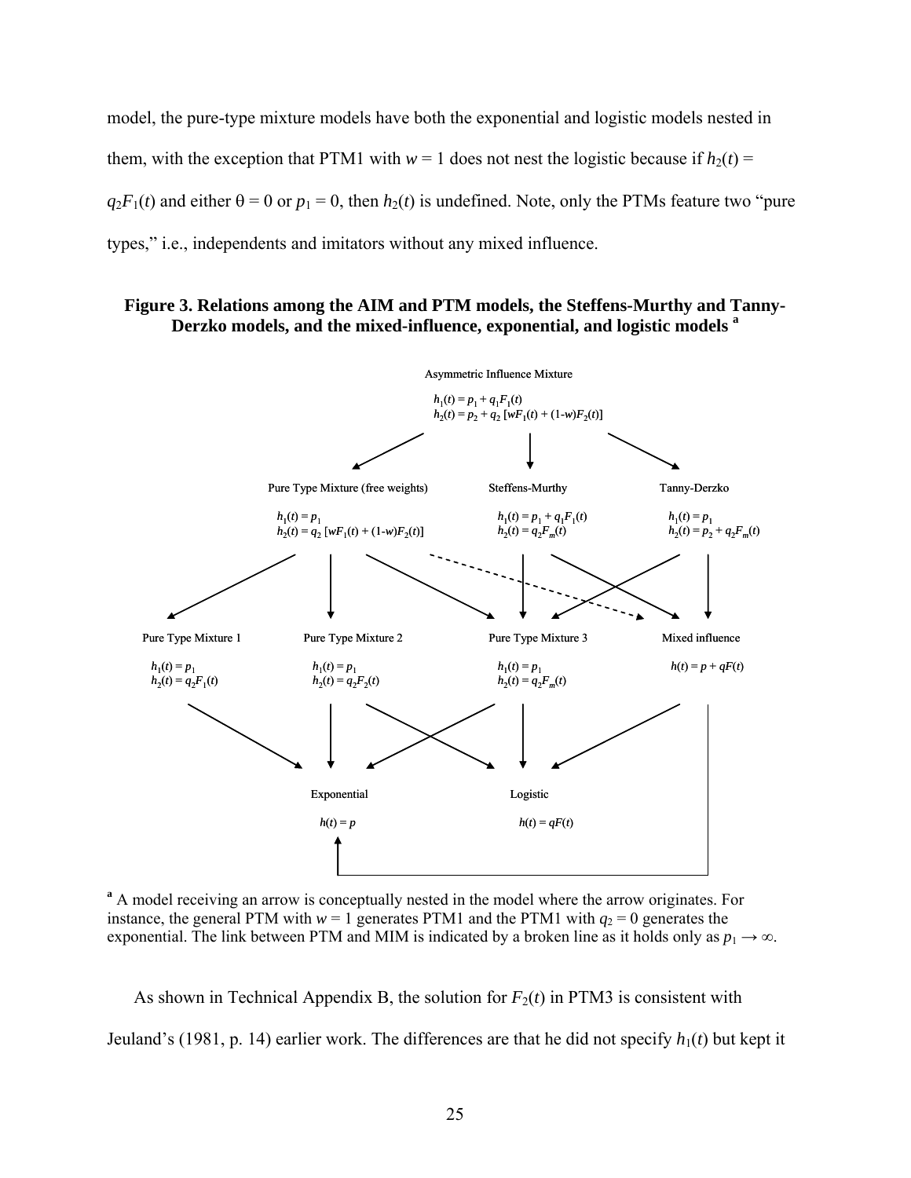model, the pure-type mixture models have both the exponential and logistic models nested in them, with the exception that PTM1 with $w = 1$ does not nest the logistic because if $h_2(t) = q_2F_1(t)$ and either $\theta = 0$ or $p_1 = 0$, then $h_2(t)$ is undefined. Note, only the PTMs feature two "pure types," i.e., independents and imitators without any mixed influence.

**Figure 3. Relations among the AIM and PTM models, the Steffens-Murthy and Tanny-Derzko models, and the mixed-influence, exponential, and logistic models [a]**

Asymmetric Influence Mixture

$h_1(t) = p_1 + q_1F_1(t)$
$h_2(t) = p_2 + q_2\,[wF_1(t) + (1\text{-}w)F_2(t)]$

Pure Type Mixture (free weights)

$h_1(t) = p_1$
$h_2(t) = q_2\,[wF_1(t) + (1\text{-}w)F_2(t)]$

Steffens-Murthy

$h_1(t) = p_1 + q_1F_1(t)$
$h_2(t) = q_2F_m(t)$

Tanny-Derzko

$h_1(t) = p_1$
$h_2(t) = p_2 + q_2F_m(t)$

Pure Type Mixture 1

$h_1(t) = p_1$
$h_2(t) = q_2F_1(t)$

Pure Type Mixture 2

$h_1(t) = p_1$
$h_2(t) = q_2F_2(t)$

Pure Type Mixture 3

$h_1(t) = p_1$
$h_2(t) = q_2F_m(t)$

Mixed influence

$h(t) = p + qF(t)$

Exponential

$h(t) = p$

Logistic

$h(t) = qF(t)$

[a] A model receiving an arrow is conceptually nested in the model where the arrow originates. For instance, the general PTM with $w = 1$ generates PTM1 and the PTM1 with $q_2 = 0$ generates the exponential. The link between PTM and MIM is indicated by a broken line as it holds only as $p_1 \rightarrow \infty$.

As shown in Technical Appendix B, the solution for $F_2(t)$ in PTM3 is consistent with Jeuland's (1981, p. 14) earlier work. The differences are that he did not specify $h_1(t)$ but kept it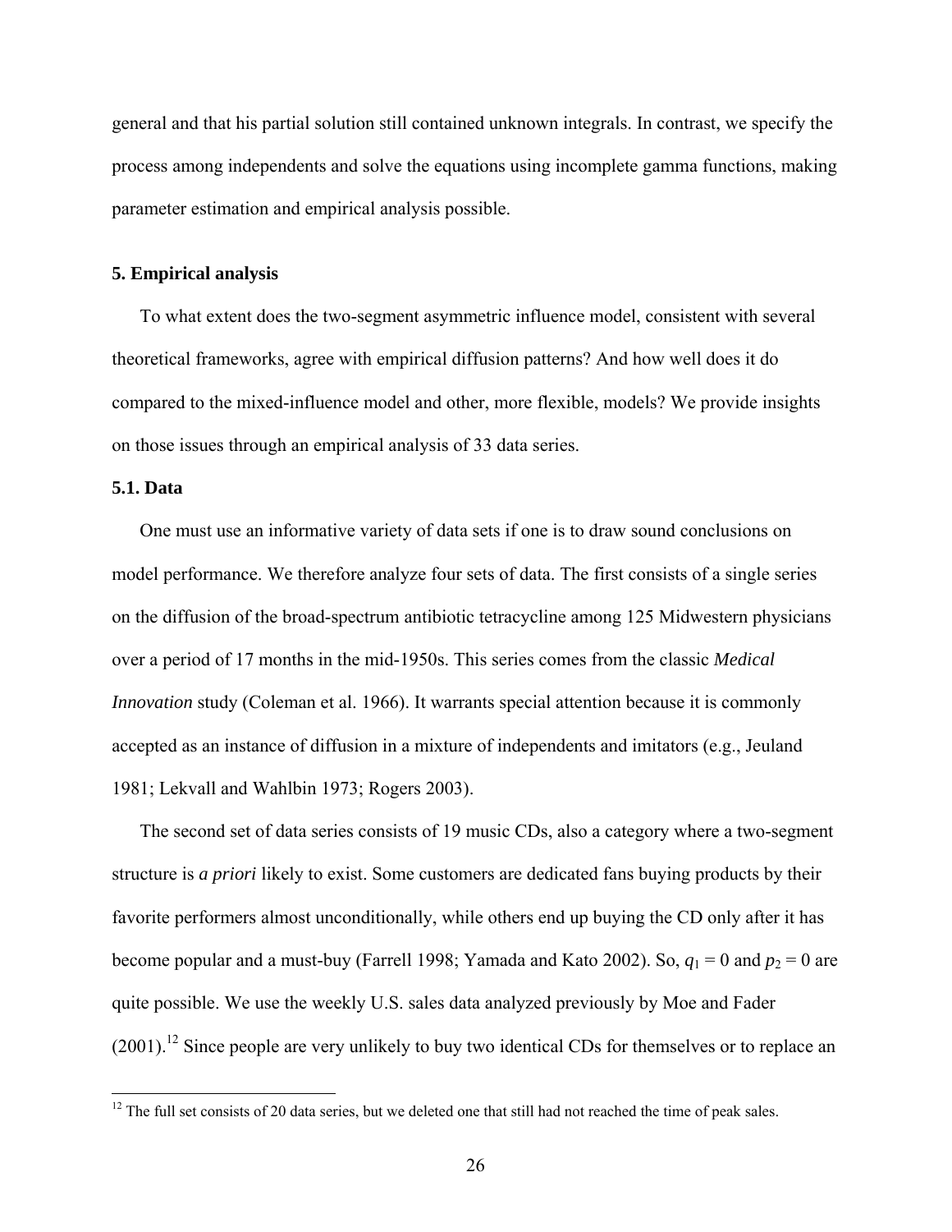general and that his partial solution still contained unknown integrals. In contrast, we specify the process among independents and solve the equations using incomplete gamma functions, making parameter estimation and empirical analysis possible.

## 5. Empirical analysis

To what extent does the two-segment asymmetric influence model, consistent with several theoretical frameworks, agree with empirical diffusion patterns? And how well does it do compared to the mixed-influence model and other, more flexible, models? We provide insights on those issues through an empirical analysis of 33 data series.

### 5.1. Data

One must use an informative variety of data sets if one is to draw sound conclusions on model performance. We therefore analyze four sets of data. The first consists of a single series on the diffusion of the broad-spectrum antibiotic tetracycline among 125 Midwestern physicians over a period of 17 months in the mid-1950s. This series comes from the classic *Medical Innovation* study (Coleman et al. 1966). It warrants special attention because it is commonly accepted as an instance of diffusion in a mixture of independents and imitators (e.g., Jeuland 1981; Lekvall and Wahlbin 1973; Rogers 2003).

The second set of data series consists of 19 music CDs, also a category where a two-segment structure is *a priori* likely to exist. Some customers are dedicated fans buying products by their favorite performers almost unconditionally, while others end up buying the CD only after it has become popular and a must-buy (Farrell 1998; Yamada and Kato 2002). So, $q_1 = 0$ and $p_2 = 0$ are quite possible. We use the weekly U.S. sales data analyzed previously by Moe and Fader (2001).[12] Since people are very unlikely to buy two identical CDs for themselves or to replace an

[12] The full set consists of 20 data series, but we deleted one that still had not reached the time of peak sales.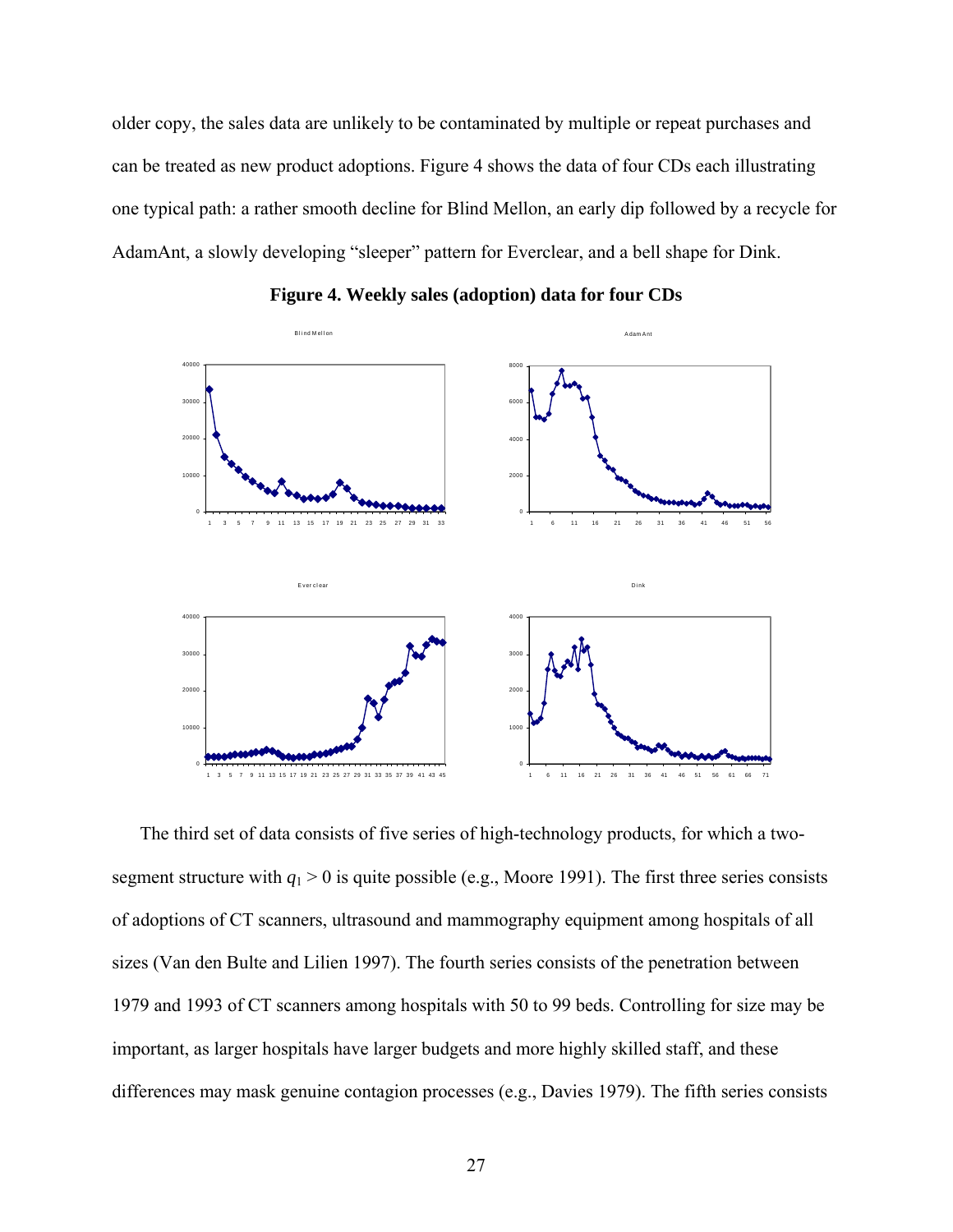older copy, the sales data are unlikely to be contaminated by multiple or repeat purchases and can be treated as new product adoptions. Figure 4 shows the data of four CDs each illustrating one typical path: a rather smooth decline for Blind Mellon, an early dip followed by a recycle for AdamAnt, a slowly developing "sleeper" pattern for Everclear, and a bell shape for Dink.

**Figure 4. Weekly sales (adoption) data for four CDs**

The third set of data consists of five series of high-technology products, for which a two-segment structure with $q_1 > 0$ is quite possible (e.g., Moore 1991). The first three series consists of adoptions of CT scanners, ultrasound and mammography equipment among hospitals of all sizes (Van den Bulte and Lilien 1997). The fourth series consists of the penetration between 1979 and 1993 of CT scanners among hospitals with 50 to 99 beds. Controlling for size may be important, as larger hospitals have larger budgets and more highly skilled staff, and these differences may mask genuine contagion processes (e.g., Davies 1979). The fifth series consists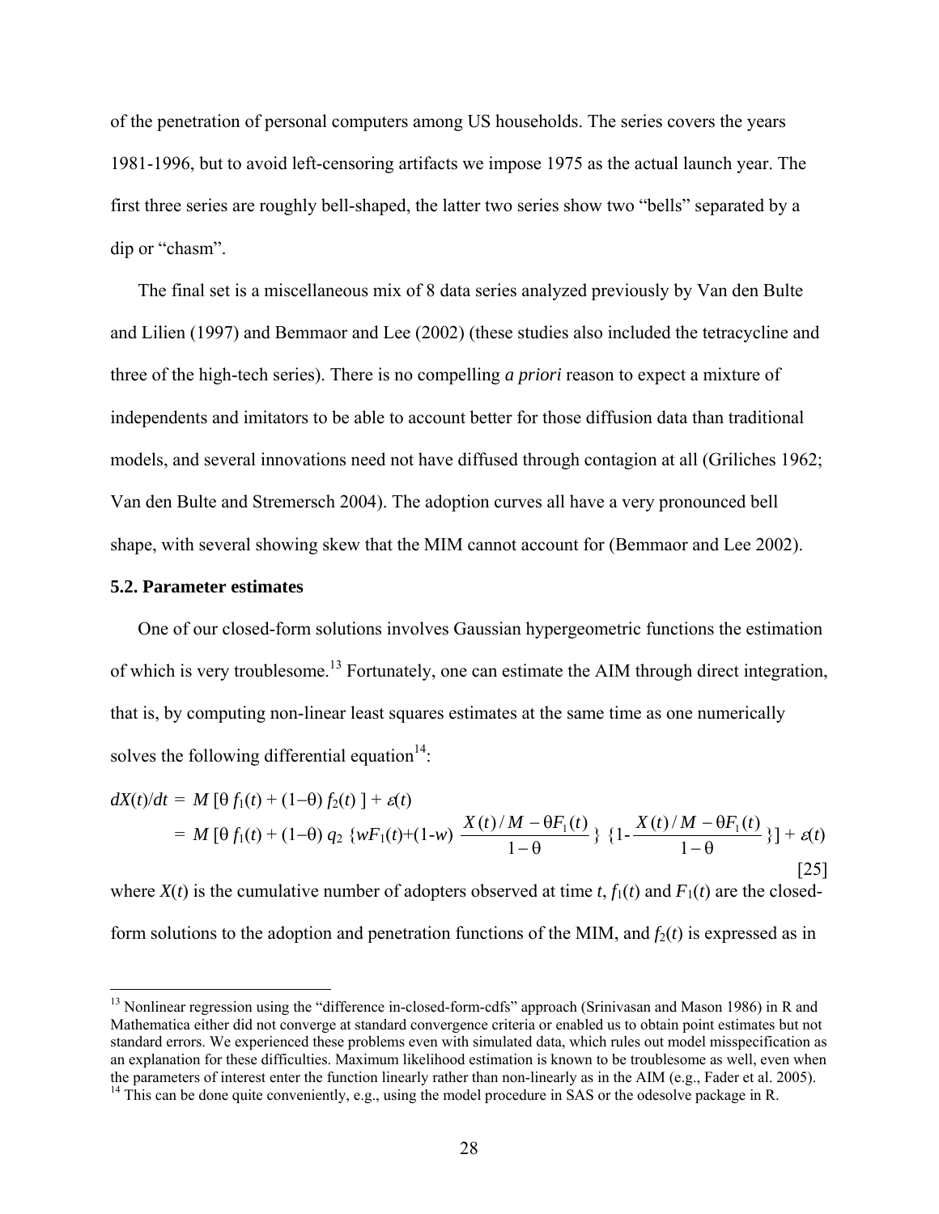of the penetration of personal computers among US households. The series covers the years 1981-1996, but to avoid left-censoring artifacts we impose 1975 as the actual launch year. The first three series are roughly bell-shaped, the latter two series show two "bells" separated by a dip or "chasm".

The final set is a miscellaneous mix of 8 data series analyzed previously by Van den Bulte and Lilien (1997) and Bemmaor and Lee (2002) (these studies also included the tetracycline and three of the high-tech series). There is no compelling *a priori* reason to expect a mixture of independents and imitators to be able to account better for those diffusion data than traditional models, and several innovations need not have diffused through contagion at all (Griliches 1962; Van den Bulte and Stremersch 2004). The adoption curves all have a very pronounced bell shape, with several showing skew that the MIM cannot account for (Bemmaor and Lee 2002).

### 5.2. Parameter estimates

One of our closed-form solutions involves Gaussian hypergeometric functions the estimation of which is very troublesome.[13] Fortunately, one can estimate the AIM through direct integration, that is, by computing non-linear least squares estimates at the same time as one numerically solves the following differential equation[14]:

$$
\begin{aligned}
dX(t)/dt &= M\,[\theta\, f_1(t) + (1-\theta)\, f_2(t)\,] + \varepsilon(t) \\
&= M\,[\theta\, f_1(t) + (1-\theta)\, q_2\, \{wF_1(t)+(1-w)\, \frac{X(t)/M - \theta F_1(t)}{1-\theta}\}\, \{1- \frac{X(t)/M - \theta F_1(t)}{1-\theta}\}] + \varepsilon(t)
\end{aligned}
\qquad [25]
$$

where $X(t)$ is the cumulative number of adopters observed at time $t$, $f_1(t)$ and $F_1(t)$ are the closed-form solutions to the adoption and penetration functions of the MIM, and $f_2(t)$ is expressed as in

---

[13] Nonlinear regression using the "difference in-closed-form-cdfs" approach (Srinivasan and Mason 1986) in R and Mathematica either did not converge at standard convergence criteria or enabled us to obtain point estimates but not standard errors. We experienced these problems even with simulated data, which rules out model misspecification as an explanation for these difficulties. Maximum likelihood estimation is known to be troublesome as well, even when the parameters of interest enter the function linearly rather than non-linearly as in the AIM (e.g., Fader et al. 2005).

[14] This can be done quite conveniently, e.g., using the model procedure in SAS or the odesolve package in R.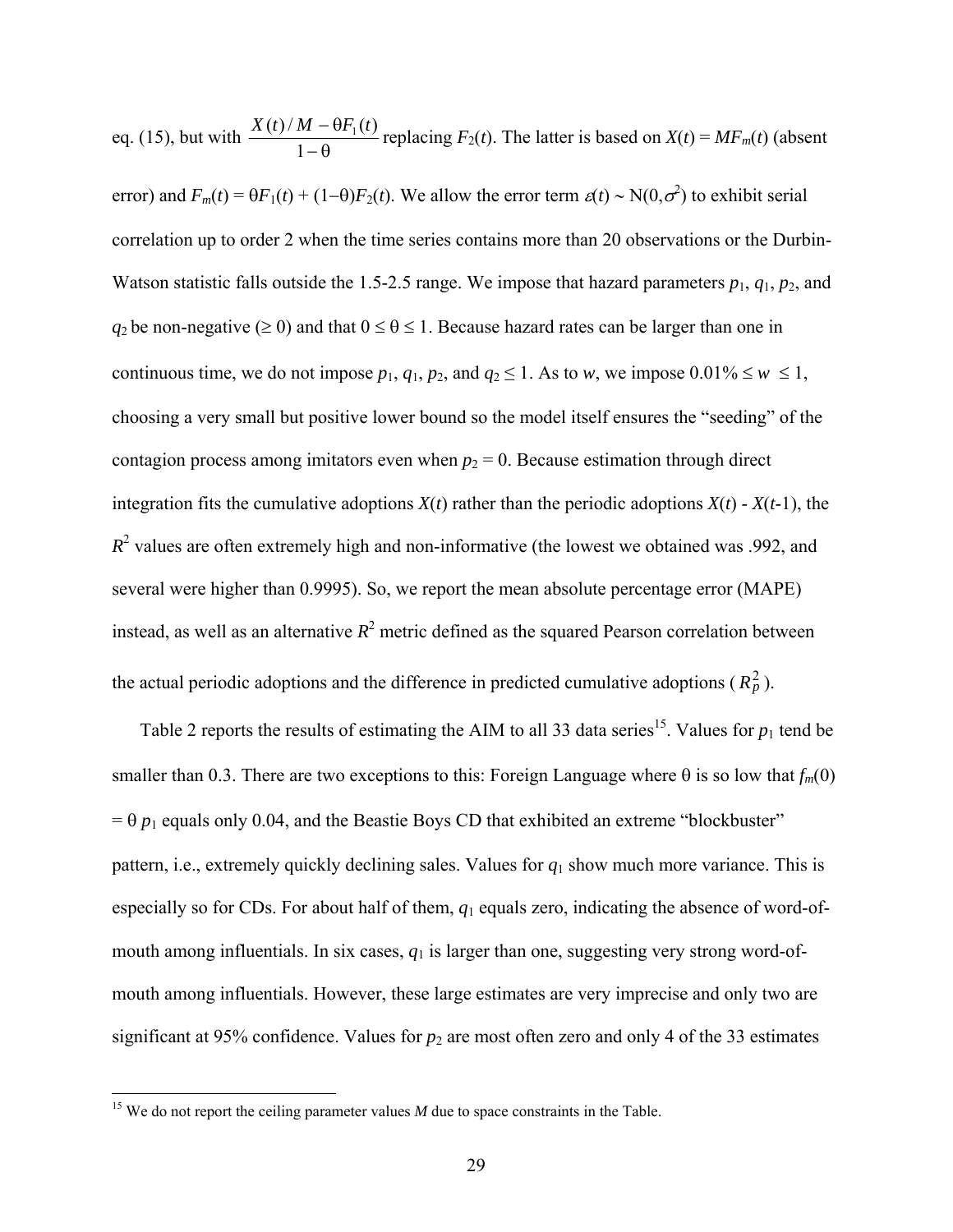eq. (15), but with $\frac{X(t)/M - \theta F_1(t)}{1-\theta}$ replacing $F_2(t)$. The latter is based on $X(t) = MF_m(t)$ (absent error) and $F_m(t) = \theta F_1(t) + (1-\theta)F_2(t)$. We allow the error term $\varepsilon(t) \sim N(0,\sigma^2)$ to exhibit serial correlation up to order 2 when the time series contains more than 20 observations or the Durbin-Watson statistic falls outside the 1.5-2.5 range. We impose that hazard parameters $p_1$, $q_1$, $p_2$, and $q_2$ be non-negative ($\geq 0$) and that $0 \leq \theta \leq 1$. Because hazard rates can be larger than one in continuous time, we do not impose $p_1$, $q_1$, $p_2$, and $q_2 \leq 1$. As to $w$, we impose $0.01\% \leq w \leq 1$, choosing a very small but positive lower bound so the model itself ensures the "seeding" of the contagion process among imitators even when $p_2 = 0$. Because estimation through direct integration fits the cumulative adoptions $X(t)$ rather than the periodic adoptions $X(t)$ - $X(t$-1), the $R^2$ values are often extremely high and non-informative (the lowest we obtained was .992, and several were higher than 0.9995). So, we report the mean absolute percentage error (MAPE) instead, as well as an alternative $R^2$ metric defined as the squared Pearson correlation between the actual periodic adoptions and the difference in predicted cumulative adoptions ($R_P^2$).

Table 2 reports the results of estimating the AIM to all 33 data series[15]. Values for $p_1$ tend be smaller than 0.3. There are two exceptions to this: Foreign Language where θ is so low that $f_m(0) = \theta\, p_1$ equals only 0.04, and the Beastie Boys CD that exhibited an extreme "blockbuster" pattern, i.e., extremely quickly declining sales. Values for $q_1$ show much more variance. This is especially so for CDs. For about half of them, $q_1$ equals zero, indicating the absence of word-of-mouth among influentials. In six cases, $q_1$ is larger than one, suggesting very strong word-of-mouth among influentials. However, these large estimates are very imprecise and only two are significant at 95% confidence. Values for $p_2$ are most often zero and only 4 of the 33 estimates

[15] We do not report the ceiling parameter values $M$ due to space constraints in the Table.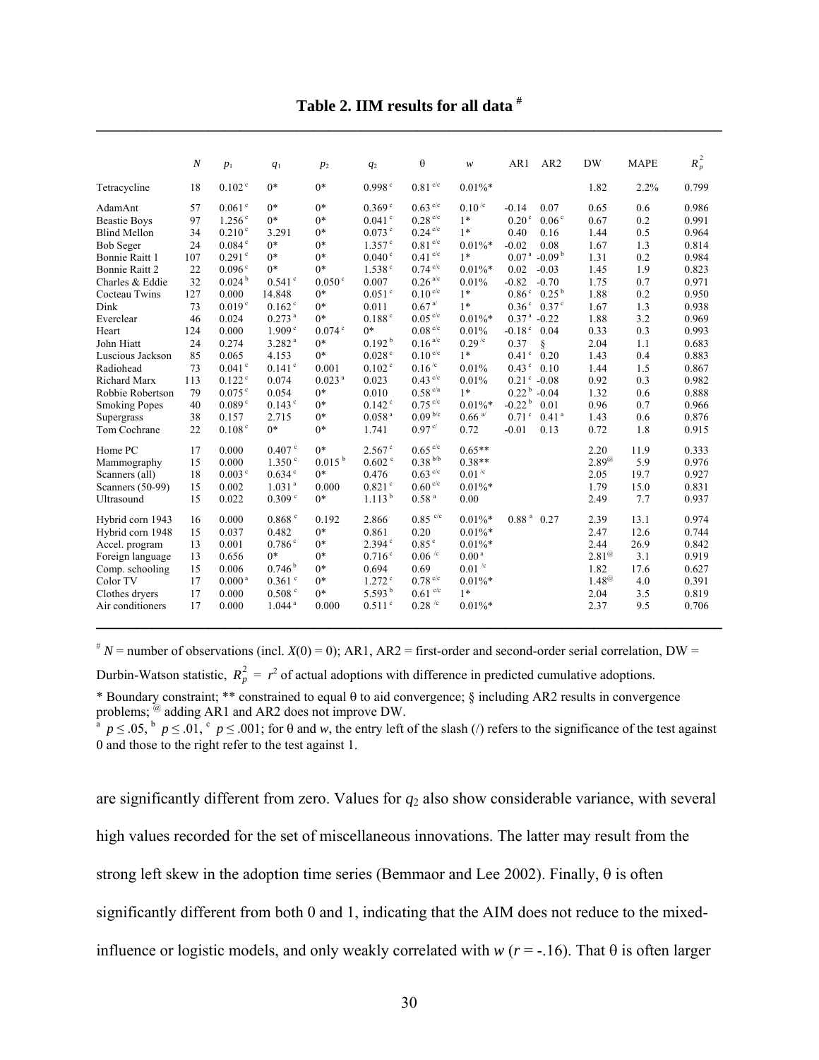**Table 2. IIM results for all data #**

| | $N$ | $p_1$ | $q_1$ | $p_2$ | $q_2$ | θ | $w$ | AR1 | AR2 | DW | MAPE | $R_p^2$ |
|---|---|---|---|---|---|---|---|---|---|---|---|---|
| Tetracycline | 18 | 0.102 [c] | 0* | 0* | 0.998 [c] | 0.81 [c/c] | 0.01%* | | | 1.82 | 2.2% | 0.799 |
| AdamAnt | 57 | 0.061 [c] | 0* | 0* | 0.369 [c] | 0.63 [c/c] | 0.10 [/c] | -0.14 | 0.07 | 0.65 | 0.6 | 0.986 |
| Beastie Boys | 97 | 1.256 [c] | 0* | 0* | 0.041 [c] | 0.28 [c/c] | 1* | 0.20 [c] | 0.06 [c] | 0.67 | 0.2 | 0.991 |
| Blind Mellon | 34 | 0.210 [c] | 3.291 | 0* | 0.073 [c] | 0.24 [c/c] | 1* | 0.40 | 0.16 | 1.44 | 0.5 | 0.964 |
| Bob Seger | 24 | 0.084 [c] | 0* | 0* | 1.357 [c] | 0.81 [c/c] | 0.01%* | -0.02 | 0.08 | 1.67 | 1.3 | 0.814 |
| Bonnie Raitt 1 | 107 | 0.291 [c] | 0* | 0* | 0.040 [c] | 0.41 [c/c] | 1* | 0.07 [a] | -0.09 [b] | 1.31 | 0.2 | 0.984 |
| Bonnie Raitt 2 | 22 | 0.096 [c] | 0* | 0* | 1.538 [c] | 0.74 [c/c] | 0.01%* | 0.02 | -0.03 | 1.45 | 1.9 | 0.823 |
| Charles & Eddie | 32 | 0.024 [b] | 0.541 [c] | 0.050 [c] | 0.007 | 0.26 [a/c] | 0.01% | -0.82 | -0.70 | 1.75 | 0.7 | 0.971 |
| Cocteau Twins | 127 | 0.000 | 14.848 | 0* | 0.051 [c] | 0.10 [c/c] | 1* | 0.86 [c] | 0.25 [b] | 1.88 | 0.2 | 0.950 |
| Dink | 73 | 0.019 [c] | 0.162 [c] | 0* | 0.011 | 0.67 [a/] | 1* | 0.36 [c] | 0.37 [c] | 1.67 | 1.3 | 0.938 |
| Everclear | 46 | 0.024 | 0.273 [a] | 0* | 0.188 [c] | 0.05 [c/c] | 0.01%* | 0.37 [a] | -0.22 | 1.88 | 3.2 | 0.969 |
| Heart | 124 | 0.000 | 1.909 [c] | 0.074 [c] | 0* | 0.08 [c/c] | 0.01% | -0.18 [c] | 0.04 | 0.33 | 0.3 | 0.993 |
| John Hiatt | 24 | 0.274 | 3.282 [a] | 0* | 0.192 [b] | 0.16 [a/c] | 0.29 [/c] | 0.37 | § | 2.04 | 1.1 | 0.683 |
| Luscious Jackson | 85 | 0.065 | 4.153 | 0* | 0.028 [c] | 0.10 [c/c] | 1* | 0.41 [c] | 0.20 | 1.43 | 0.4 | 0.883 |
| Radiohead | 73 | 0.041 [c] | 0.141 [c] | 0.001 | 0.102 [c] | 0.16 [/c] | 0.01% | 0.43 [c] | 0.10 | 1.44 | 1.5 | 0.867 |
| Richard Marx | 113 | 0.122 [c] | 0.074 | 0.023 [a] | 0.023 | 0.43 [c/c] | 0.01% | 0.21 [c] | -0.08 | 0.92 | 0.3 | 0.982 |
| Robbie Robertson | 79 | 0.075 [c] | 0.054 | 0* | 0.010 | 0.58 [c/a] | 1* | 0.22 [b] | -0.04 | 1.32 | 0.6 | 0.888 |
| Smoking Popes | 40 | 0.089 [c] | 0.143 [c] | 0* | 0.142 [c] | 0.75 [c/c] | 0.01%* | -0.22 [b] | 0.01 | 0.96 | 0.7 | 0.966 |
| Supergrass | 38 | 0.157 | 2.715 | 0* | 0.058 [a] | 0.09 [b/c] | 0.66 [a/] | 0.71 [c] | 0.41 [a] | 1.43 | 0.6 | 0.876 |
| Tom Cochrane | 22 | 0.108 [c] | 0* | 0* | 1.741 | 0.97 [c/] | 0.72 | -0.01 | 0.13 | 0.72 | 1.8 | 0.915 |
| Home PC | 17 | 0.000 | 0.407 [c] | 0* | 2.567 [c] | 0.65 [c/c] | 0.65** | | | 2.20 | 11.9 | 0.333 |
| Mammography | 15 | 0.000 | 1.350 [c] | 0.015 [b] | 0.602 [c] | 0.38 [b/b] | 0.38** | | | 2.89 [@] | 5.9 | 0.976 |
| Scanners (all) | 18 | 0.003 [c] | 0.634 [c] | 0* | 0.476 | 0.63 [c/c] | 0.01 [/c] | | | 2.05 | 19.7 | 0.927 |
| Scanners (50-99) | 15 | 0.002 | 1.031 [a] | 0.000 | 0.821 [c] | 0.60 [c/c] | 0.01%* | | | 1.79 | 15.0 | 0.831 |
| Ultrasound | 15 | 0.022 | 0.309 [c] | 0* | 1.113 [b] | 0.58 [a] | 0.00 | | | 2.49 | 7.7 | 0.937 |
| Hybrid corn 1943 | 16 | 0.000 | 0.868 [c] | 0.192 | 2.866 | 0.85 [c/c] | 0.01%* | 0.88 [a] | 0.27 | 2.39 | 13.1 | 0.974 |
| Hybrid corn 1948 | 15 | 0.037 | 0.482 | 0* | 0.861 | 0.20 | 0.01%* | | | 2.47 | 12.6 | 0.744 |
| Accel. program | 13 | 0.001 | 0.786 [c] | 0* | 2.394 [c] | 0.85 [c] | 0.01%* | | | 2.44 | 26.9 | 0.842 |
| Foreign language | 13 | 0.656 | 0* | 0* | 0.716 [c] | 0.06 [/c] | 0.00 [a] | | | 2.81 [@] | 3.1 | 0.919 |
| Comp. schooling | 15 | 0.006 | 0.746 [b] | 0* | 0.694 | 0.69 | 0.01 [/c] | | | 1.82 | 17.6 | 0.627 |
| Color TV | 17 | 0.000 [a] | 0.361 [c] | 0* | 1.272 [c] | 0.78 [c/c] | 0.01%* | | | 1.48 [@] | 4.0 | 0.391 |
| Clothes dryers | 17 | 0.000 | 0.508 [c] | 0* | 5.593 [b] | 0.61 [c/c] | 1* | | | 2.04 | 3.5 | 0.819 |
| Air conditioners | 17 | 0.000 | 1.044 [a] | 0.000 | 0.511 [c] | 0.28 [/c] | 0.01%* | | | 2.37 | 9.5 | 0.706 |

# $N$ = number of observations (incl. $X(0) = 0$); AR1, AR2 = first-order and second-order serial correlation, DW = Durbin-Watson statistic, $R_p^2 = r^2$ of actual adoptions with difference in predicted cumulative adoptions.

\* Boundary constraint; ** constrained to equal θ to aid convergence; § including AR2 results in convergence problems; @ adding AR1 and AR2 does not improve DW.

[a] $p \leq .05$, [b] $p \leq .01$, [c] $p \leq .001$; for θ and $w$, the entry left of the slash (/) refers to the significance of the test against 0 and those to the right refer to the test against 1.

are significantly different from zero. Values for $q_2$ also show considerable variance, with several high values recorded for the set of miscellaneous innovations. The latter may result from the strong left skew in the adoption time series (Bemmaor and Lee 2002). Finally, θ is often significantly different from both 0 and 1, indicating that the AIM does not reduce to the mixed-influence or logistic models, and only weakly correlated with $w$ ($r = -.16$). That θ is often larger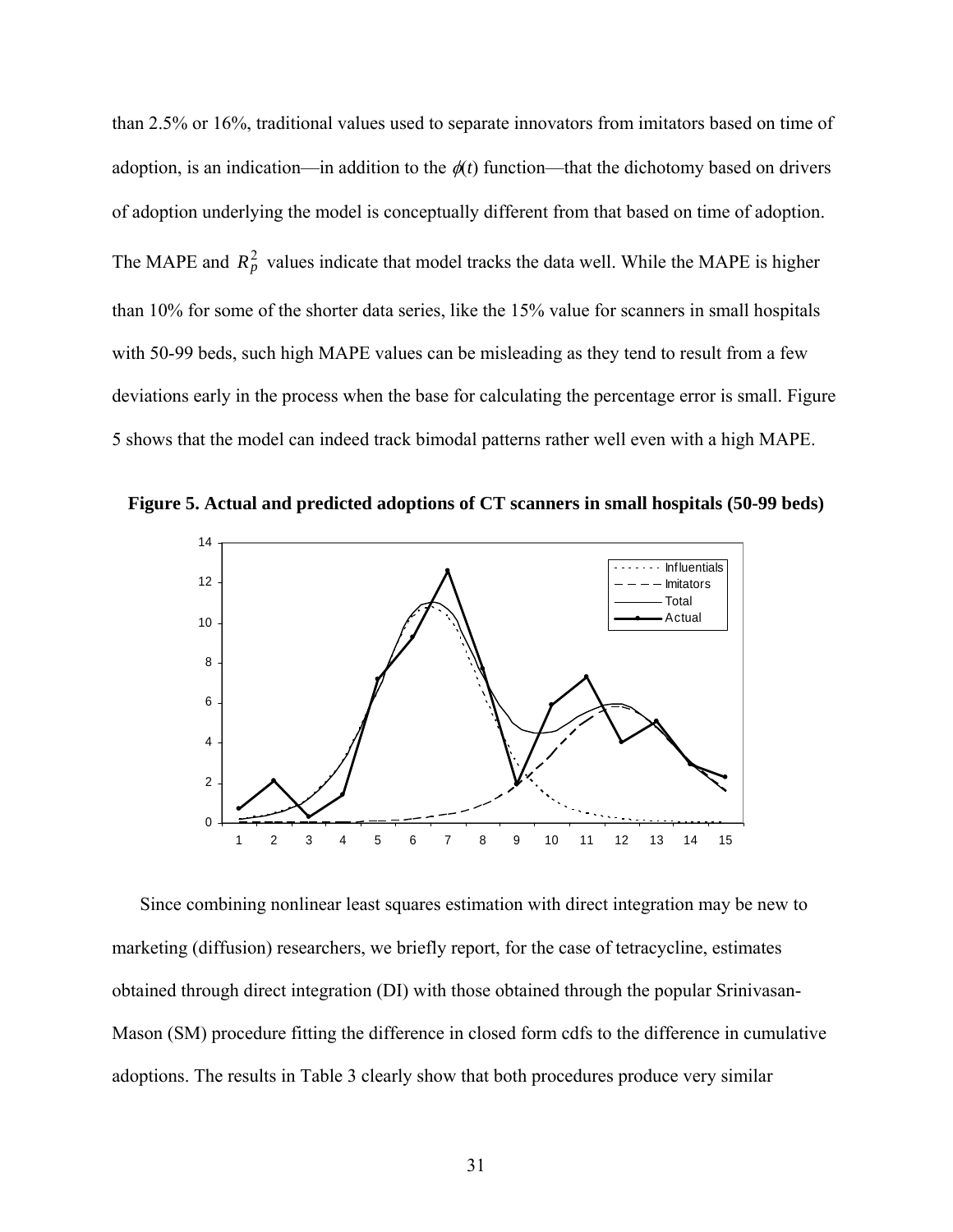than 2.5% or 16%, traditional values used to separate innovators from imitators based on time of adoption, is an indication—in addition to the $\phi(t)$ function—that the dichotomy based on drivers of adoption underlying the model is conceptually different from that based on time of adoption. The MAPE and $R_p^2$ values indicate that model tracks the data well. While the MAPE is higher than 10% for some of the shorter data series, like the 15% value for scanners in small hospitals with 50-99 beds, such high MAPE values can be misleading as they tend to result from a few deviations early in the process when the base for calculating the percentage error is small. Figure 5 shows that the model can indeed track bimodal patterns rather well even with a high MAPE.

**Figure 5. Actual and predicted adoptions of CT scanners in small hospitals (50-99 beds)**

Since combining nonlinear least squares estimation with direct integration may be new to marketing (diffusion) researchers, we briefly report, for the case of tetracycline, estimates obtained through direct integration (DI) with those obtained through the popular Srinivasan-Mason (SM) procedure fitting the difference in closed form cdfs to the difference in cumulative adoptions. The results in Table 3 clearly show that both procedures produce very similar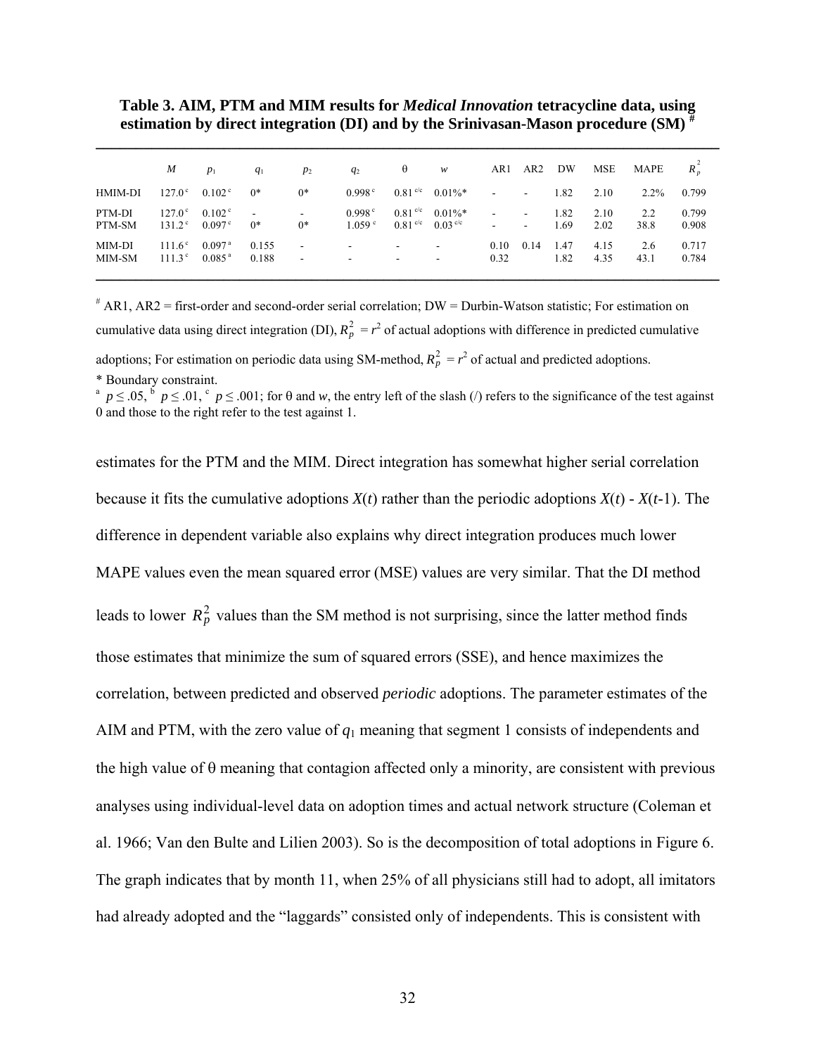**Table 3. AIM, PTM and MIM results for *Medical Innovation* tetracycline data, using estimation by direct integration (DI) and by the Srinivasan-Mason procedure (SM) [#]**

| | $M$ | $p_1$ | $q_1$ | $p_2$ | $q_2$ | θ | $w$ | AR1 | AR2 | DW | MSE | MAPE | $R_p^2$ |
|---|---|---|---|---|---|---|---|---|---|---|---|---|---|
| HMIM-DI | 127.0 [c] | 0.102 [c] | 0* | 0* | 0.998 [c] | 0.81 [c/c] | 0.01%* | - | - | 1.82 | 2.10 | 2.2% | 0.799 |
| PTM-DI | 127.0 [c] | 0.102 [c] | - | - | 0.998 [c] | 0.81 [c/c] | 0.01%* | - | - | 1.82 | 2.10 | 2.2 | 0.799 |
| PTM-SM | 131.2 [c] | 0.097 [c] | 0* | 0* | 1.059 [c] | 0.81 [c/c] | 0.03 [c/c] | - | - | 1.69 | 2.02 | 38.8 | 0.908 |
| MIM-DI | 111.6 [c] | 0.097 [a] | 0.155 | - | - | - | - | 0.10 | 0.14 | 1.47 | 4.15 | 2.6 | 0.717 |
| MIM-SM | 111.3 [c] | 0.085 [a] | 0.188 | - | - | - | - | 0.32 | | 1.82 | 4.35 | 43.1 | 0.784 |

[#] AR1, AR2 = first-order and second-order serial correlation; DW = Durbin-Watson statistic; For estimation on cumulative data using direct integration (DI), $R_p^2 = r^2$ of actual adoptions with difference in predicted cumulative adoptions; For estimation on periodic data using SM-method, $R_p^2 = r^2$ of actual and predicted adoptions.

\* Boundary constraint.

[a] $p \leq .05$, [b] $p \leq .01$, [c] $p \leq .001$; for θ and $w$, the entry left of the slash (/) refers to the significance of the test against 0 and those to the right refer to the test against 1.

estimates for the PTM and the MIM. Direct integration has somewhat higher serial correlation because it fits the cumulative adoptions $X(t)$ rather than the periodic adoptions $X(t) - X(t\text{-}1)$. The difference in dependent variable also explains why direct integration produces much lower MAPE values even the mean squared error (MSE) values are very similar. That the DI method leads to lower $R_p^2$ values than the SM method is not surprising, since the latter method finds those estimates that minimize the sum of squared errors (SSE), and hence maximizes the correlation, between predicted and observed *periodic* adoptions. The parameter estimates of the AIM and PTM, with the zero value of $q_1$ meaning that segment 1 consists of independents and the high value of θ meaning that contagion affected only a minority, are consistent with previous analyses using individual-level data on adoption times and actual network structure (Coleman et al. 1966; Van den Bulte and Lilien 2003). So is the decomposition of total adoptions in Figure 6. The graph indicates that by month 11, when 25% of all physicians still had to adopt, all imitators had already adopted and the "laggards" consisted only of independents. This is consistent with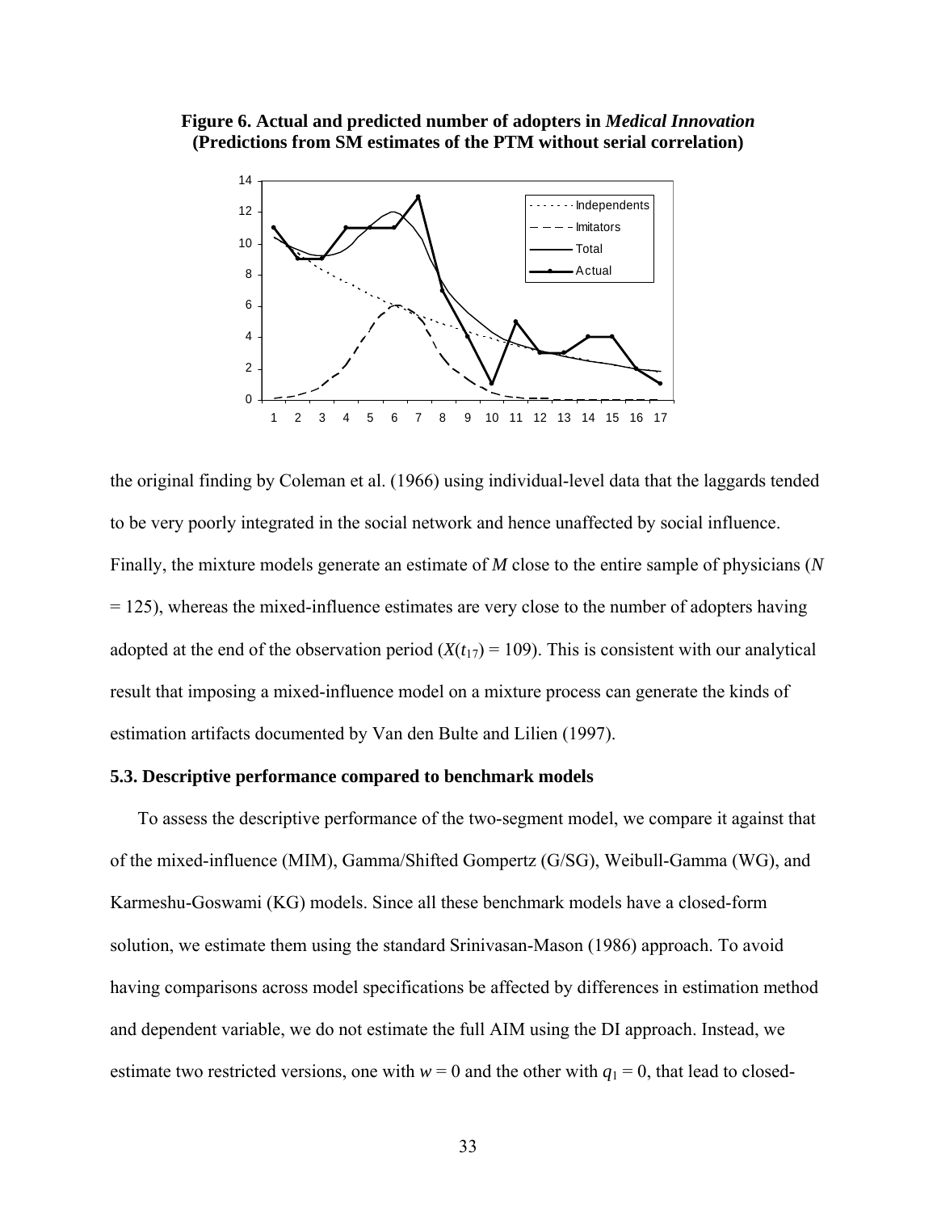**Figure 6. Actual and predicted number of adopters in *Medical Innovation* (Predictions from SM estimates of the PTM without serial correlation)**

the original finding by Coleman et al. (1966) using individual-level data that the laggards tended to be very poorly integrated in the social network and hence unaffected by social influence. Finally, the mixture models generate an estimate of $M$ close to the entire sample of physicians ($N$ = 125), whereas the mixed-influence estimates are very close to the number of adopters having adopted at the end of the observation period ($X(t_{17})$ = 109). This is consistent with our analytical result that imposing a mixed-influence model on a mixture process can generate the kinds of estimation artifacts documented by Van den Bulte and Lilien (1997).

### 5.3. Descriptive performance compared to benchmark models

To assess the descriptive performance of the two-segment model, we compare it against that of the mixed-influence (MIM), Gamma/Shifted Gompertz (G/SG), Weibull-Gamma (WG), and Karmeshu-Goswami (KG) models. Since all these benchmark models have a closed-form solution, we estimate them using the standard Srinivasan-Mason (1986) approach. To avoid having comparisons across model specifications be affected by differences in estimation method and dependent variable, we do not estimate the full AIM using the DI approach. Instead, we estimate two restricted versions, one with $w = 0$ and the other with $q_1 = 0$, that lead to closed-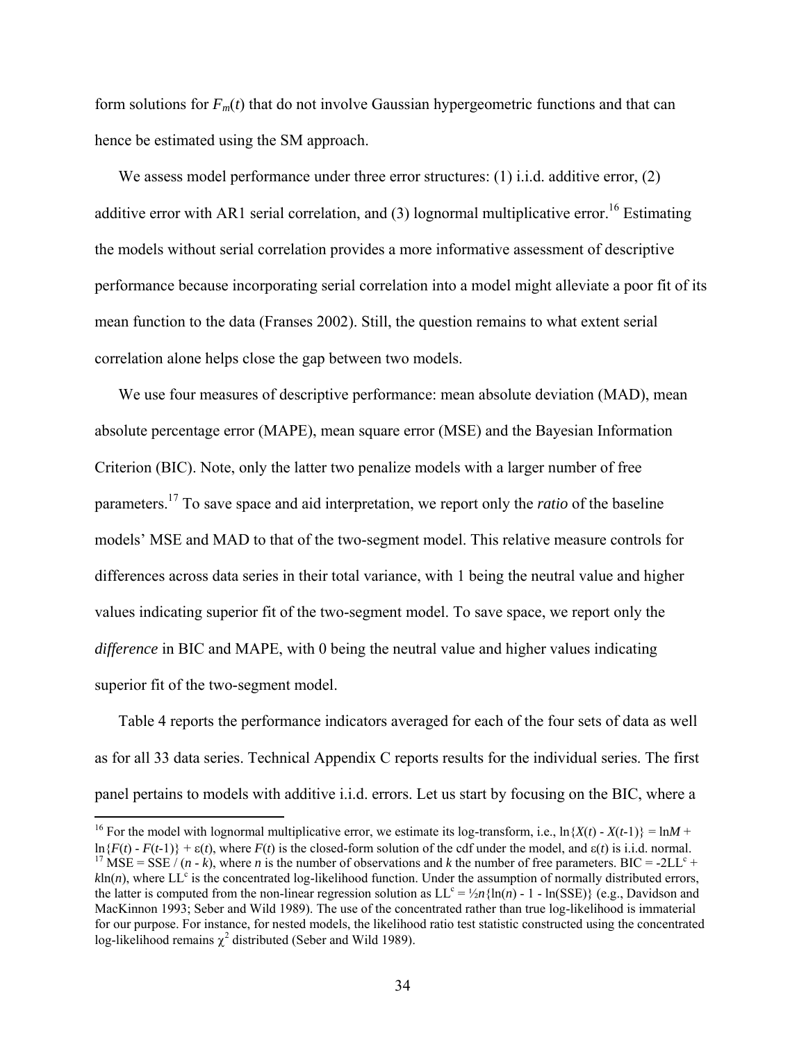form solutions for $F_m(t)$ that do not involve Gaussian hypergeometric functions and that can hence be estimated using the SM approach.

We assess model performance under three error structures: (1) i.i.d. additive error, (2) additive error with AR1 serial correlation, and (3) lognormal multiplicative error.[16] Estimating the models without serial correlation provides a more informative assessment of descriptive performance because incorporating serial correlation into a model might alleviate a poor fit of its mean function to the data (Franses 2002). Still, the question remains to what extent serial correlation alone helps close the gap between two models.

We use four measures of descriptive performance: mean absolute deviation (MAD), mean absolute percentage error (MAPE), mean square error (MSE) and the Bayesian Information Criterion (BIC). Note, only the latter two penalize models with a larger number of free parameters.[17] To save space and aid interpretation, we report only the *ratio* of the baseline models' MSE and MAD to that of the two-segment model. This relative measure controls for differences across data series in their total variance, with 1 being the neutral value and higher values indicating superior fit of the two-segment model. To save space, we report only the *difference* in BIC and MAPE, with 0 being the neutral value and higher values indicating superior fit of the two-segment model.

Table 4 reports the performance indicators averaged for each of the four sets of data as well as for all 33 data series. Technical Appendix C reports results for the individual series. The first panel pertains to models with additive i.i.d. errors. Let us start by focusing on the BIC, where a

---

[16] For the model with lognormal multiplicative error, we estimate its log-transform, i.e., $\ln\{X(t) - X(t\text{-}1)\} = \ln M + \ln\{F(t) - F(t\text{-}1)\} + \varepsilon(t)$, where $F(t)$ is the closed-form solution of the cdf under the model, and $\varepsilon(t)$ is i.i.d. normal.

[17] $\text{MSE} = \text{SSE} / (n - k)$, where $n$ is the number of observations and $k$ the number of free parameters. $\text{BIC} = -2\text{LL}^c + k\ln(n)$, where $\text{LL}^c$ is the concentrated log-likelihood function. Under the assumption of normally distributed errors, the latter is computed from the non-linear regression solution as $\text{LL}^c = \frac{1}{2}n\{\ln(n) - 1 - \ln(\text{SSE})\}$ (e.g., Davidson and MacKinnon 1993; Seber and Wild 1989). The use of the concentrated rather than true log-likelihood is immaterial for our purpose. For instance, for nested models, the likelihood ratio test statistic constructed using the concentrated log-likelihood remains $\chi^2$ distributed (Seber and Wild 1989).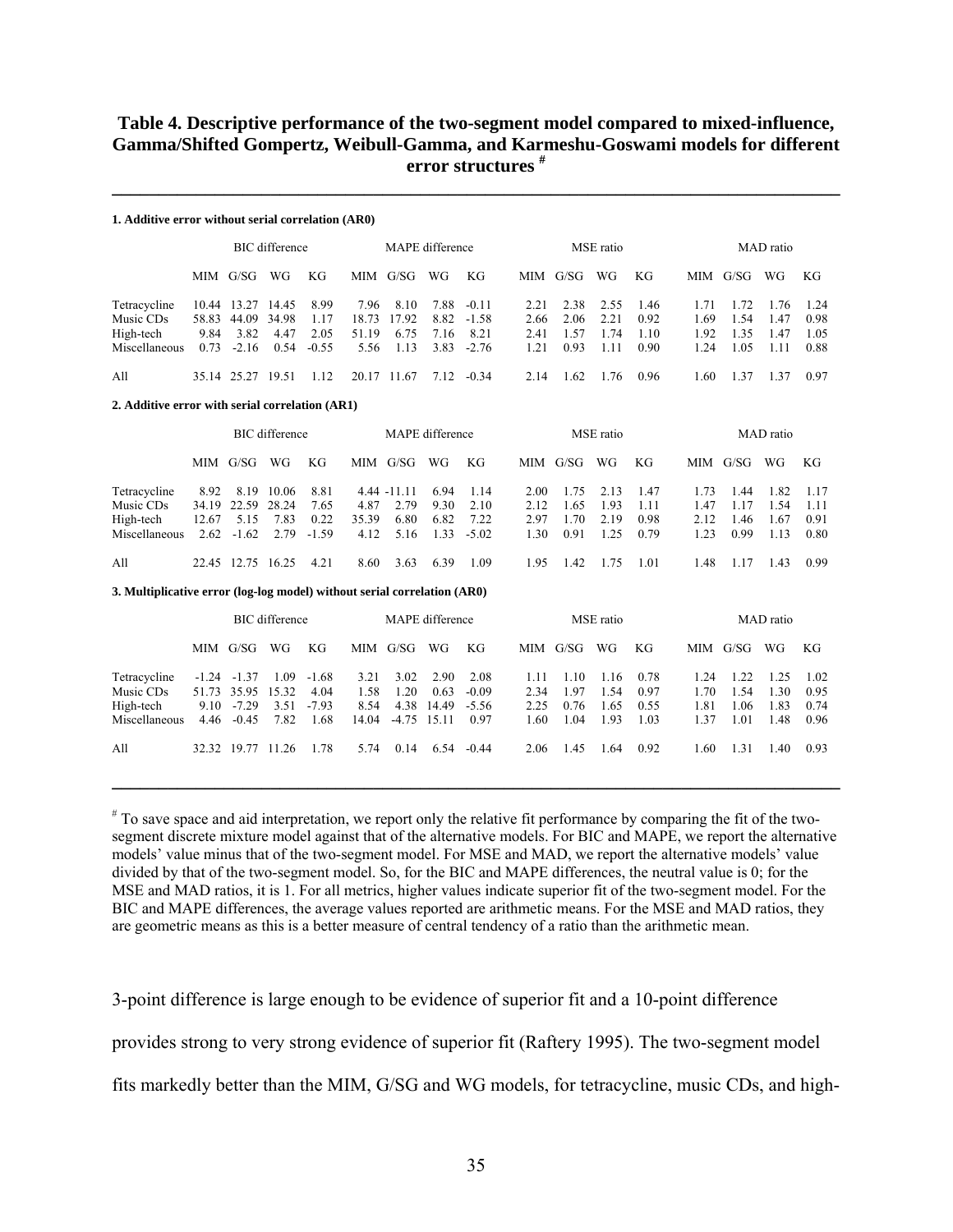**Table 4. Descriptive performance of the two-segment model compared to mixed-influence, Gamma/Shifted Gompertz, Weibull-Gamma, and Karmeshu-Goswami models for different error structures [#]**

**1. Additive error without serial correlation (AR0)**

| | BIC difference | | | | MAPE difference | | | | MSE ratio | | | | MAD ratio | | | |
|---|---|---|---|---|---|---|---|---|---|---|---|---|---|---|---|---|
| | MIM | G/SG | WG | KG | MIM | G/SG | WG | KG | MIM | G/SG | WG | KG | MIM | G/SG | WG | KG |
| Tetracycline | 10.44 | 13.27 | 14.45 | 8.99 | 7.96 | 8.10 | 7.88 | -0.11 | 2.21 | 2.38 | 2.55 | 1.46 | 1.71 | 1.72 | 1.76 | 1.24 |
| Music CDs | 58.83 | 44.09 | 34.98 | 1.17 | 18.73 | 17.92 | 8.82 | -1.58 | 2.66 | 2.06 | 2.21 | 0.92 | 1.69 | 1.54 | 1.47 | 0.98 |
| High-tech | 9.84 | 3.82 | 4.47 | 2.05 | 51.19 | 6.75 | 7.16 | 8.21 | 2.41 | 1.57 | 1.74 | 1.10 | 1.92 | 1.35 | 1.47 | 1.05 |
| Miscellaneous | 0.73 | -2.16 | 0.54 | -0.55 | 5.56 | 1.13 | 3.83 | -2.76 | 1.21 | 0.93 | 1.11 | 0.90 | 1.24 | 1.05 | 1.11 | 0.88 |
| All | 35.14 | 25.27 | 19.51 | 1.12 | 20.17 | 11.67 | 7.12 | -0.34 | 2.14 | 1.62 | 1.76 | 0.96 | 1.60 | 1.37 | 1.37 | 0.97 |

**2. Additive error with serial correlation (AR1)**

| | BIC difference | | | | MAPE difference | | | | MSE ratio | | | | MAD ratio | | | |
|---|---|---|---|---|---|---|---|---|---|---|---|---|---|---|---|---|
| | MIM | G/SG | WG | KG | MIM | G/SG | WG | KG | MIM | G/SG | WG | KG | MIM | G/SG | WG | KG |
| Tetracycline | 8.92 | 8.19 | 10.06 | 8.81 | 4.44 | -11.11 | 6.94 | 1.14 | 2.00 | 1.75 | 2.13 | 1.47 | 1.73 | 1.44 | 1.82 | 1.17 |
| Music CDs | 34.19 | 22.59 | 28.24 | 7.65 | 4.87 | 2.79 | 9.30 | 2.10 | 2.12 | 1.65 | 1.93 | 1.11 | 1.47 | 1.17 | 1.54 | 1.11 |
| High-tech | 12.67 | 5.15 | 7.83 | 0.22 | 35.39 | 6.80 | 6.82 | 7.22 | 2.97 | 1.70 | 2.19 | 0.98 | 2.12 | 1.46 | 1.67 | 0.91 |
| Miscellaneous | 2.62 | -1.62 | 2.79 | -1.59 | 4.12 | 5.16 | 1.33 | -5.02 | 1.30 | 0.91 | 1.25 | 0.79 | 1.23 | 0.99 | 1.13 | 0.80 |
| All | 22.45 | 12.75 | 16.25 | 4.21 | 8.60 | 3.63 | 6.39 | 1.09 | 1.95 | 1.42 | 1.75 | 1.01 | 1.48 | 1.17 | 1.43 | 0.99 |

**3. Multiplicative error (log-log model) without serial correlation (AR0)**

| | BIC difference | | | | MAPE difference | | | | MSE ratio | | | | MAD ratio | | | |
|---|---|---|---|---|---|---|---|---|---|---|---|---|---|---|---|---|
| | MIM | G/SG | WG | KG | MIM | G/SG | WG | KG | MIM | G/SG | WG | KG | MIM | G/SG | WG | KG |
| Tetracycline | -1.24 | -1.37 | 1.09 | -1.68 | 3.21 | 3.02 | 2.90 | 2.08 | 1.11 | 1.10 | 1.16 | 0.78 | 1.24 | 1.22 | 1.25 | 1.02 |
| Music CDs | 51.73 | 35.95 | 15.32 | 4.04 | 1.58 | 1.20 | 0.63 | -0.09 | 2.34 | 1.97 | 1.54 | 0.97 | 1.70 | 1.54 | 1.30 | 0.95 |
| High-tech | 9.10 | -7.29 | 3.51 | -7.93 | 8.54 | 4.38 | 14.49 | -5.56 | 2.25 | 0.76 | 1.65 | 0.55 | 1.81 | 1.06 | 1.83 | 0.74 |
| Miscellaneous | 4.46 | -0.45 | 7.82 | 1.68 | 14.04 | -4.75 | 15.11 | 0.97 | 1.60 | 1.04 | 1.93 | 1.03 | 1.37 | 1.01 | 1.48 | 0.96 |
| All | 32.32 | 19.77 | 11.26 | 1.78 | 5.74 | 0.14 | 6.54 | -0.44 | 2.06 | 1.45 | 1.64 | 0.92 | 1.60 | 1.31 | 1.40 | 0.93 |

[#] To save space and aid interpretation, we report only the relative fit performance by comparing the fit of the two-segment discrete mixture model against that of the alternative models. For BIC and MAPE, we report the alternative models' value minus that of the two-segment model. For MSE and MAD, we report the alternative models' value divided by that of the two-segment model. So, for the BIC and MAPE differences, the neutral value is 0; for the MSE and MAD ratios, it is 1. For all metrics, higher values indicate superior fit of the two-segment model. For the BIC and MAPE differences, the average values reported are arithmetic means. For the MSE and MAD ratios, they are geometric means as this is a better measure of central tendency of a ratio than the arithmetic mean.

3-point difference is large enough to be evidence of superior fit and a 10-point difference provides strong to very strong evidence of superior fit (Raftery 1995). The two-segment model fits markedly better than the MIM, G/SG and WG models, for tetracycline, music CDs, and high-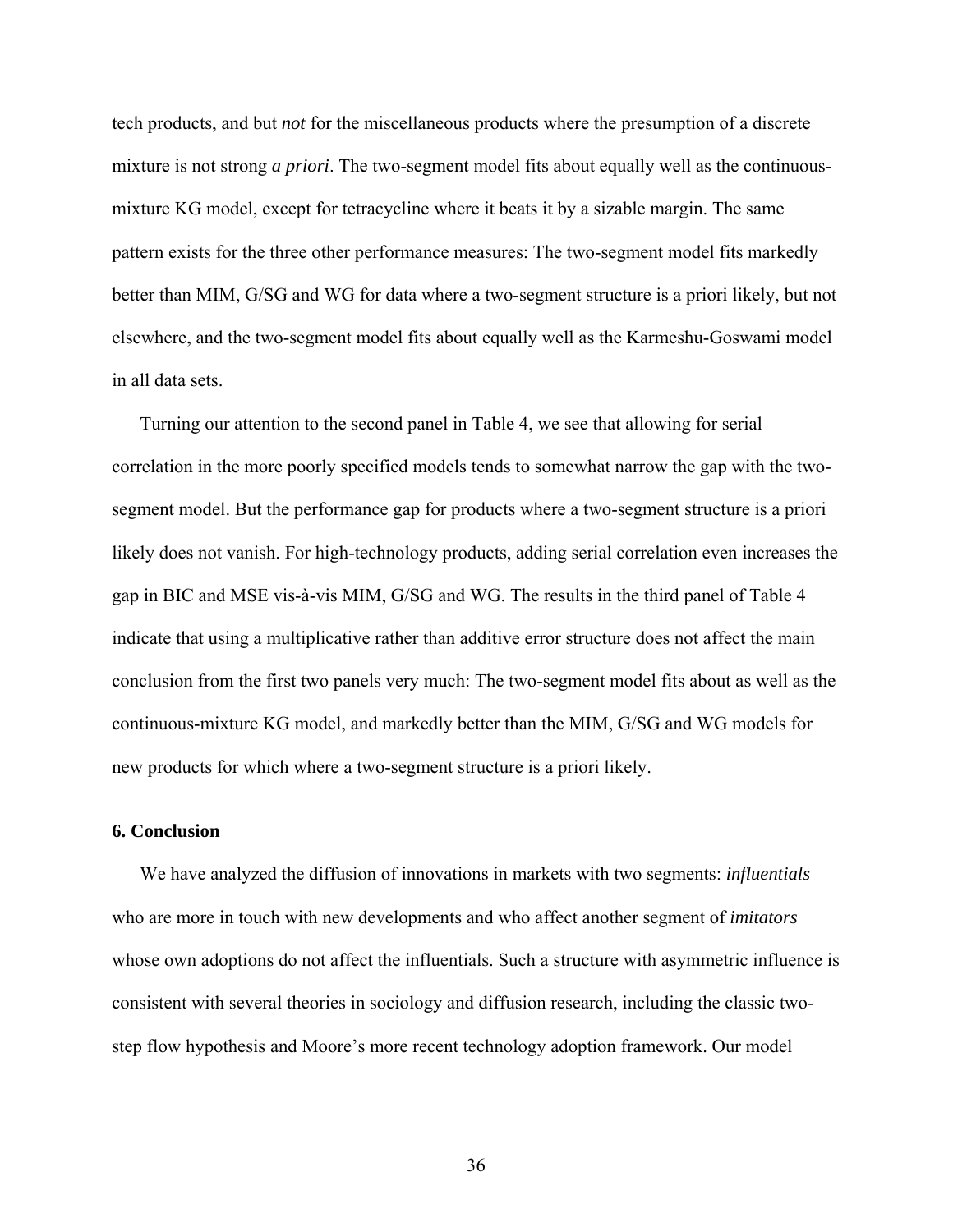tech products, and but *not* for the miscellaneous products where the presumption of a discrete mixture is not strong *a priori*. The two-segment model fits about equally well as the continuous-mixture KG model, except for tetracycline where it beats it by a sizable margin. The same pattern exists for the three other performance measures: The two-segment model fits markedly better than MIM, G/SG and WG for data where a two-segment structure is a priori likely, but not elsewhere, and the two-segment model fits about equally well as the Karmeshu-Goswami model in all data sets.

Turning our attention to the second panel in Table 4, we see that allowing for serial correlation in the more poorly specified models tends to somewhat narrow the gap with the two-segment model. But the performance gap for products where a two-segment structure is a priori likely does not vanish. For high-technology products, adding serial correlation even increases the gap in BIC and MSE vis-à-vis MIM, G/SG and WG. The results in the third panel of Table 4 indicate that using a multiplicative rather than additive error structure does not affect the main conclusion from the first two panels very much: The two-segment model fits about as well as the continuous-mixture KG model, and markedly better than the MIM, G/SG and WG models for new products for which where a two-segment structure is a priori likely.

## 6. Conclusion

We have analyzed the diffusion of innovations in markets with two segments: *influentials* who are more in touch with new developments and who affect another segment of *imitators* whose own adoptions do not affect the influentials. Such a structure with asymmetric influence is consistent with several theories in sociology and diffusion research, including the classic two-step flow hypothesis and Moore's more recent technology adoption framework. Our model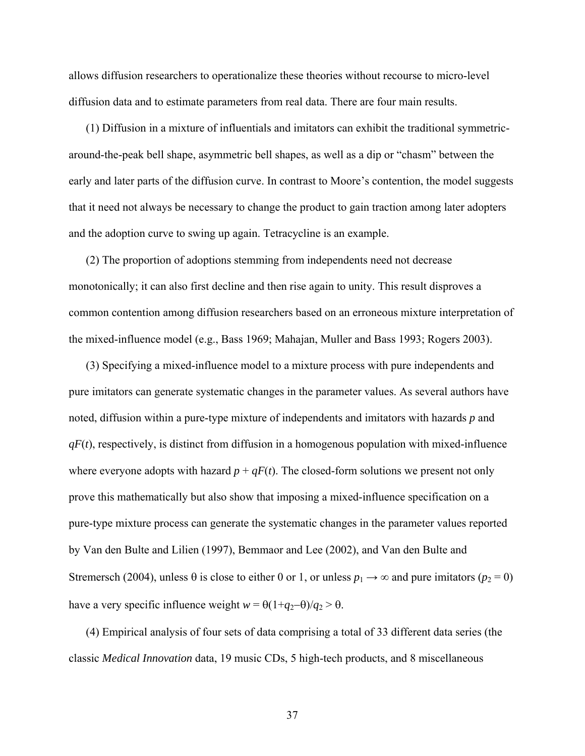allows diffusion researchers to operationalize these theories without recourse to micro-level diffusion data and to estimate parameters from real data. There are four main results.

(1) Diffusion in a mixture of influentials and imitators can exhibit the traditional symmetric-around-the-peak bell shape, asymmetric bell shapes, as well as a dip or "chasm" between the early and later parts of the diffusion curve. In contrast to Moore's contention, the model suggests that it need not always be necessary to change the product to gain traction among later adopters and the adoption curve to swing up again. Tetracycline is an example.

(2) The proportion of adoptions stemming from independents need not decrease monotonically; it can also first decline and then rise again to unity. This result disproves a common contention among diffusion researchers based on an erroneous mixture interpretation of the mixed-influence model (e.g., Bass 1969; Mahajan, Muller and Bass 1993; Rogers 2003).

(3) Specifying a mixed-influence model to a mixture process with pure independents and pure imitators can generate systematic changes in the parameter values. As several authors have noted, diffusion within a pure-type mixture of independents and imitators with hazards $p$ and $qF(t)$, respectively, is distinct from diffusion in a homogenous population with mixed-influence where everyone adopts with hazard $p + qF(t)$. The closed-form solutions we present not only prove this mathematically but also show that imposing a mixed-influence specification on a pure-type mixture process can generate the systematic changes in the parameter values reported by Van den Bulte and Lilien (1997), Bemmaor and Lee (2002), and Van den Bulte and Stremersch (2004), unless θ is close to either 0 or 1, or unless $p_1 \rightarrow \infty$ and pure imitators ($p_2 = 0$) have a very specific influence weight $w = \theta(1+q_2-\theta)/q_2 > \theta$.

(4) Empirical analysis of four sets of data comprising a total of 33 different data series (the classic *Medical Innovation* data, 19 music CDs, 5 high-tech products, and 8 miscellaneous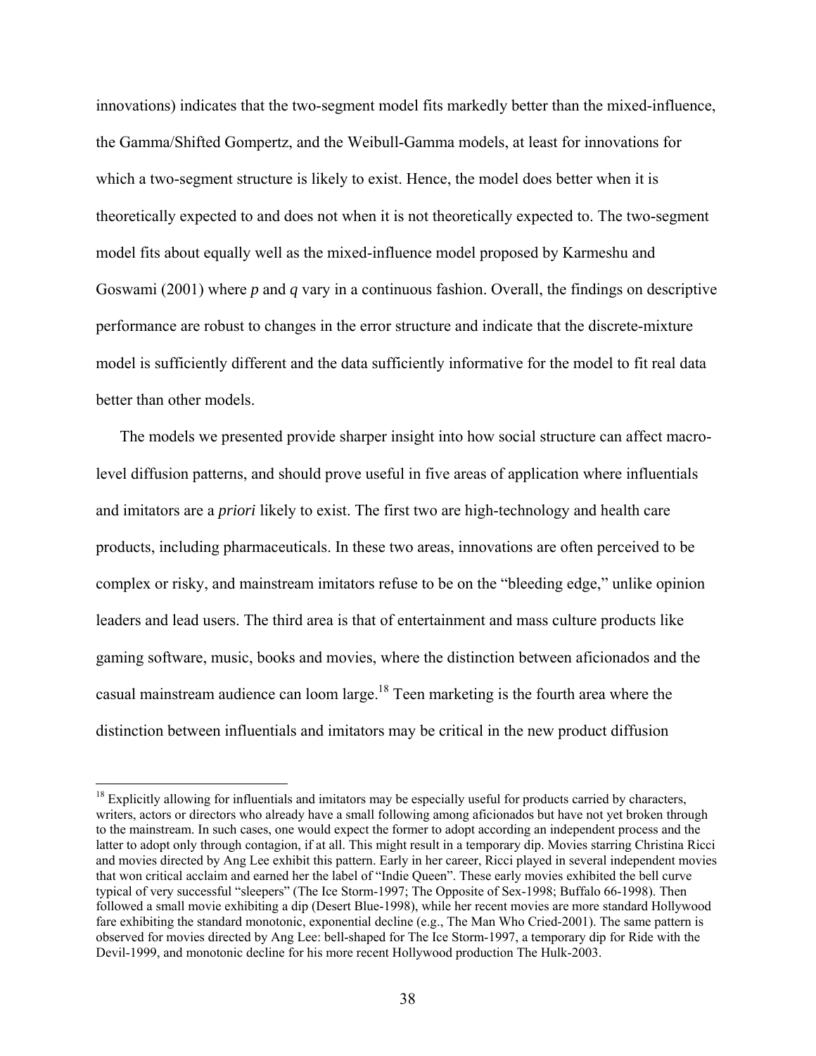innovations) indicates that the two-segment model fits markedly better than the mixed-influence, the Gamma/Shifted Gompertz, and the Weibull-Gamma models, at least for innovations for which a two-segment structure is likely to exist. Hence, the model does better when it is theoretically expected to and does not when it is not theoretically expected to. The two-segment model fits about equally well as the mixed-influence model proposed by Karmeshu and Goswami (2001) where $p$ and $q$ vary in a continuous fashion. Overall, the findings on descriptive performance are robust to changes in the error structure and indicate that the discrete-mixture model is sufficiently different and the data sufficiently informative for the model to fit real data better than other models.

The models we presented provide sharper insight into how social structure can affect macro-level diffusion patterns, and should prove useful in five areas of application where influentials and imitators are a *priori* likely to exist. The first two are high-technology and health care products, including pharmaceuticals. In these two areas, innovations are often perceived to be complex or risky, and mainstream imitators refuse to be on the "bleeding edge," unlike opinion leaders and lead users. The third area is that of entertainment and mass culture products like gaming software, music, books and movies, where the distinction between aficionados and the casual mainstream audience can loom large.[18] Teen marketing is the fourth area where the distinction between influentials and imitators may be critical in the new product diffusion

[18] Explicitly allowing for influentials and imitators may be especially useful for products carried by characters, writers, actors or directors who already have a small following among aficionados but have not yet broken through to the mainstream. In such cases, one would expect the former to adopt according an independent process and the latter to adopt only through contagion, if at all. This might result in a temporary dip. Movies starring Christina Ricci and movies directed by Ang Lee exhibit this pattern. Early in her career, Ricci played in several independent movies that won critical acclaim and earned her the label of "Indie Queen". These early movies exhibited the bell curve typical of very successful "sleepers" (The Ice Storm-1997; The Opposite of Sex-1998; Buffalo 66-1998). Then followed a small movie exhibiting a dip (Desert Blue-1998), while her recent movies are more standard Hollywood fare exhibiting the standard monotonic, exponential decline (e.g., The Man Who Cried-2001). The same pattern is observed for movies directed by Ang Lee: bell-shaped for The Ice Storm-1997, a temporary dip for Ride with the Devil-1999, and monotonic decline for his more recent Hollywood production The Hulk-2003.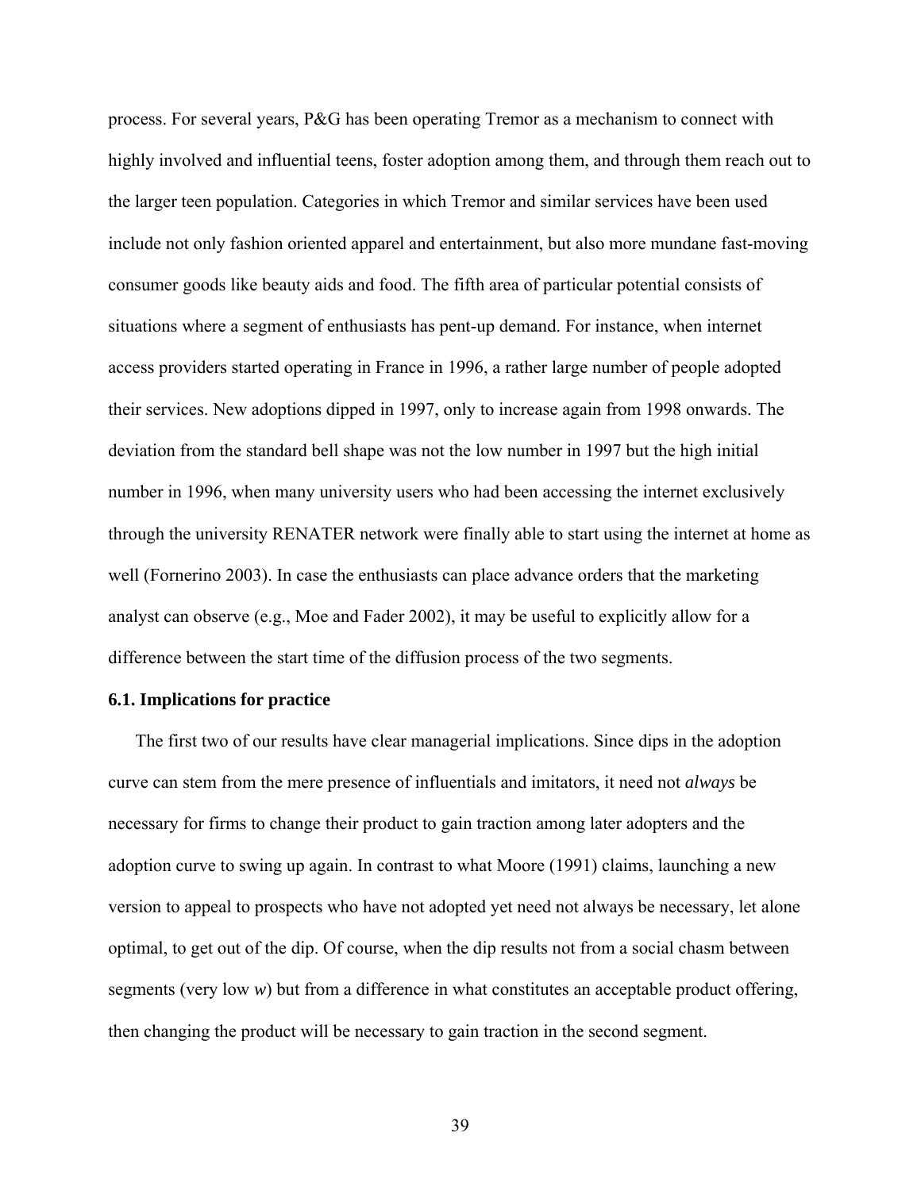process. For several years, P&G has been operating Tremor as a mechanism to connect with highly involved and influential teens, foster adoption among them, and through them reach out to the larger teen population. Categories in which Tremor and similar services have been used include not only fashion oriented apparel and entertainment, but also more mundane fast-moving consumer goods like beauty aids and food. The fifth area of particular potential consists of situations where a segment of enthusiasts has pent-up demand. For instance, when internet access providers started operating in France in 1996, a rather large number of people adopted their services. New adoptions dipped in 1997, only to increase again from 1998 onwards. The deviation from the standard bell shape was not the low number in 1997 but the high initial number in 1996, when many university users who had been accessing the internet exclusively through the university RENATER network were finally able to start using the internet at home as well (Fornerino 2003). In case the enthusiasts can place advance orders that the marketing analyst can observe (e.g., Moe and Fader 2002), it may be useful to explicitly allow for a difference between the start time of the diffusion process of the two segments.

### 6.1. Implications for practice

The first two of our results have clear managerial implications. Since dips in the adoption curve can stem from the mere presence of influentials and imitators, it need not *always* be necessary for firms to change their product to gain traction among later adopters and the adoption curve to swing up again. In contrast to what Moore (1991) claims, launching a new version to appeal to prospects who have not adopted yet need not always be necessary, let alone optimal, to get out of the dip. Of course, when the dip results not from a social chasm between segments (very low $w$) but from a difference in what constitutes an acceptable product offering, then changing the product will be necessary to gain traction in the second segment.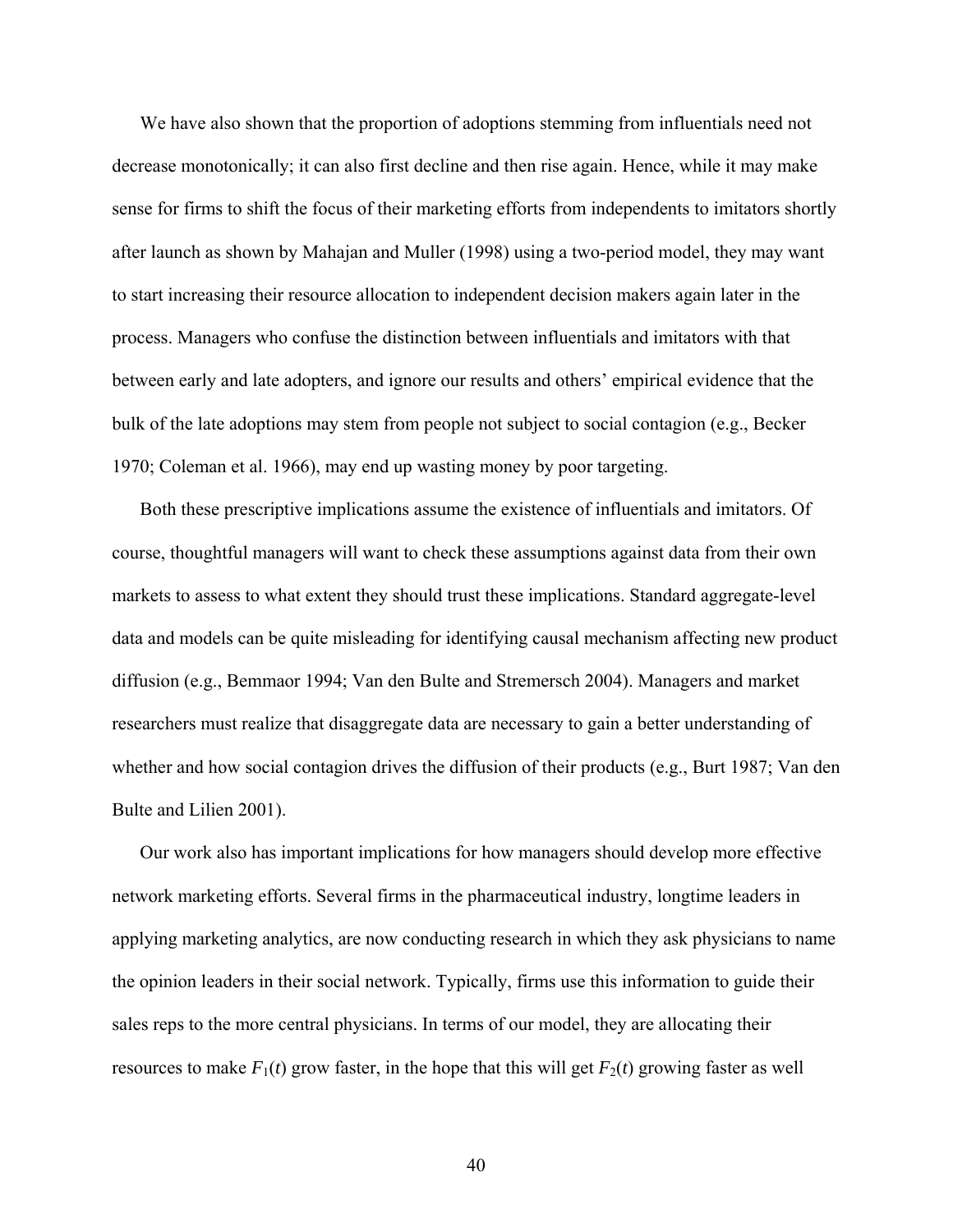We have also shown that the proportion of adoptions stemming from influentials need not decrease monotonically; it can also first decline and then rise again. Hence, while it may make sense for firms to shift the focus of their marketing efforts from independents to imitators shortly after launch as shown by Mahajan and Muller (1998) using a two-period model, they may want to start increasing their resource allocation to independent decision makers again later in the process. Managers who confuse the distinction between influentials and imitators with that between early and late adopters, and ignore our results and others' empirical evidence that the bulk of the late adoptions may stem from people not subject to social contagion (e.g., Becker 1970; Coleman et al. 1966), may end up wasting money by poor targeting.

Both these prescriptive implications assume the existence of influentials and imitators. Of course, thoughtful managers will want to check these assumptions against data from their own markets to assess to what extent they should trust these implications. Standard aggregate-level data and models can be quite misleading for identifying causal mechanism affecting new product diffusion (e.g., Bemmaor 1994; Van den Bulte and Stremersch 2004). Managers and market researchers must realize that disaggregate data are necessary to gain a better understanding of whether and how social contagion drives the diffusion of their products (e.g., Burt 1987; Van den Bulte and Lilien 2001).

Our work also has important implications for how managers should develop more effective network marketing efforts. Several firms in the pharmaceutical industry, longtime leaders in applying marketing analytics, are now conducting research in which they ask physicians to name the opinion leaders in their social network. Typically, firms use this information to guide their sales reps to the more central physicians. In terms of our model, they are allocating their resources to make $F_1(t)$ grow faster, in the hope that this will get $F_2(t)$ growing faster as well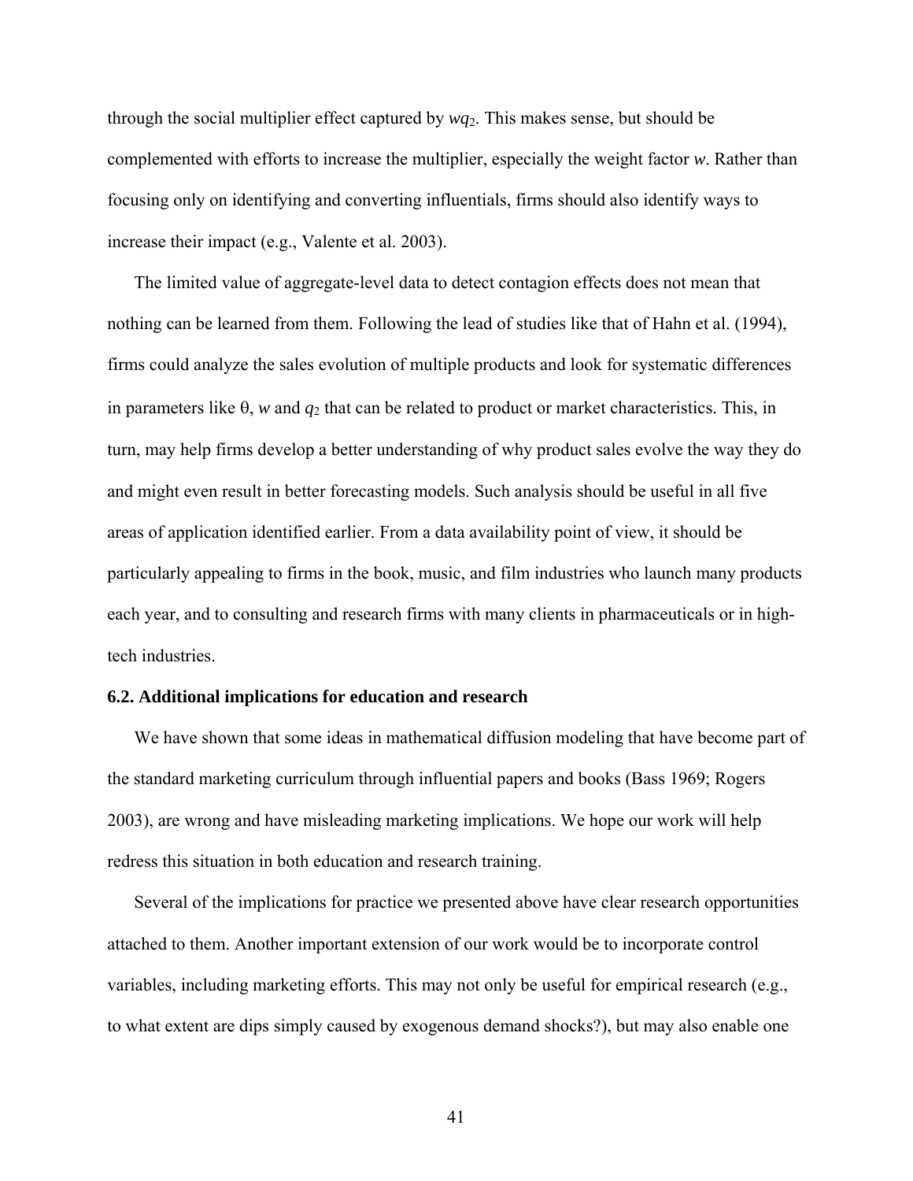through the social multiplier effect captured by $wq_2$. This makes sense, but should be complemented with efforts to increase the multiplier, especially the weight factor $w$. Rather than focusing only on identifying and converting influentials, firms should also identify ways to increase their impact (e.g., Valente et al. 2003).

The limited value of aggregate-level data to detect contagion effects does not mean that nothing can be learned from them. Following the lead of studies like that of Hahn et al. (1994), firms could analyze the sales evolution of multiple products and look for systematic differences in parameters like $\theta$, $w$ and $q_2$ that can be related to product or market characteristics. This, in turn, may help firms develop a better understanding of why product sales evolve the way they do and might even result in better forecasting models. Such analysis should be useful in all five areas of application identified earlier. From a data availability point of view, it should be particularly appealing to firms in the book, music, and film industries who launch many products each year, and to consulting and research firms with many clients in pharmaceuticals or in high-tech industries.

### 6.2. Additional implications for education and research

We have shown that some ideas in mathematical diffusion modeling that have become part of the standard marketing curriculum through influential papers and books (Bass 1969; Rogers 2003), are wrong and have misleading marketing implications. We hope our work will help redress this situation in both education and research training.

Several of the implications for practice we presented above have clear research opportunities attached to them. Another important extension of our work would be to incorporate control variables, including marketing efforts. This may not only be useful for empirical research (e.g., to what extent are dips simply caused by exogenous demand shocks?), but may also enable one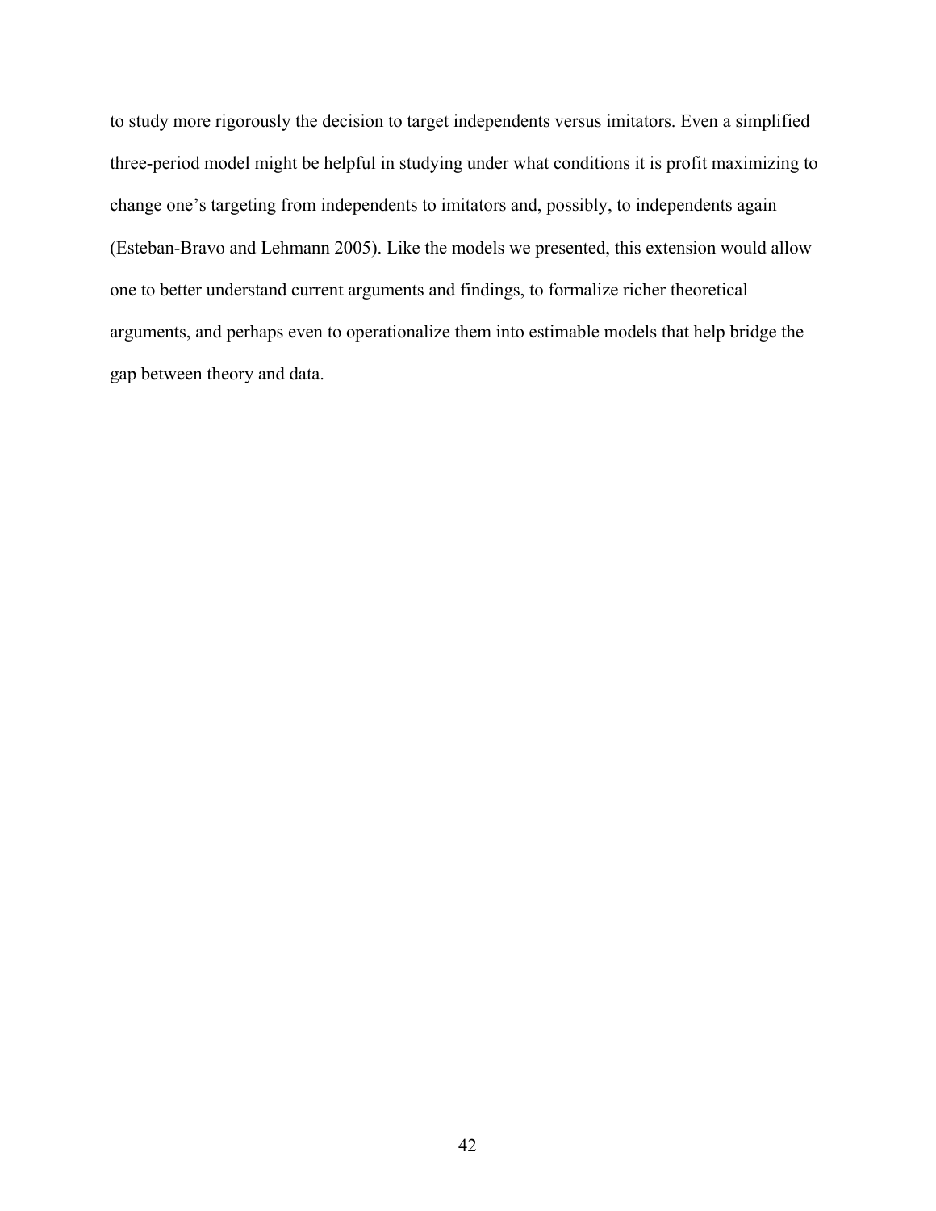to study more rigorously the decision to target independents versus imitators. Even a simplified three-period model might be helpful in studying under what conditions it is profit maximizing to change one's targeting from independents to imitators and, possibly, to independents again (Esteban-Bravo and Lehmann 2005). Like the models we presented, this extension would allow one to better understand current arguments and findings, to formalize richer theoretical arguments, and perhaps even to operationalize them into estimable models that help bridge the gap between theory and data.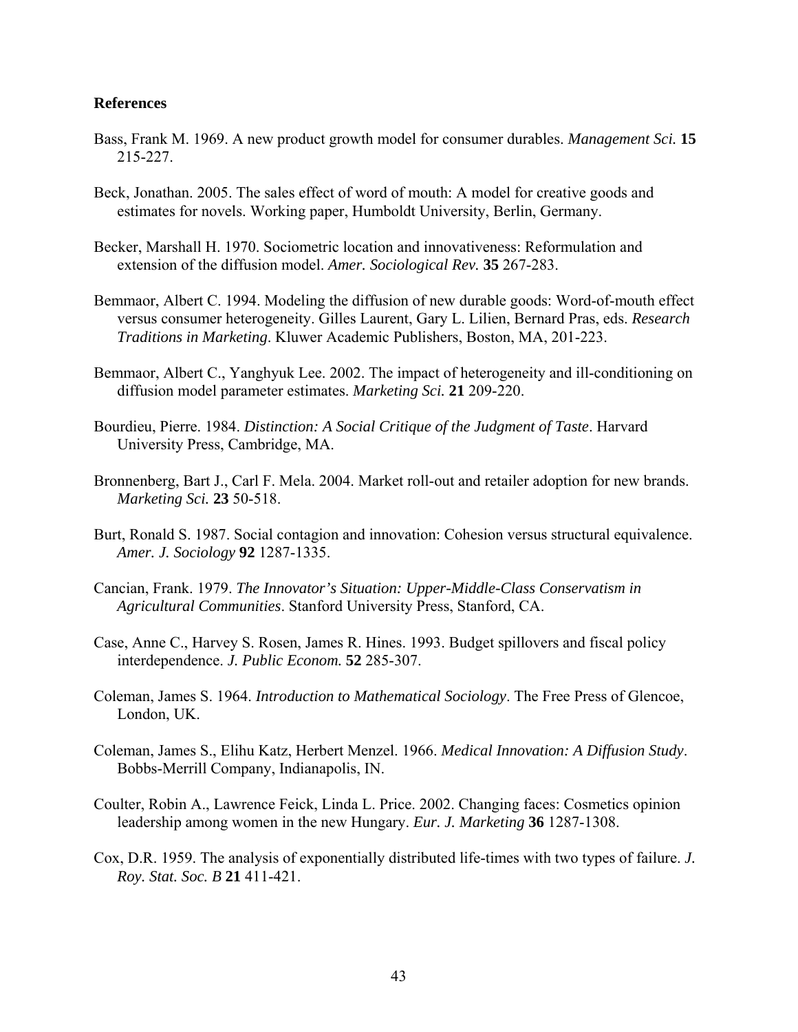## References

Bass, Frank M. 1969. A new product growth model for consumer durables. *Management Sci.* **15** 215-227.

Beck, Jonathan. 2005. The sales effect of word of mouth: A model for creative goods and estimates for novels. Working paper, Humboldt University, Berlin, Germany.

Becker, Marshall H. 1970. Sociometric location and innovativeness: Reformulation and extension of the diffusion model. *Amer. Sociological Rev.* **35** 267-283.

Bemmaor, Albert C. 1994. Modeling the diffusion of new durable goods: Word-of-mouth effect versus consumer heterogeneity. Gilles Laurent, Gary L. Lilien, Bernard Pras, eds. *Research Traditions in Marketing*. Kluwer Academic Publishers, Boston, MA, 201-223.

Bemmaor, Albert C., Yanghyuk Lee. 2002. The impact of heterogeneity and ill-conditioning on diffusion model parameter estimates. *Marketing Sci.* **21** 209-220.

Bourdieu, Pierre. 1984. *Distinction: A Social Critique of the Judgment of Taste*. Harvard University Press, Cambridge, MA.

Bronnenberg, Bart J., Carl F. Mela. 2004. Market roll-out and retailer adoption for new brands. *Marketing Sci.* **23** 50-518.

Burt, Ronald S. 1987. Social contagion and innovation: Cohesion versus structural equivalence. *Amer. J. Sociology* **92** 1287-1335.

Cancian, Frank. 1979. *The Innovator's Situation: Upper-Middle-Class Conservatism in Agricultural Communities*. Stanford University Press, Stanford, CA.

Case, Anne C., Harvey S. Rosen, James R. Hines. 1993. Budget spillovers and fiscal policy interdependence. *J. Public Econom.* **52** 285-307.

Coleman, James S. 1964. *Introduction to Mathematical Sociology*. The Free Press of Glencoe, London, UK.

Coleman, James S., Elihu Katz, Herbert Menzel. 1966. *Medical Innovation: A Diffusion Study*. Bobbs-Merrill Company, Indianapolis, IN.

Coulter, Robin A., Lawrence Feick, Linda L. Price. 2002. Changing faces: Cosmetics opinion leadership among women in the new Hungary. *Eur. J. Marketing* **36** 1287-1308.

Cox, D.R. 1959. The analysis of exponentially distributed life-times with two types of failure. *J. Roy. Stat. Soc. B* **21** 411-421.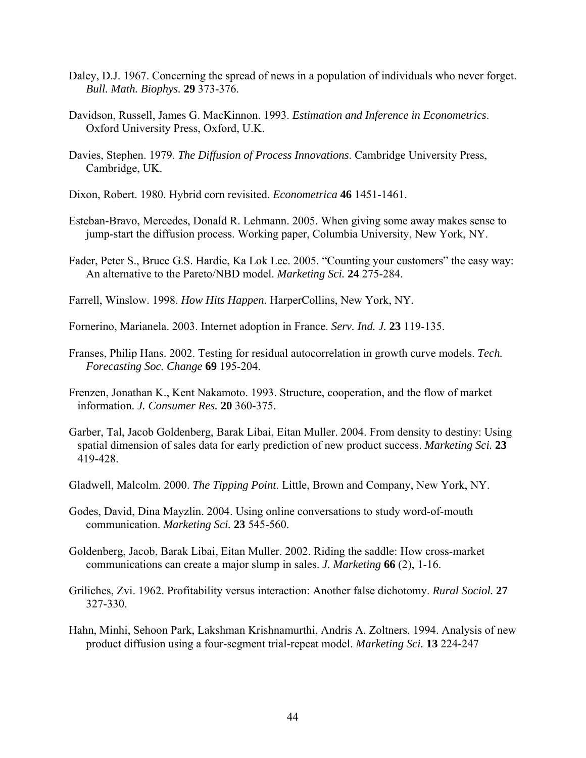Daley, D.J. 1967. Concerning the spread of news in a population of individuals who never forget. *Bull. Math. Biophys.* **29** 373-376.

Davidson, Russell, James G. MacKinnon. 1993. *Estimation and Inference in Econometrics*. Oxford University Press, Oxford, U.K.

Davies, Stephen. 1979. *The Diffusion of Process Innovations*. Cambridge University Press, Cambridge, UK.

Dixon, Robert. 1980. Hybrid corn revisited. *Econometrica* **46** 1451-1461.

Esteban-Bravo, Mercedes, Donald R. Lehmann. 2005. When giving some away makes sense to jump-start the diffusion process. Working paper, Columbia University, New York, NY.

Fader, Peter S., Bruce G.S. Hardie, Ka Lok Lee. 2005. "Counting your customers" the easy way: An alternative to the Pareto/NBD model. *Marketing Sci.* **24** 275-284.

Farrell, Winslow. 1998. *How Hits Happen*. HarperCollins, New York, NY.

Fornerino, Marianela. 2003. Internet adoption in France. *Serv. Ind. J.* **23** 119-135.

Franses, Philip Hans. 2002. Testing for residual autocorrelation in growth curve models. *Tech. Forecasting Soc. Change* **69** 195-204.

Frenzen, Jonathan K., Kent Nakamoto. 1993. Structure, cooperation, and the flow of market information. *J. Consumer Res.* **20** 360-375.

Garber, Tal, Jacob Goldenberg, Barak Libai, Eitan Muller. 2004. From density to destiny: Using spatial dimension of sales data for early prediction of new product success. *Marketing Sci.* **23** 419-428.

Gladwell, Malcolm. 2000. *The Tipping Point*. Little, Brown and Company, New York, NY.

Godes, David, Dina Mayzlin. 2004. Using online conversations to study word-of-mouth communication. *Marketing Sci.* **23** 545-560.

Goldenberg, Jacob, Barak Libai, Eitan Muller. 2002. Riding the saddle: How cross-market communications can create a major slump in sales. *J. Marketing* **66** (2), 1-16.

Griliches, Zvi. 1962. Profitability versus interaction: Another false dichotomy. *Rural Sociol.* **27** 327-330.

Hahn, Minhi, Sehoon Park, Lakshman Krishnamurthi, Andris A. Zoltners. 1994. Analysis of new product diffusion using a four-segment trial-repeat model. *Marketing Sci.* **13** 224-247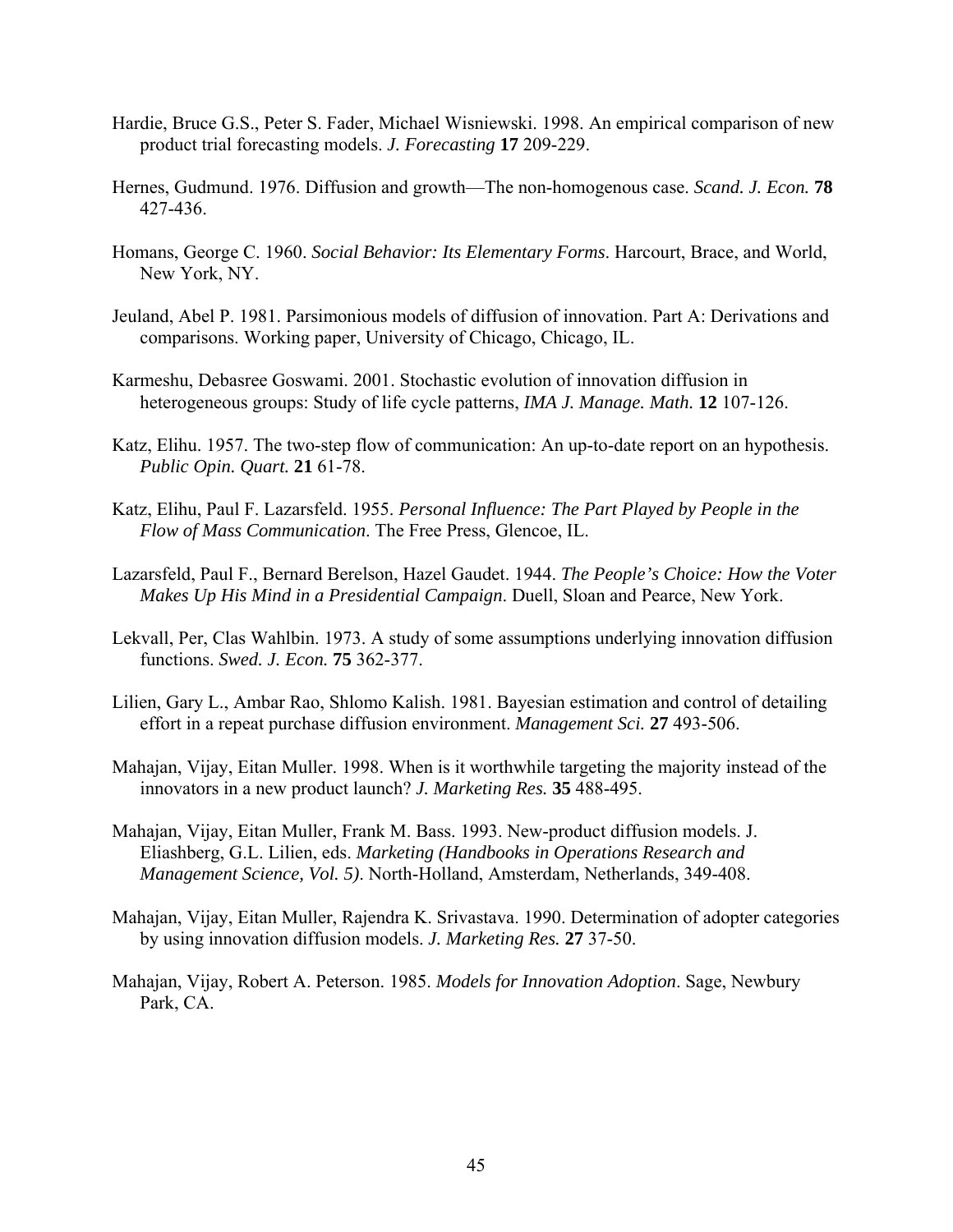Hardie, Bruce G.S., Peter S. Fader, Michael Wisniewski. 1998. An empirical comparison of new product trial forecasting models. *J. Forecasting* **17** 209-229.

Hernes, Gudmund. 1976. Diffusion and growth—The non-homogenous case. *Scand. J. Econ.* **78** 427-436.

Homans, George C. 1960. *Social Behavior: Its Elementary Forms*. Harcourt, Brace, and World, New York, NY.

Jeuland, Abel P. 1981. Parsimonious models of diffusion of innovation. Part A: Derivations and comparisons. Working paper, University of Chicago, Chicago, IL.

Karmeshu, Debasree Goswami. 2001. Stochastic evolution of innovation diffusion in heterogeneous groups: Study of life cycle patterns, *IMA J. Manage. Math.* **12** 107-126.

Katz, Elihu. 1957. The two-step flow of communication: An up-to-date report on an hypothesis. *Public Opin. Quart.* **21** 61-78.

Katz, Elihu, Paul F. Lazarsfeld. 1955. *Personal Influence: The Part Played by People in the Flow of Mass Communication*. The Free Press, Glencoe, IL.

Lazarsfeld, Paul F., Bernard Berelson, Hazel Gaudet. 1944. *The People's Choice: How the Voter Makes Up His Mind in a Presidential Campaign*. Duell, Sloan and Pearce, New York.

Lekvall, Per, Clas Wahlbin. 1973. A study of some assumptions underlying innovation diffusion functions. *Swed. J. Econ.* **75** 362-377.

Lilien, Gary L., Ambar Rao, Shlomo Kalish. 1981. Bayesian estimation and control of detailing effort in a repeat purchase diffusion environment. *Management Sci.* **27** 493-506.

Mahajan, Vijay, Eitan Muller. 1998. When is it worthwhile targeting the majority instead of the innovators in a new product launch? *J. Marketing Res.* **35** 488-495.

Mahajan, Vijay, Eitan Muller, Frank M. Bass. 1993. New-product diffusion models. J. Eliashberg, G.L. Lilien, eds. *Marketing (Handbooks in Operations Research and Management Science, Vol. 5)*. North-Holland, Amsterdam, Netherlands, 349-408.

Mahajan, Vijay, Eitan Muller, Rajendra K. Srivastava. 1990. Determination of adopter categories by using innovation diffusion models. *J. Marketing Res.* **27** 37-50.

Mahajan, Vijay, Robert A. Peterson. 1985. *Models for Innovation Adoption*. Sage, Newbury Park, CA.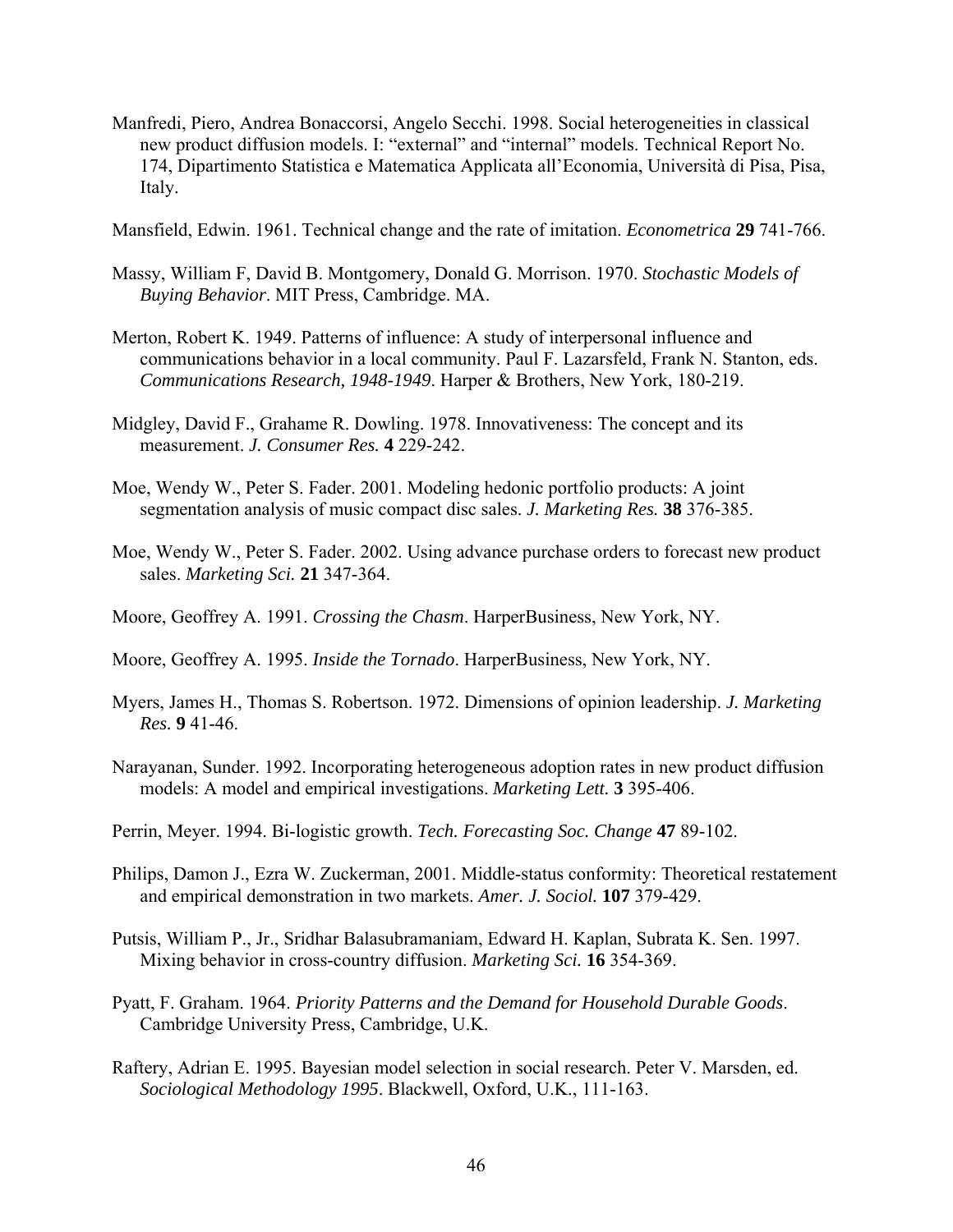Manfredi, Piero, Andrea Bonaccorsi, Angelo Secchi. 1998. Social heterogeneities in classical new product diffusion models. I: "external" and "internal" models. Technical Report No. 174, Dipartimento Statistica e Matematica Applicata all'Economia, Università di Pisa, Pisa, Italy.

Mansfield, Edwin. 1961. Technical change and the rate of imitation. *Econometrica* **29** 741-766.

Massy, William F, David B. Montgomery, Donald G. Morrison. 1970. *Stochastic Models of Buying Behavior*. MIT Press, Cambridge. MA.

Merton, Robert K. 1949. Patterns of influence: A study of interpersonal influence and communications behavior in a local community. Paul F. Lazarsfeld, Frank N. Stanton, eds. *Communications Research, 1948-1949*. Harper & Brothers, New York, 180-219.

Midgley, David F., Grahame R. Dowling. 1978. Innovativeness: The concept and its measurement. *J. Consumer Res.* **4** 229-242.

Moe, Wendy W., Peter S. Fader. 2001. Modeling hedonic portfolio products: A joint segmentation analysis of music compact disc sales. *J. Marketing Res.* **38** 376-385.

Moe, Wendy W., Peter S. Fader. 2002. Using advance purchase orders to forecast new product sales. *Marketing Sci.* **21** 347-364.

Moore, Geoffrey A. 1991. *Crossing the Chasm*. HarperBusiness, New York, NY.

Moore, Geoffrey A. 1995. *Inside the Tornado*. HarperBusiness, New York, NY.

Myers, James H., Thomas S. Robertson. 1972. Dimensions of opinion leadership. *J. Marketing Res.* **9** 41-46.

Narayanan, Sunder. 1992. Incorporating heterogeneous adoption rates in new product diffusion models: A model and empirical investigations. *Marketing Lett.* **3** 395-406.

Perrin, Meyer. 1994. Bi-logistic growth. *Tech. Forecasting Soc. Change* **47** 89-102.

Philips, Damon J., Ezra W. Zuckerman, 2001. Middle-status conformity: Theoretical restatement and empirical demonstration in two markets. *Amer. J. Sociol.* **107** 379-429.

Putsis, William P., Jr., Sridhar Balasubramaniam, Edward H. Kaplan, Subrata K. Sen. 1997. Mixing behavior in cross-country diffusion. *Marketing Sci.* **16** 354-369.

Pyatt, F. Graham. 1964. *Priority Patterns and the Demand for Household Durable Goods*. Cambridge University Press, Cambridge, U.K.

Raftery, Adrian E. 1995. Bayesian model selection in social research. Peter V. Marsden, ed. *Sociological Methodology 1995*. Blackwell, Oxford, U.K., 111-163.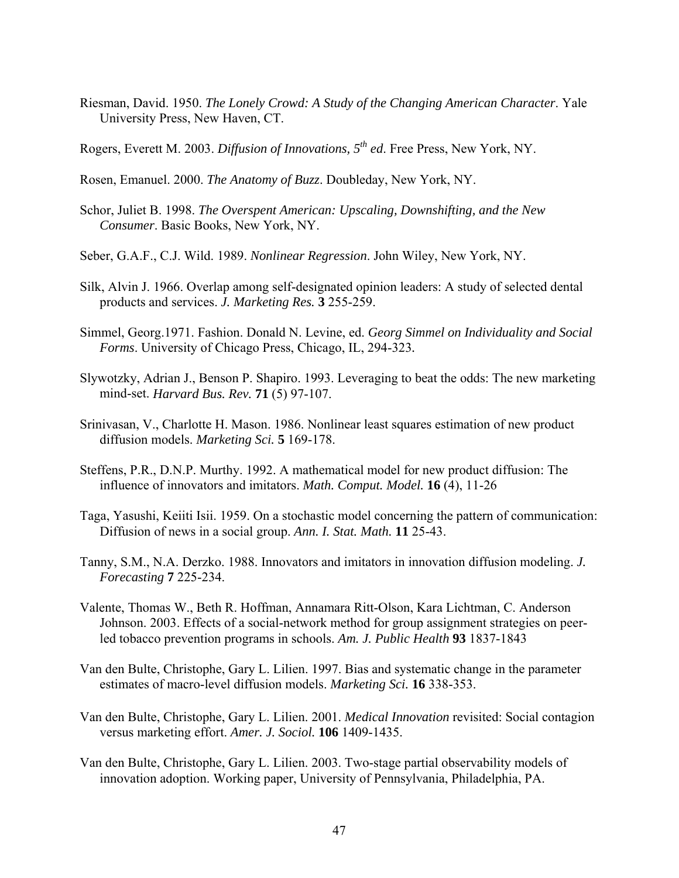Riesman, David. 1950. *The Lonely Crowd: A Study of the Changing American Character*. Yale University Press, New Haven, CT.

Rogers, Everett M. 2003. *Diffusion of Innovations, 5th ed*. Free Press, New York, NY.

Rosen, Emanuel. 2000. *The Anatomy of Buzz*. Doubleday, New York, NY.

Schor, Juliet B. 1998. *The Overspent American: Upscaling, Downshifting, and the New Consumer*. Basic Books, New York, NY.

Seber, G.A.F., C.J. Wild. 1989. *Nonlinear Regression*. John Wiley, New York, NY.

Silk, Alvin J. 1966. Overlap among self-designated opinion leaders: A study of selected dental products and services. *J. Marketing Res.* **3** 255-259.

Simmel, Georg.1971. Fashion. Donald N. Levine, ed. *Georg Simmel on Individuality and Social Forms*. University of Chicago Press, Chicago, IL, 294-323.

Slywotzky, Adrian J., Benson P. Shapiro. 1993. Leveraging to beat the odds: The new marketing mind-set. *Harvard Bus. Rev.* **71** (5) 97-107.

Srinivasan, V., Charlotte H. Mason. 1986. Nonlinear least squares estimation of new product diffusion models. *Marketing Sci.* **5** 169-178.

Steffens, P.R., D.N.P. Murthy. 1992. A mathematical model for new product diffusion: The influence of innovators and imitators. *Math. Comput. Model.* **16** (4), 11-26

Taga, Yasushi, Keiiti Isii. 1959. On a stochastic model concerning the pattern of communication: Diffusion of news in a social group. *Ann. I. Stat. Math.* **11** 25-43.

Tanny, S.M., N.A. Derzko. 1988. Innovators and imitators in innovation diffusion modeling. *J. Forecasting* **7** 225-234.

Valente, Thomas W., Beth R. Hoffman, Annamara Ritt-Olson, Kara Lichtman, C. Anderson Johnson. 2003. Effects of a social-network method for group assignment strategies on peer-led tobacco prevention programs in schools. *Am. J. Public Health* **93** 1837-1843

Van den Bulte, Christophe, Gary L. Lilien. 1997. Bias and systematic change in the parameter estimates of macro-level diffusion models. *Marketing Sci.* **16** 338-353.

Van den Bulte, Christophe, Gary L. Lilien. 2001. *Medical Innovation* revisited: Social contagion versus marketing effort. *Amer. J. Sociol.* **106** 1409-1435.

Van den Bulte, Christophe, Gary L. Lilien. 2003. Two-stage partial observability models of innovation adoption. Working paper, University of Pennsylvania, Philadelphia, PA.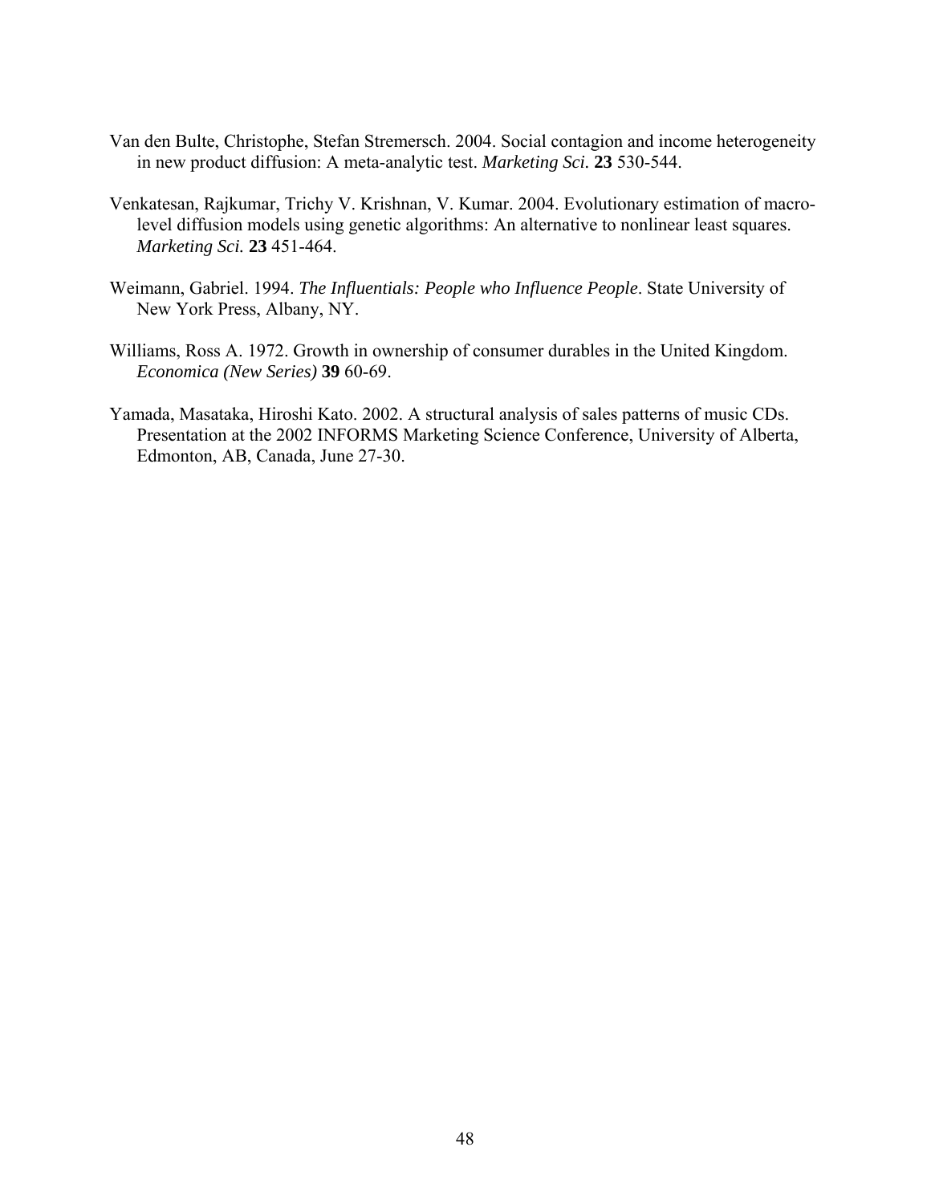Van den Bulte, Christophe, Stefan Stremersch. 2004. Social contagion and income heterogeneity in new product diffusion: A meta-analytic test. *Marketing Sci.* **23** 530-544.

Venkatesan, Rajkumar, Trichy V. Krishnan, V. Kumar. 2004. Evolutionary estimation of macro-level diffusion models using genetic algorithms: An alternative to nonlinear least squares. *Marketing Sci.* **23** 451-464.

Weimann, Gabriel. 1994. *The Influentials: People who Influence People*. State University of New York Press, Albany, NY.

Williams, Ross A. 1972. Growth in ownership of consumer durables in the United Kingdom. *Economica (New Series)* **39** 60-69.

Yamada, Masataka, Hiroshi Kato. 2002. A structural analysis of sales patterns of music CDs. Presentation at the 2002 INFORMS Marketing Science Conference, University of Alberta, Edmonton, AB, Canada, June 27-30.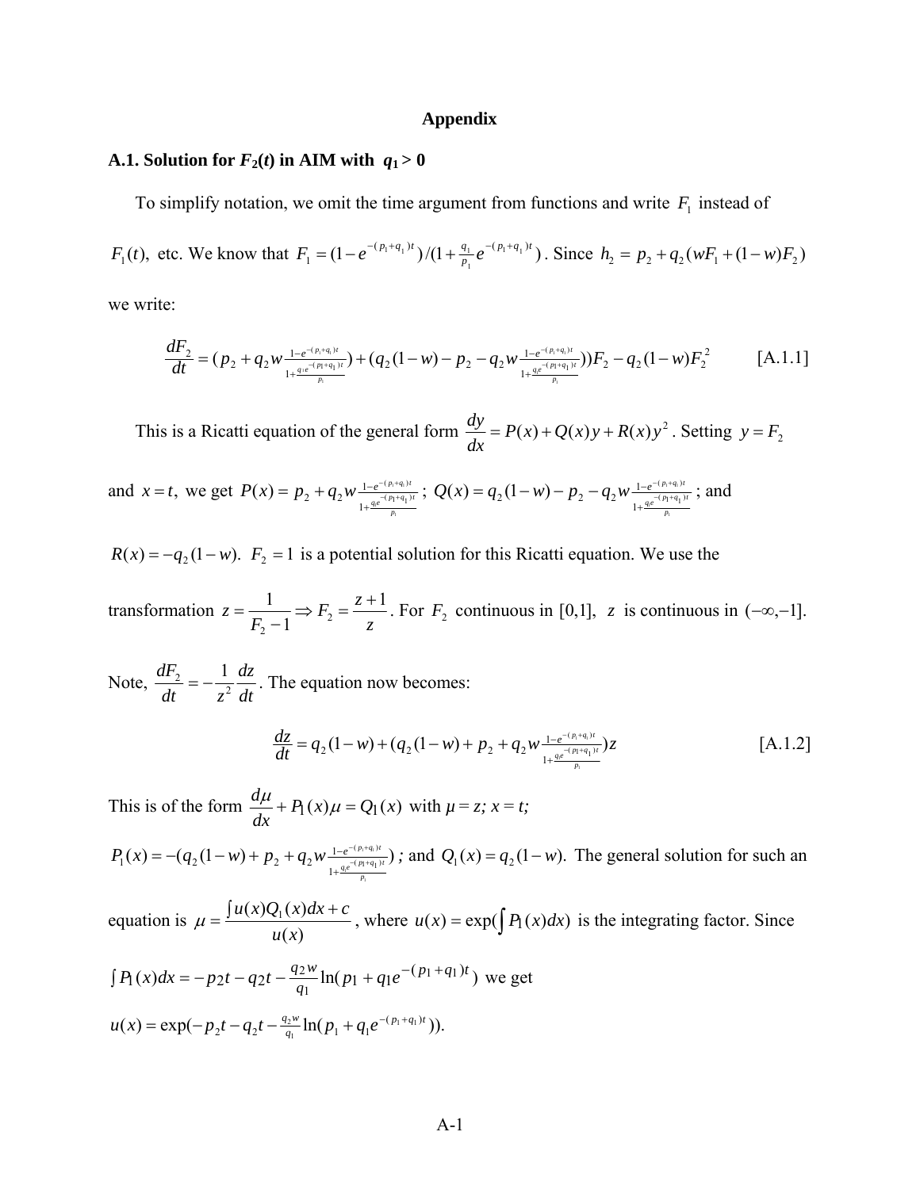# Appendix

## A.1. Solution for $F_2(t)$ in AIM with $q_1 > 0$

To simplify notation, we omit the time argument from functions and write $F_1$ instead of $F_1(t)$, etc. We know that $F_1 = (1-e^{-(p_1+q_1)t})/(1+\frac{q_1}{p_1}e^{-(p_1+q_1)t})$. Since $h_2 = p_2 + q_2(wF_1 + (1-w)F_2)$ we write:

$$\frac{dF_2}{dt} = (p_2 + q_2 w \tfrac{1-e^{-(p_1+q_1)t}}{1+\frac{q_1 e^{-(p_1+q_1)t}}{p_1}}) + (q_2(1-w) - p_2 - q_2 w \tfrac{1-e^{-(p_1+q_1)t}}{1+\frac{q_1 e^{-(p_1+q_1)t}}{p_1}})F_2 - q_2(1-w)F_2^2 \qquad \text{[A.1.1]}$$

This is a Ricatti equation of the general form $\frac{dy}{dx} = P(x) + Q(x)y + R(x)y^2$. Setting $y = F_2$ and $x = t$, we get $P(x) = p_2 + q_2 w \frac{1-e^{-(p_1+q_1)t}}{1+\frac{q_1 e^{-(p_1+q_1)t}}{p_1}}$; $Q(x) = q_2(1-w) - p_2 - q_2 w \frac{1-e^{-(p_1+q_1)t}}{1+\frac{q_1 e^{-(p_1+q_1)t}}{p_1}}$; and $R(x) = -q_2(1-w)$. $F_2 = 1$ is a potential solution for this Ricatti equation. We use the transformation $z = \frac{1}{F_2 - 1} \Rightarrow F_2 = \frac{z+1}{z}$. For $F_2$ continuous in [0,1], $z$ is continuous in $(-\infty, -1]$. Note, $\frac{dF_2}{dt} = -\frac{1}{z^2}\frac{dz}{dt}$. The equation now becomes:

$$\frac{dz}{dt} = q_2(1-w) + (q_2(1-w) + p_2 + q_2 w \tfrac{1-e^{-(p_1+q_1)t}}{1+\frac{q_1 e^{-(p_1+q_1)t}}{p_1}})z \qquad \text{[A.1.2]}$$

This is of the form $\frac{d\mu}{dx} + P_1(x)\mu = Q_1(x)$ with $\mu = z$; $x = t$;

$P_1(x) = -(q_2(1-w) + p_2 + q_2 w \frac{1-e^{-(p_1+q_1)t}}{1+\frac{q_1 e^{-(p_1+q_1)t}}{p_1}})$; and $Q_1(x) = q_2(1-w)$. The general solution for such an equation is $\mu = \frac{\int u(x)Q_1(x)dx + c}{u(x)}$, where $u(x) = \exp(\int P_1(x)dx)$ is the integrating factor. Since $\int P_1(x)dx = -p_2 t - q_2 t - \frac{q_2 w}{q_1}\ln(p_1 + q_1 e^{-(p_1+q_1)t})$ we get

$u(x) = \exp(-p_2 t - q_2 t - \frac{q_2 w}{q_1}\ln(p_1 + q_1 e^{-(p_1+q_1)t}))$.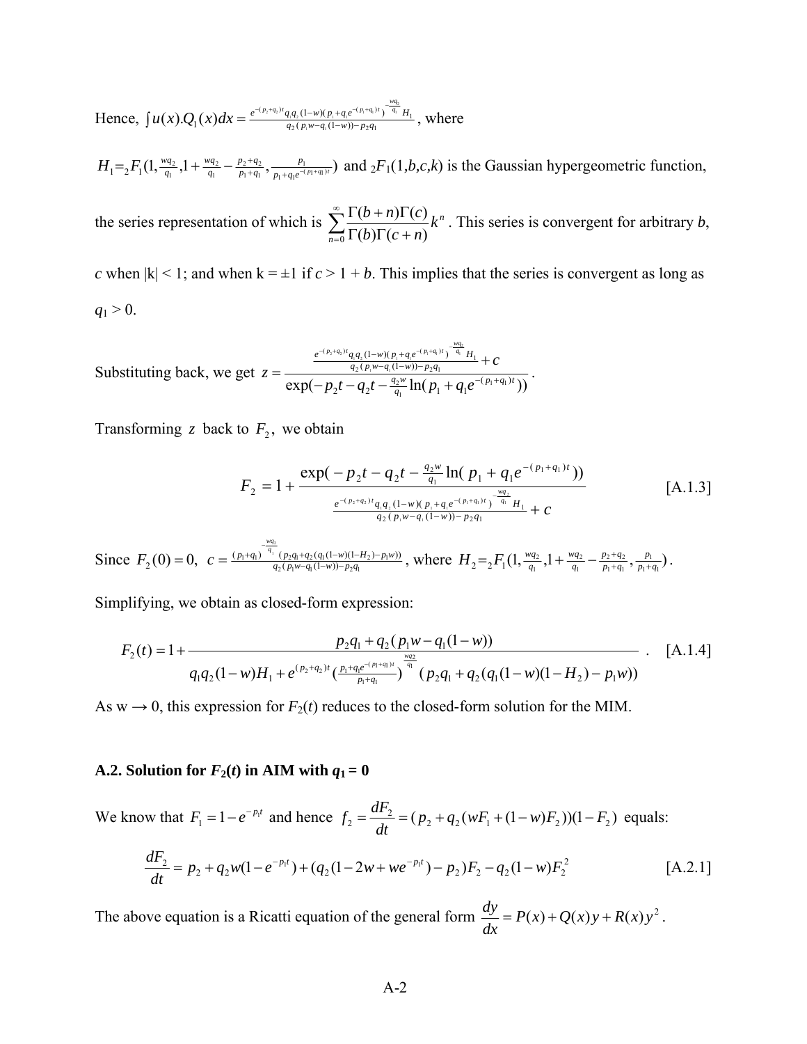Hence, $\int u(x).Q_1(x)dx = \frac{e^{-(p_2+q_2)t} q_1 q_2 (1-w)(p_1+q_1 e^{-(p_1+q_1)t})^{-\frac{wq_2}{q_1}} H_1}{q_2(p_1 w - q_1(1-w)) - p_2 q_1}$, where

$H_1 = {}_2F_1(1, \frac{wq_2}{q_1}, 1+\frac{wq_2}{q_1} - \frac{p_2+q_2}{p_1+q_1}, \frac{p_1}{p_1+q_1 e^{-(p_1+q_1)t}})$ and ${}_2F_1(1,b,c,k)$ is the Gaussian hypergeometric function, the series representation of which is $\sum_{n=0}^{\infty} \frac{\Gamma(b+n)\Gamma(c)}{\Gamma(b)\Gamma(c+n)} k^n$. This series is convergent for arbitrary $b$, $c$ when $|k| < 1$; and when $k = \pm 1$ if $c > 1 + b$. This implies that the series is convergent as long as $q_1 > 0$.

Substituting back, we get $z = \dfrac{\frac{e^{-(p_2+q_2)t} q_1 q_2 (1-w)(p_1+q_1 e^{-(p_1+q_1)t})^{-\frac{wq_2}{q_1}} H_1}{q_2(p_1 w - q_1(1-w)) - p_2 q_1} + c}{\exp(-p_2 t - q_2 t - \frac{q_2 w}{q_1}\ln(p_1 + q_1 e^{-(p_1+q_1)t}))}$.

Transforming $z$ back to $F_2$, we obtain

$$F_2 = 1 + \frac{\exp(-p_2 t - q_2 t - \frac{q_2 w}{q_1}\ln(p_1 + q_1 e^{-(p_1+q_1)t}))}{\frac{e^{-(p_2+q_2)t} q_1 q_2 (1-w)(p_1+q_1 e^{-(p_1+q_1)t})^{-\frac{wq_2}{q_1}} H_1}{q_2(p_1 w - q_1(1-w)) - p_2 q_1} + c} \qquad \text{[A.1.3]}$$

Since $F_2(0) = 0$, $c = \frac{(p_1+q_1)^{-\frac{wq_2}{q_1}} (p_2 q_1 + q_2(q_1(1-w)(1-H_2) - p_1 w))}{q_2(p_1 w - q_1(1-w)) - p_2 q_1}$, where $H_2 = {}_2F_1(1, \frac{wq_2}{q_1}, 1+\frac{wq_2}{q_1} - \frac{p_2+q_2}{p_1+q_1}, \frac{p_1}{p_1+q_1})$.

Simplifying, we obtain as closed-form expression:

$$F_2(t) = 1 + \frac{p_2 q_1 + q_2(p_1 w - q_1(1-w))}{q_1 q_2 (1-w) H_1 + e^{(p_2+q_2)t} (\frac{p_1+q_1 e^{-(p_1+q_1)t}}{p_1+q_1})^{\frac{wq_2}{q_1}} (p_2 q_1 + q_2(q_1(1-w)(1-H_2) - p_1 w))} . \qquad \text{[A.1.4]}$$

As $w \to 0$, this expression for $F_2(t)$ reduces to the closed-form solution for the MIM.

### A.2. Solution for $F_2(t)$ in AIM with $q_1 = 0$

We know that $F_1 = 1 - e^{-p_1 t}$ and hence $f_2 = \frac{dF_2}{dt} = (p_2 + q_2(wF_1 + (1-w)F_2))(1-F_2)$ equals:

$$\frac{dF_2}{dt} = p_2 + q_2 w(1 - e^{-p_1 t}) + (q_2(1 - 2w + we^{-p_1 t}) - p_2)F_2 - q_2(1-w)F_2^2 \qquad \text{[A.2.1]}$$

The above equation is a Ricatti equation of the general form $\frac{dy}{dx} = P(x) + Q(x)y + R(x)y^2$.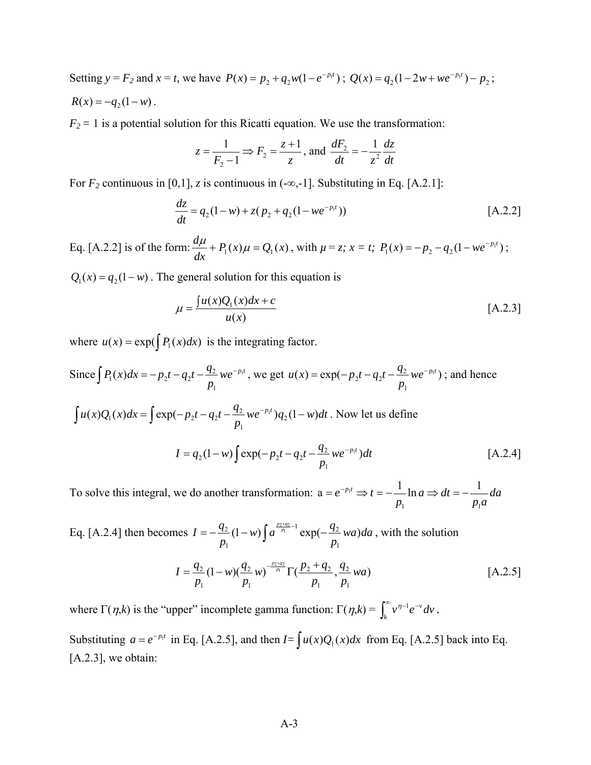Setting $y = F_2$ and $x = t$, we have $P(x) = p_2 + q_2 w(1 - e^{-p_1 t})$ ; $Q(x) = q_2(1 - 2w + we^{-p_1 t}) - p_2$ ; $R(x) = -q_2(1-w)$ .

$F_2 = 1$ is a potential solution for this Ricatti equation. We use the transformation:

$$z = \frac{1}{F_2 - 1} \Rightarrow F_2 = \frac{z+1}{z}\text{, and } \frac{dF_2}{dt} = -\frac{1}{z^2}\frac{dz}{dt}$$

For $F_2$ continuous in [0,1], $z$ is continuous in $(-\infty,-1]$. Substituting in Eq. [A.2.1]:

$$\frac{dz}{dt} = q_2(1-w) + z(p_2 + q_2(1 - we^{-p_1 t})) \quad \text{[A.2.2]}$$

Eq. [A.2.2] is of the form: $\frac{d\mu}{dx} + P_1(x)\mu = Q_1(x)$ , with $\mu = z;\ x = t;\ P_1(x) = -p_2 - q_2(1 - we^{-p_1 t})$ ; $Q_1(x) = q_2(1-w)$ . The general solution for this equation is

$$\mu = \frac{\int u(x)Q_1(x)dx + c}{u(x)} \quad \text{[A.2.3]}$$

where $u(x) = \exp(\int P_1(x)dx)$ is the integrating factor.

Since $\int P_1(x)dx = -p_2 t - q_2 t - \frac{q_2}{p_1}we^{-p_1 t}$ , we get $u(x) = \exp(-p_2 t - q_2 t - \frac{q_2}{p_1}we^{-p_1 t})$ ; and hence

$\int u(x)Q_1(x)dx = \int \exp(-p_2 t - q_2 t - \frac{q_2}{p_1}we^{-p_1 t})q_2(1-w)dt$ . Now let us define

$$I = q_2(1-w)\int \exp(-p_2 t - q_2 t - \frac{q_2}{p_1}we^{-p_1 t})dt \quad \text{[A.2.4]}$$

To solve this integral, we do another transformation: $a = e^{-p_1 t} \Rightarrow t = -\frac{1}{p_1}\ln a \Rightarrow dt = -\frac{1}{p_1 a}da$

Eq. [A.2.4] then becomes $I = -\frac{q_2}{p_1}(1-w)\int a^{\frac{p_2+q_2}{p_1}-1}\exp(-\frac{q_2}{p_1}wa)da$ , with the solution

$$I = \frac{q_2}{p_1}(1-w)(\frac{q_2}{p_1}w)^{-\frac{p_2+q_2}{p_1}}\Gamma(\frac{p_2+q_2}{p_1}, \frac{q_2}{p_1}wa) \quad \text{[A.2.5]}$$

where $\Gamma(\eta,k)$ is the "upper" incomplete gamma function: $\Gamma(\eta,k) = \int_k^\infty v^{\eta-1}e^{-v}dv$ .

Substituting $a = e^{-p_1 t}$ in Eq. [A.2.5], and then $I = \int u(x)Q_1(x)dx$ from Eq. [A.2.5] back into Eq. [A.2.3], we obtain: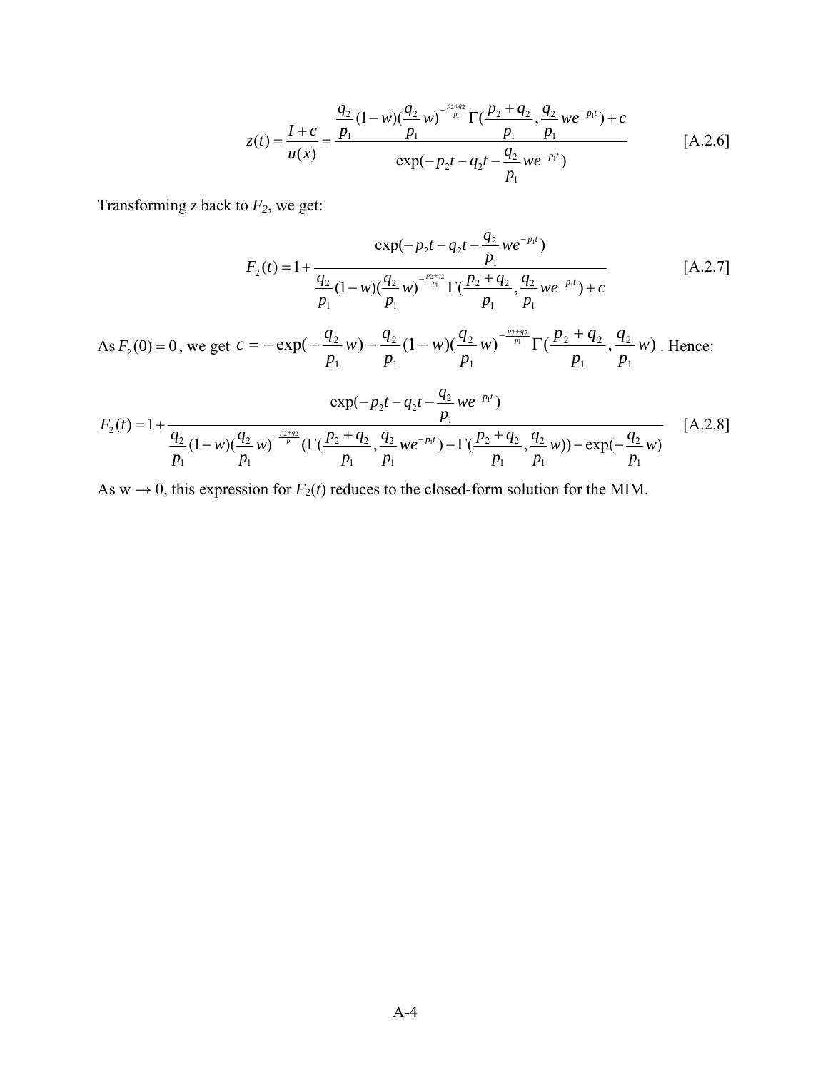$$z(t) = \frac{I + c}{u(x)} = \frac{\frac{q_2}{p_1}(1-w)(\frac{q_2}{p_1}w)^{-\frac{p_2+q_2}{p_1}}\Gamma(\frac{p_2+q_2}{p_1}, \frac{q_2}{p_1}we^{-p_1 t}) + c}{\exp(-p_2 t - q_2 t - \frac{q_2}{p_1}we^{-p_1 t})} \qquad \text{[A.2.6]}$$

Transforming $z$ back to $F_2$, we get:

$$F_2(t) = 1 + \frac{\exp(-p_2 t - q_2 t - \frac{q_2}{p_1}we^{-p_1 t})}{\frac{q_2}{p_1}(1-w)(\frac{q_2}{p_1}w)^{-\frac{p_2+q_2}{p_1}}\Gamma(\frac{p_2+q_2}{p_1}, \frac{q_2}{p_1}we^{-p_1 t}) + c} \qquad \text{[A.2.7]}$$

As $F_2(0) = 0$, we get $c = -\exp(-\frac{q_2}{p_1}w) - \frac{q_2}{p_1}(1-w)(\frac{q_2}{p_1}w)^{-\frac{p_2+q_2}{p_1}}\Gamma(\frac{p_2+q_2}{p_1}, \frac{q_2}{p_1}w)$. Hence:

$$F_2(t) = 1 + \frac{\exp(-p_2 t - q_2 t - \frac{q_2}{p_1}we^{-p_1 t})}{\frac{q_2}{p_1}(1-w)(\frac{q_2}{p_1}w)^{-\frac{p_2+q_2}{p_1}}(\Gamma(\frac{p_2+q_2}{p_1}, \frac{q_2}{p_1}we^{-p_1 t}) - \Gamma(\frac{p_2+q_2}{p_1}, \frac{q_2}{p_1}w)) - \exp(-\frac{q_2}{p_1}w)} \qquad \text{[A.2.8]}$$

As $w \to 0$, this expression for $F_2(t)$ reduces to the closed-form solution for the MIM.